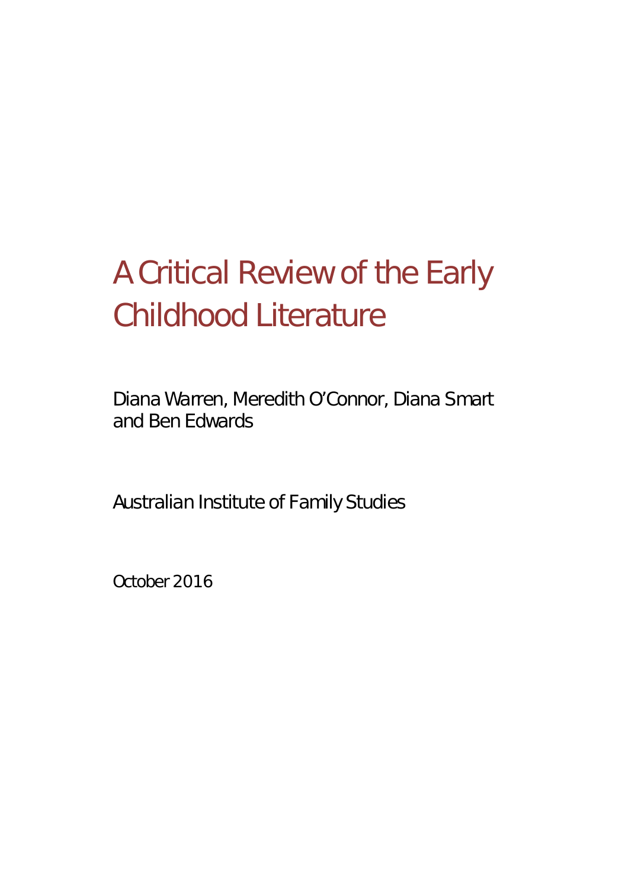# A Critical Review of the Early Childhood Literature

Diana Warren, Meredith O'Connor, Diana Smart and Ben Edwards

Australian Institute of Family Studies

October 2016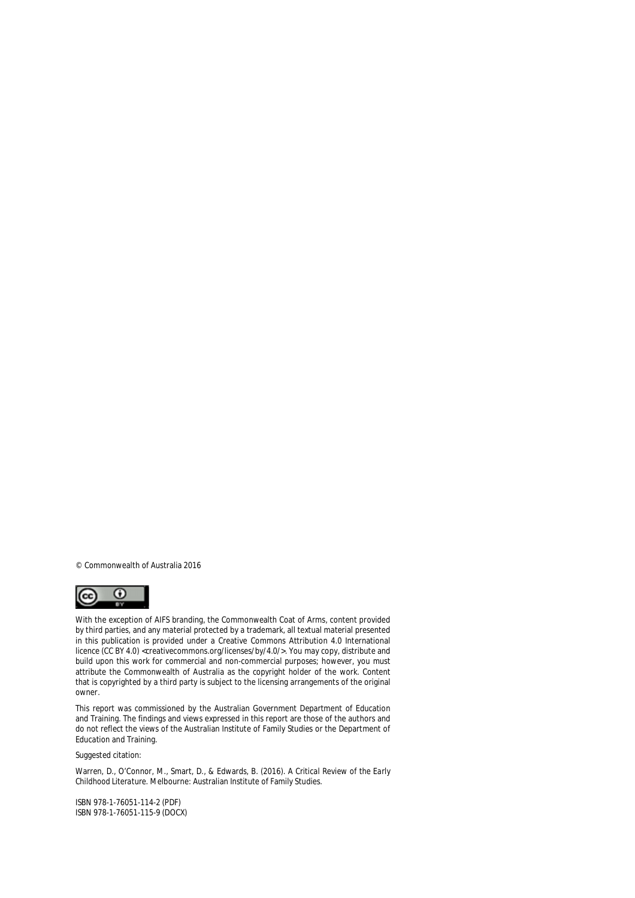© Commonwealth of Australia 2016

With the exception of AIFS branding, the Commonwealth Coat of Arms, content provided by third parties, and any material protected by a trademark, all textual material presented in this publication is provided under a Creative Commons Attribution 4.0 International licence (CC BY 4.0) <creativecommons.org/licenses/by/4.0/>. You may copy, distribute and build upon this work for commercial and non-commercial purposes; however, you must attribute the Commonwealth of Australia as the copyright holder of the work. Content that is copyrighted by a third party is subject to the licensing arrangements of the original owner.

This report was commissioned by the Australian Government Department of Education and Training. The findings and views expressed in this report are those of the authors and do not reflect the views of the Australian Institute of Family Studies or the Department of Education and Training.

Suggested citation:

Warren, D., O'Connor, M., Smart, D., & Edwards, B. (2016). *A Critical Review of the Early Childhood Literature*. Melbourne: Australian Institute of Family Studies.

ISBN 978-1-76051-114-2 (PDF)
ISBN 978-1-76051-115-9 (DOCX)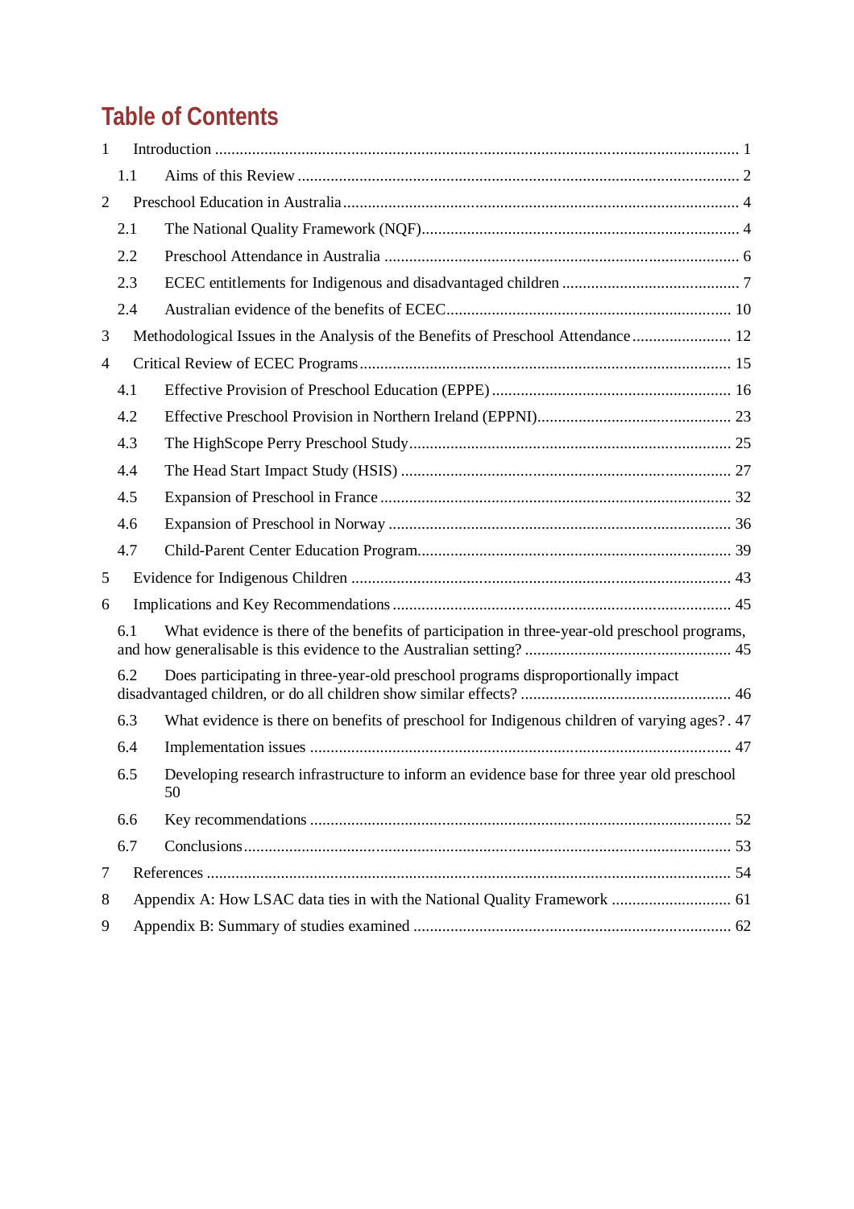# Table of Contents

1 Introduction ... 1

1.1 Aims of this Review ... 2

2 Preschool Education in Australia ... 4

2.1 The National Quality Framework (NQF) ... 4

2.2 Preschool Attendance in Australia ... 6

2.3 ECEC entitlements for Indigenous and disadvantaged children ... 7

2.4 Australian evidence of the benefits of ECEC ... 10

3 Methodological Issues in the Analysis of the Benefits of Preschool Attendance ... 12

4 Critical Review of ECEC Programs ... 15

4.1 Effective Provision of Preschool Education (EPPE) ... 16

4.2 Effective Preschool Provision in Northern Ireland (EPPNI) ... 23

4.3 The HighScope Perry Preschool Study ... 25

4.4 The Head Start Impact Study (HSIS) ... 27

4.5 Expansion of Preschool in France ... 32

4.6 Expansion of Preschool in Norway ... 36

4.7 Child-Parent Center Education Program ... 39

5 Evidence for Indigenous Children ... 43

6 Implications and Key Recommendations ... 45

6.1 What evidence is there of the benefits of participation in three-year-old preschool programs, and how generalisable is this evidence to the Australian setting? ... 45

6.2 Does participating in three-year-old preschool programs disproportionally impact disadvantaged children, or do all children show similar effects? ... 46

6.3 What evidence is there on benefits of preschool for Indigenous children of varying ages? . 47

6.4 Implementation issues ... 47

6.5 Developing research infrastructure to inform an evidence base for three year old preschool 50

6.6 Key recommendations ... 52

6.7 Conclusions ... 53

7 References ... 54

8 Appendix A: How LSAC data ties in with the National Quality Framework ... 61

9 Appendix B: Summary of studies examined ... 62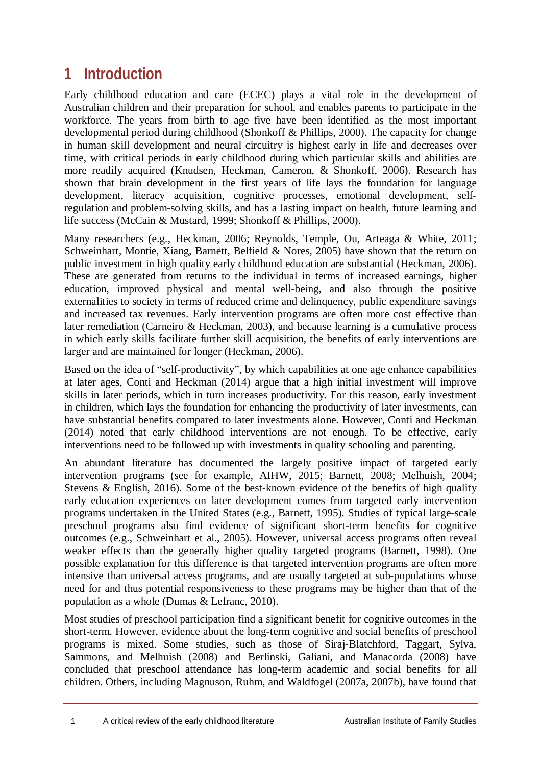# 1 Introduction

Early childhood education and care (ECEC) plays a vital role in the development of Australian children and their preparation for school, and enables parents to participate in the workforce. The years from birth to age five have been identified as the most important developmental period during childhood (Shonkoff & Phillips, 2000). The capacity for change in human skill development and neural circuitry is highest early in life and decreases over time, with critical periods in early childhood during which particular skills and abilities are more readily acquired (Knudsen, Heckman, Cameron, & Shonkoff, 2006). Research has shown that brain development in the first years of life lays the foundation for language development, literacy acquisition, cognitive processes, emotional development, self-regulation and problem-solving skills, and has a lasting impact on health, future learning and life success (McCain & Mustard, 1999; Shonkoff & Phillips, 2000).

Many researchers (e.g., Heckman, 2006; Reynolds, Temple, Ou, Arteaga & White, 2011; Schweinhart, Montie, Xiang, Barnett, Belfield & Nores, 2005) have shown that the return on public investment in high quality early childhood education are substantial (Heckman, 2006). These are generated from returns to the individual in terms of increased earnings, higher education, improved physical and mental well-being, and also through the positive externalities to society in terms of reduced crime and delinquency, public expenditure savings and increased tax revenues. Early intervention programs are often more cost effective than later remediation (Carneiro & Heckman, 2003), and because learning is a cumulative process in which early skills facilitate further skill acquisition, the benefits of early interventions are larger and are maintained for longer (Heckman, 2006).

Based on the idea of "self-productivity", by which capabilities at one age enhance capabilities at later ages, Conti and Heckman (2014) argue that a high initial investment will improve skills in later periods, which in turn increases productivity. For this reason, early investment in children, which lays the foundation for enhancing the productivity of later investments, can have substantial benefits compared to later investments alone. However, Conti and Heckman (2014) noted that early childhood interventions are not enough. To be effective, early interventions need to be followed up with investments in quality schooling and parenting.

An abundant literature has documented the largely positive impact of targeted early intervention programs (see for example, AIHW, 2015; Barnett, 2008; Melhuish, 2004; Stevens & English, 2016). Some of the best-known evidence of the benefits of high quality early education experiences on later development comes from targeted early intervention programs undertaken in the United States (e.g., Barnett, 1995). Studies of typical large-scale preschool programs also find evidence of significant short-term benefits for cognitive outcomes (e.g., Schweinhart et al., 2005). However, universal access programs often reveal weaker effects than the generally higher quality targeted programs (Barnett, 1998). One possible explanation for this difference is that targeted intervention programs are often more intensive than universal access programs, and are usually targeted at sub-populations whose need for and thus potential responsiveness to these programs may be higher than that of the population as a whole (Dumas & Lefranc, 2010).

Most studies of preschool participation find a significant benefit for cognitive outcomes in the short-term. However, evidence about the long-term cognitive and social benefits of preschool programs is mixed. Some studies, such as those of Siraj-Blatchford, Taggart, Sylva, Sammons, and Melhuish (2008) and Berlinski, Galiani, and Manacorda (2008) have concluded that preschool attendance has long-term academic and social benefits for all children. Others, including Magnuson, Ruhm, and Waldfogel (2007a, 2007b), have found that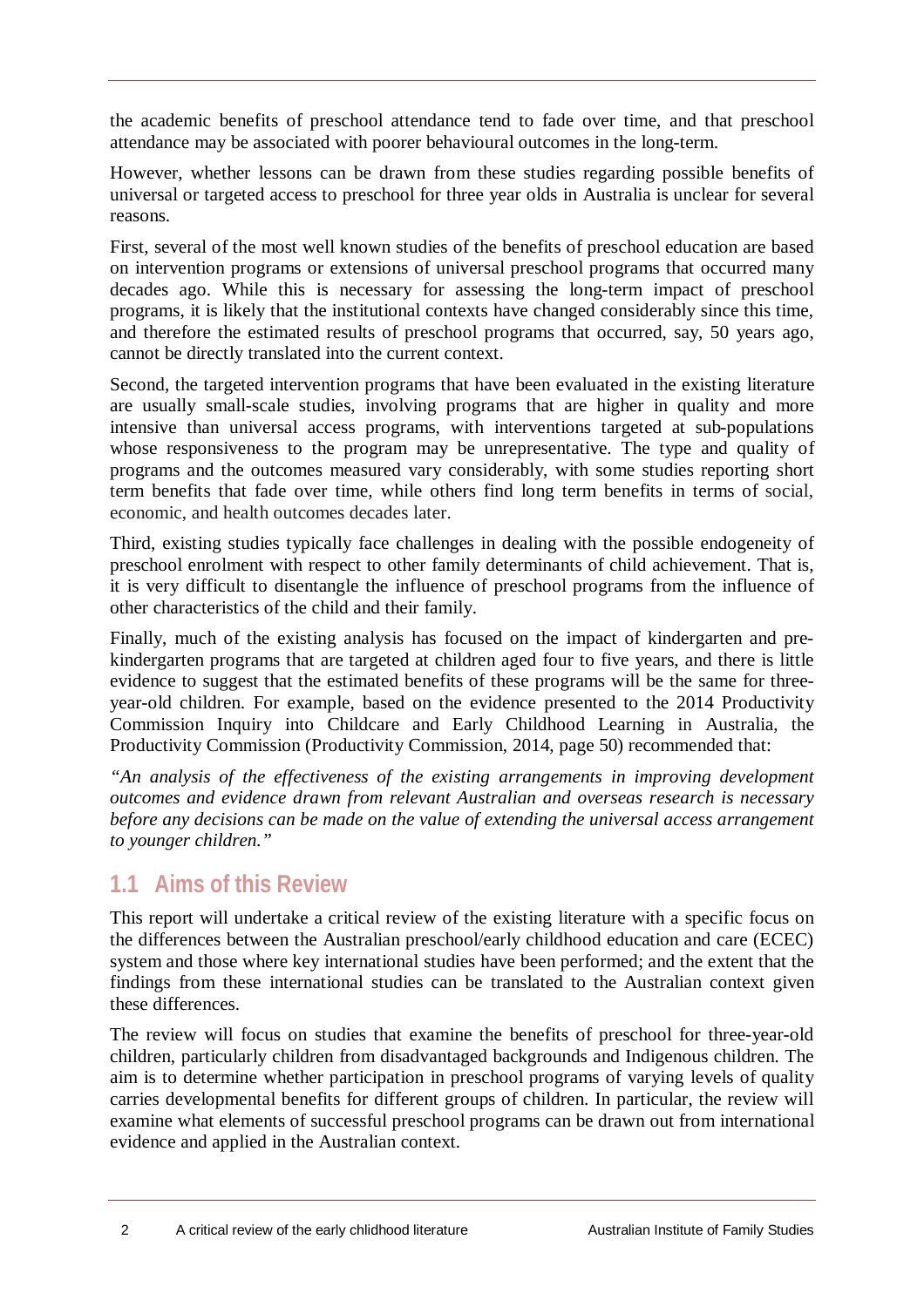the academic benefits of preschool attendance tend to fade over time, and that preschool attendance may be associated with poorer behavioural outcomes in the long-term.

However, whether lessons can be drawn from these studies regarding possible benefits of universal or targeted access to preschool for three year olds in Australia is unclear for several reasons.

First, several of the most well known studies of the benefits of preschool education are based on intervention programs or extensions of universal preschool programs that occurred many decades ago. While this is necessary for assessing the long-term impact of preschool programs, it is likely that the institutional contexts have changed considerably since this time, and therefore the estimated results of preschool programs that occurred, say, 50 years ago, cannot be directly translated into the current context.

Second, the targeted intervention programs that have been evaluated in the existing literature are usually small-scale studies, involving programs that are higher in quality and more intensive than universal access programs, with interventions targeted at sub-populations whose responsiveness to the program may be unrepresentative. The type and quality of programs and the outcomes measured vary considerably, with some studies reporting short term benefits that fade over time, while others find long term benefits in terms of social, economic, and health outcomes decades later.

Third, existing studies typically face challenges in dealing with the possible endogeneity of preschool enrolment with respect to other family determinants of child achievement. That is, it is very difficult to disentangle the influence of preschool programs from the influence of other characteristics of the child and their family.

Finally, much of the existing analysis has focused on the impact of kindergarten and pre-kindergarten programs that are targeted at children aged four to five years, and there is little evidence to suggest that the estimated benefits of these programs will be the same for three-year-old children. For example, based on the evidence presented to the 2014 Productivity Commission Inquiry into Childcare and Early Childhood Learning in Australia, the Productivity Commission (Productivity Commission, 2014, page 50) recommended that:

*"An analysis of the effectiveness of the existing arrangements in improving development outcomes and evidence drawn from relevant Australian and overseas research is necessary before any decisions can be made on the value of extending the universal access arrangement to younger children."*

## 1.1 Aims of this Review

This report will undertake a critical review of the existing literature with a specific focus on the differences between the Australian preschool/early childhood education and care (ECEC) system and those where key international studies have been performed; and the extent that the findings from these international studies can be translated to the Australian context given these differences.

The review will focus on studies that examine the benefits of preschool for three-year-old children, particularly children from disadvantaged backgrounds and Indigenous children. The aim is to determine whether participation in preschool programs of varying levels of quality carries developmental benefits for different groups of children. In particular, the review will examine what elements of successful preschool programs can be drawn out from international evidence and applied in the Australian context.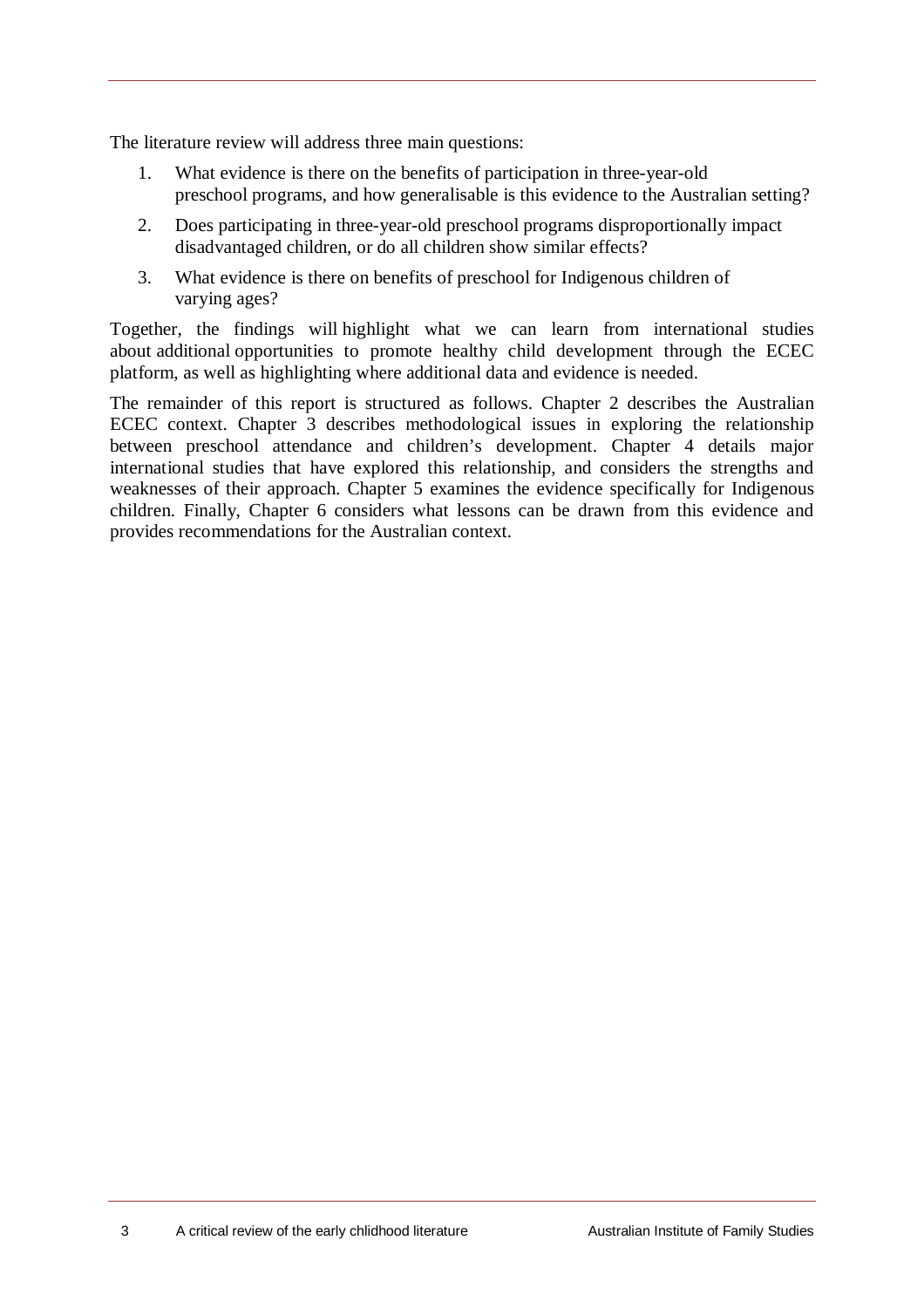The literature review will address three main questions:

1. What evidence is there on the benefits of participation in three-year-old preschool programs, and how generalisable is this evidence to the Australian setting?
2. Does participating in three-year-old preschool programs disproportionally impact disadvantaged children, or do all children show similar effects?
3. What evidence is there on benefits of preschool for Indigenous children of varying ages?

Together, the findings will highlight what we can learn from international studies about additional opportunities to promote healthy child development through the ECEC platform, as well as highlighting where additional data and evidence is needed.

The remainder of this report is structured as follows. Chapter 2 describes the Australian ECEC context. Chapter 3 describes methodological issues in exploring the relationship between preschool attendance and children's development. Chapter 4 details major international studies that have explored this relationship, and considers the strengths and weaknesses of their approach. Chapter 5 examines the evidence specifically for Indigenous children. Finally, Chapter 6 considers what lessons can be drawn from this evidence and provides recommendations for the Australian context.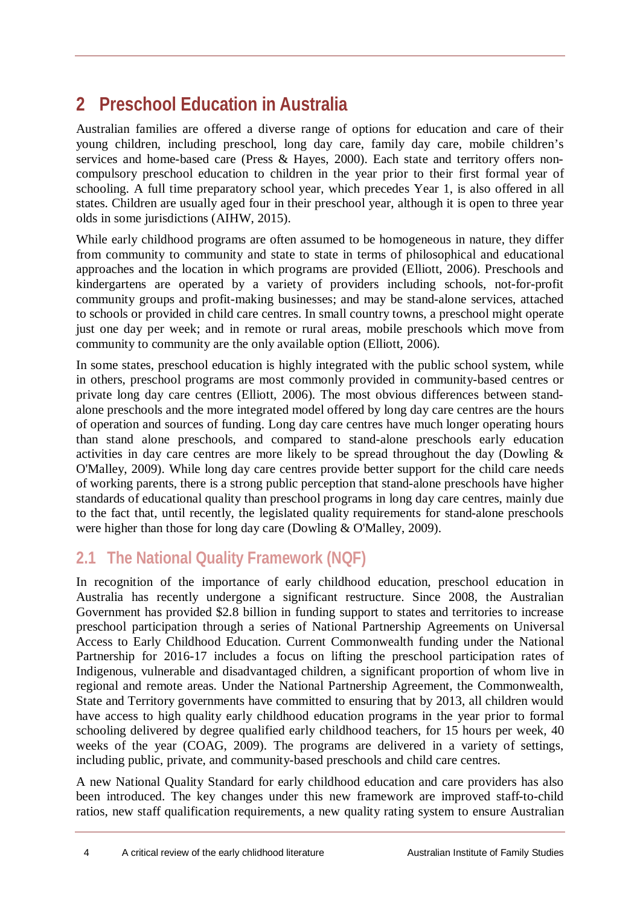# 2 Preschool Education in Australia

Australian families are offered a diverse range of options for education and care of their young children, including preschool, long day care, family day care, mobile children's services and home-based care (Press & Hayes, 2000). Each state and territory offers non-compulsory preschool education to children in the year prior to their first formal year of schooling. A full time preparatory school year, which precedes Year 1, is also offered in all states. Children are usually aged four in their preschool year, although it is open to three year olds in some jurisdictions (AIHW, 2015).

While early childhood programs are often assumed to be homogeneous in nature, they differ from community to community and state to state in terms of philosophical and educational approaches and the location in which programs are provided (Elliott, 2006). Preschools and kindergartens are operated by a variety of providers including schools, not-for-profit community groups and profit-making businesses; and may be stand-alone services, attached to schools or provided in child care centres. In small country towns, a preschool might operate just one day per week; and in remote or rural areas, mobile preschools which move from community to community are the only available option (Elliott, 2006).

In some states, preschool education is highly integrated with the public school system, while in others, preschool programs are most commonly provided in community-based centres or private long day care centres (Elliott, 2006). The most obvious differences between stand-alone preschools and the more integrated model offered by long day care centres are the hours of operation and sources of funding. Long day care centres have much longer operating hours than stand alone preschools, and compared to stand-alone preschools early education activities in day care centres are more likely to be spread throughout the day (Dowling & O'Malley, 2009). While long day care centres provide better support for the child care needs of working parents, there is a strong public perception that stand-alone preschools have higher standards of educational quality than preschool programs in long day care centres, mainly due to the fact that, until recently, the legislated quality requirements for stand-alone preschools were higher than those for long day care (Dowling & O'Malley, 2009).

## 2.1 The National Quality Framework (NQF)

In recognition of the importance of early childhood education, preschool education in Australia has recently undergone a significant restructure. Since 2008, the Australian Government has provided $2.8 billion in funding support to states and territories to increase preschool participation through a series of National Partnership Agreements on Universal Access to Early Childhood Education. Current Commonwealth funding under the National Partnership for 2016-17 includes a focus on lifting the preschool participation rates of Indigenous, vulnerable and disadvantaged children, a significant proportion of whom live in regional and remote areas. Under the National Partnership Agreement, the Commonwealth, State and Territory governments have committed to ensuring that by 2013, all children would have access to high quality early childhood education programs in the year prior to formal schooling delivered by degree qualified early childhood teachers, for 15 hours per week, 40 weeks of the year (COAG, 2009). The programs are delivered in a variety of settings, including public, private, and community-based preschools and child care centres.

A new National Quality Standard for early childhood education and care providers has also been introduced. The key changes under this new framework are improved staff-to-child ratios, new staff qualification requirements, a new quality rating system to ensure Australian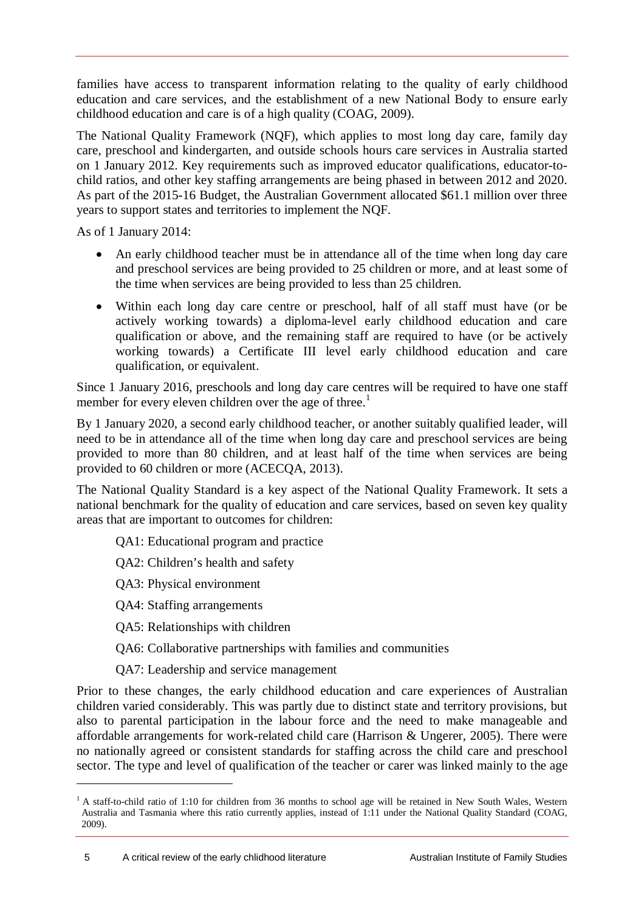families have access to transparent information relating to the quality of early childhood education and care services, and the establishment of a new National Body to ensure early childhood education and care is of a high quality (COAG, 2009).

The National Quality Framework (NQF), which applies to most long day care, family day care, preschool and kindergarten, and outside schools hours care services in Australia started on 1 January 2012. Key requirements such as improved educator qualifications, educator-to-child ratios, and other key staffing arrangements are being phased in between 2012 and 2020. As part of the 2015-16 Budget, the Australian Government allocated $61.1 million over three years to support states and territories to implement the NQF.

As of 1 January 2014:

- An early childhood teacher must be in attendance all of the time when long day care and preschool services are being provided to 25 children or more, and at least some of the time when services are being provided to less than 25 children.
- Within each long day care centre or preschool, half of all staff must have (or be actively working towards) a diploma-level early childhood education and care qualification or above, and the remaining staff are required to have (or be actively working towards) a Certificate III level early childhood education and care qualification, or equivalent.

Since 1 January 2016, preschools and long day care centres will be required to have one staff member for every eleven children over the age of three.[1]

By 1 January 2020, a second early childhood teacher, or another suitably qualified leader, will need to be in attendance all of the time when long day care and preschool services are being provided to more than 80 children, and at least half of the time when services are being provided to 60 children or more (ACECQA, 2013).

The National Quality Standard is a key aspect of the National Quality Framework. It sets a national benchmark for the quality of education and care services, based on seven key quality areas that are important to outcomes for children:

QA1: Educational program and practice

QA2: Children's health and safety

QA3: Physical environment

QA4: Staffing arrangements

QA5: Relationships with children

QA6: Collaborative partnerships with families and communities

QA7: Leadership and service management

Prior to these changes, the early childhood education and care experiences of Australian children varied considerably. This was partly due to distinct state and territory provisions, but also to parental participation in the labour force and the need to make manageable and affordable arrangements for work-related child care (Harrison & Ungerer, 2005). There were no nationally agreed or consistent standards for staffing across the child care and preschool sector. The type and level of qualification of the teacher or carer was linked mainly to the age

[1] A staff-to-child ratio of 1:10 for children from 36 months to school age will be retained in New South Wales, Western Australia and Tasmania where this ratio currently applies, instead of 1:11 under the National Quality Standard (COAG, 2009).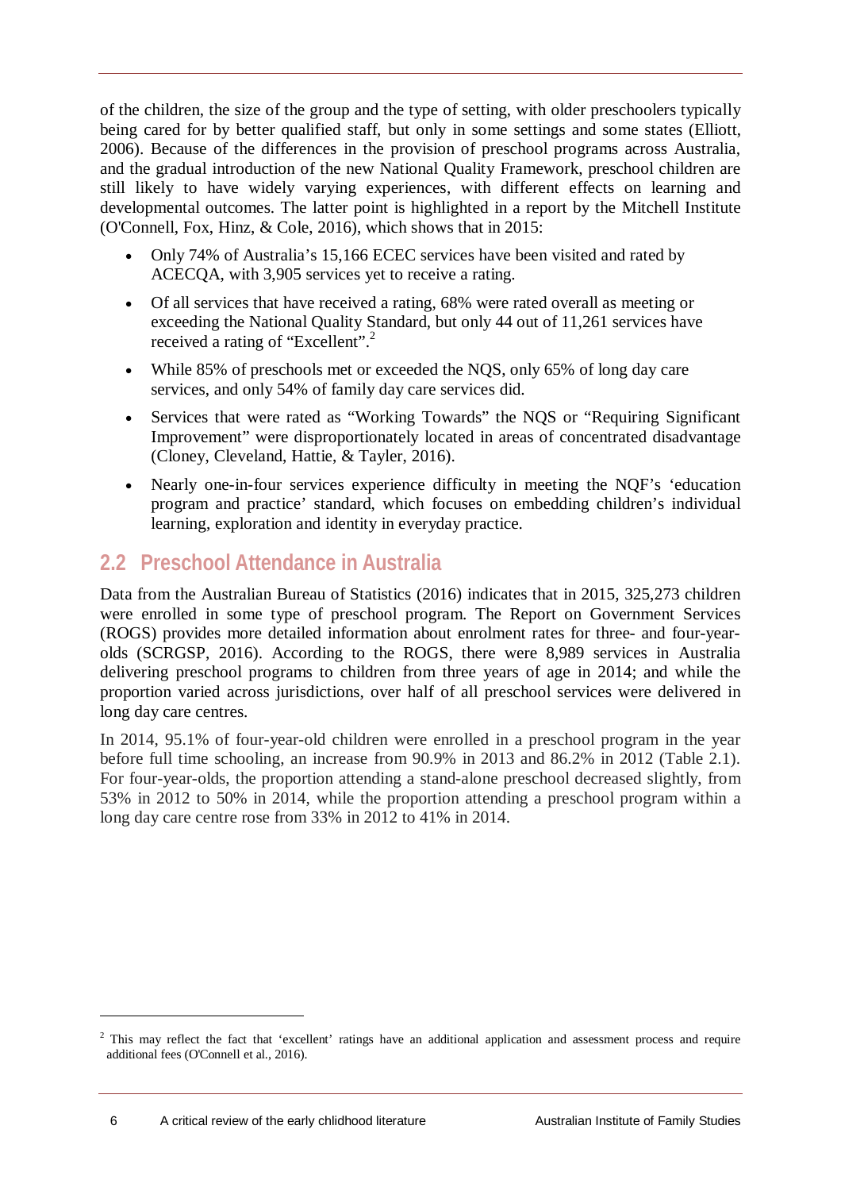of the children, the size of the group and the type of setting, with older preschoolers typically being cared for by better qualified staff, but only in some settings and some states (Elliott, 2006). Because of the differences in the provision of preschool programs across Australia, and the gradual introduction of the new National Quality Framework, preschool children are still likely to have widely varying experiences, with different effects on learning and developmental outcomes. The latter point is highlighted in a report by the Mitchell Institute (O'Connell, Fox, Hinz, & Cole, 2016), which shows that in 2015:

- Only 74% of Australia's 15,166 ECEC services have been visited and rated by ACECQA, with 3,905 services yet to receive a rating.
- Of all services that have received a rating, 68% were rated overall as meeting or exceeding the National Quality Standard, but only 44 out of 11,261 services have received a rating of "Excellent".[2]
- While 85% of preschools met or exceeded the NQS, only 65% of long day care services, and only 54% of family day care services did.
- Services that were rated as "Working Towards" the NQS or "Requiring Significant Improvement" were disproportionately located in areas of concentrated disadvantage (Cloney, Cleveland, Hattie, & Tayler, 2016).
- Nearly one-in-four services experience difficulty in meeting the NQF's 'education program and practice' standard, which focuses on embedding children's individual learning, exploration and identity in everyday practice.

## 2.2 Preschool Attendance in Australia

Data from the Australian Bureau of Statistics (2016) indicates that in 2015, 325,273 children were enrolled in some type of preschool program. The Report on Government Services (ROGS) provides more detailed information about enrolment rates for three- and four-year-olds (SCRGSP, 2016). According to the ROGS, there were 8,989 services in Australia delivering preschool programs to children from three years of age in 2014; and while the proportion varied across jurisdictions, over half of all preschool services were delivered in long day care centres.

In 2014, 95.1% of four-year-old children were enrolled in a preschool program in the year before full time schooling, an increase from 90.9% in 2013 and 86.2% in 2012 (Table 2.1). For four-year-olds, the proportion attending a stand-alone preschool decreased slightly, from 53% in 2012 to 50% in 2014, while the proportion attending a preschool program within a long day care centre rose from 33% in 2012 to 41% in 2014.

---

[2] This may reflect the fact that 'excellent' ratings have an additional application and assessment process and require additional fees (O'Connell et al., 2016).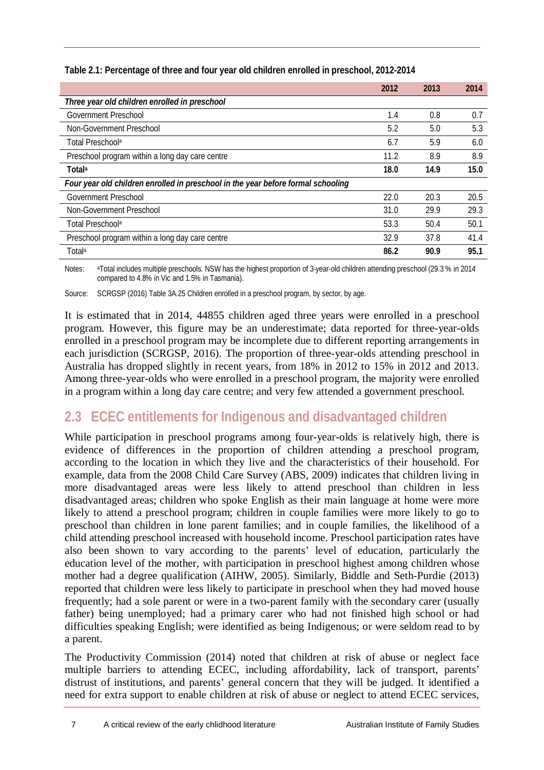**Table 2.1: Percentage of three and four year old children enrolled in preschool, 2012-2014**

| | 2012 | 2013 | 2014 |
|---|---|---|---|
| *Three year old children enrolled in preschool* | | | |
| Government Preschool | 1.4 | 0.8 | 0.7 |
| Non-Government Preschool | 5.2 | 5.0 | 5.3 |
| Total Preschool[a] | 6.7 | 5.9 | 6.0 |
| Preschool program within a long day care centre | 11.2 | 8.9 | 8.9 |
| **Total[a]** | **18.0** | **14.9** | **15.0** |
| *Four year old children enrolled in preschool in the year before formal schooling* | | | |
| Government Preschool | 22.0 | 20.3 | 20.5 |
| Non-Government Preschool | 31.0 | 29.9 | 29.3 |
| Total Preschool[a] | 53.3 | 50.4 | 50.1 |
| Preschool program within a long day care centre | 32.9 | 37.8 | 41.4 |
| Total[a] | **86.2** | **90.9** | **95.1** |

Notes: [a]Total includes multiple preschools. NSW has the highest proportion of 3-year-old children attending preschool (29.3 % in 2014 compared to 4.8% in Vic and 1.5% in Tasmania).

Source: SCRGSP (2016) Table 3A.25 Children enrolled in a preschool program, by sector, by age.

It is estimated that in 2014, 44855 children aged three years were enrolled in a preschool program. However, this figure may be an underestimate; data reported for three-year-olds enrolled in a preschool program may be incomplete due to different reporting arrangements in each jurisdiction (SCRGSP, 2016). The proportion of three-year-olds attending preschool in Australia has dropped slightly in recent years, from 18% in 2012 to 15% in 2012 and 2013. Among three-year-olds who were enrolled in a preschool program, the majority were enrolled in a program within a long day care centre; and very few attended a government preschool.

## 2.3 ECEC entitlements for Indigenous and disadvantaged children

While participation in preschool programs among four-year-olds is relatively high, there is evidence of differences in the proportion of children attending a preschool program, according to the location in which they live and the characteristics of their household. For example, data from the 2008 Child Care Survey (ABS, 2009) indicates that children living in more disadvantaged areas were less likely to attend preschool than children in less disadvantaged areas; children who spoke English as their main language at home were more likely to attend a preschool program; children in couple families were more likely to go to preschool than children in lone parent families; and in couple families, the likelihood of a child attending preschool increased with household income. Preschool participation rates have also been shown to vary according to the parents' level of education, particularly the education level of the mother, with participation in preschool highest among children whose mother had a degree qualification (AIHW, 2005). Similarly, Biddle and Seth-Purdie (2013) reported that children were less likely to participate in preschool when they had moved house frequently; had a sole parent or were in a two-parent family with the secondary carer (usually father) being unemployed; had a primary carer who had not finished high school or had difficulties speaking English; were identified as being Indigenous; or were seldom read to by a parent.

The Productivity Commission (2014) noted that children at risk of abuse or neglect face multiple barriers to attending ECEC, including affordability, lack of transport, parents' distrust of institutions, and parents' general concern that they will be judged. It identified a need for extra support to enable children at risk of abuse or neglect to attend ECEC services,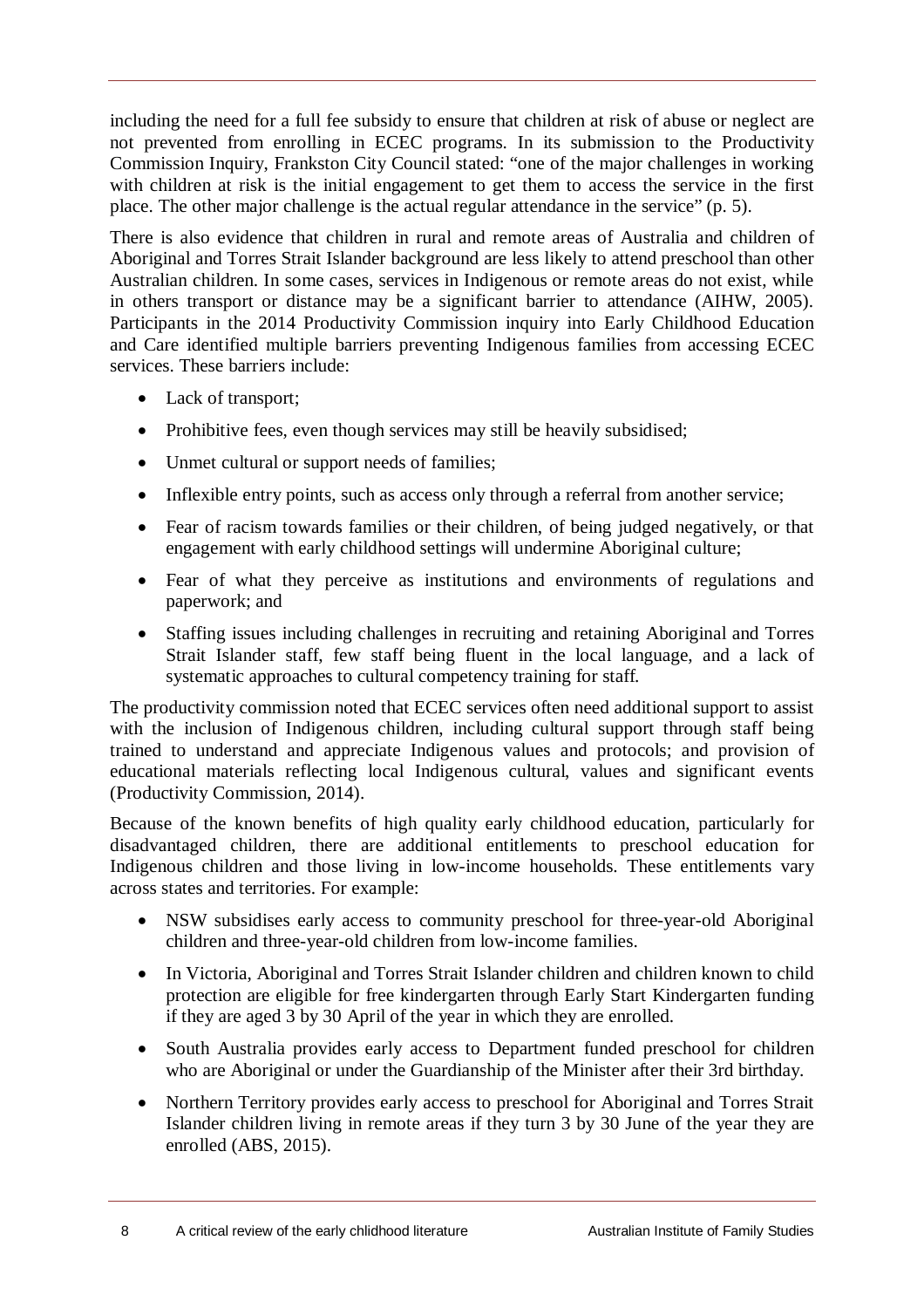including the need for a full fee subsidy to ensure that children at risk of abuse or neglect are not prevented from enrolling in ECEC programs. In its submission to the Productivity Commission Inquiry, Frankston City Council stated: "one of the major challenges in working with children at risk is the initial engagement to get them to access the service in the first place. The other major challenge is the actual regular attendance in the service" (p. 5).

There is also evidence that children in rural and remote areas of Australia and children of Aboriginal and Torres Strait Islander background are less likely to attend preschool than other Australian children. In some cases, services in Indigenous or remote areas do not exist, while in others transport or distance may be a significant barrier to attendance (AIHW, 2005). Participants in the 2014 Productivity Commission inquiry into Early Childhood Education and Care identified multiple barriers preventing Indigenous families from accessing ECEC services. These barriers include:

- Lack of transport;
- Prohibitive fees, even though services may still be heavily subsidised;
- Unmet cultural or support needs of families;
- Inflexible entry points, such as access only through a referral from another service;
- Fear of racism towards families or their children, of being judged negatively, or that engagement with early childhood settings will undermine Aboriginal culture;
- Fear of what they perceive as institutions and environments of regulations and paperwork; and
- Staffing issues including challenges in recruiting and retaining Aboriginal and Torres Strait Islander staff, few staff being fluent in the local language, and a lack of systematic approaches to cultural competency training for staff.

The productivity commission noted that ECEC services often need additional support to assist with the inclusion of Indigenous children, including cultural support through staff being trained to understand and appreciate Indigenous values and protocols; and provision of educational materials reflecting local Indigenous cultural, values and significant events (Productivity Commission, 2014).

Because of the known benefits of high quality early childhood education, particularly for disadvantaged children, there are additional entitlements to preschool education for Indigenous children and those living in low-income households. These entitlements vary across states and territories. For example:

- NSW subsidises early access to community preschool for three-year-old Aboriginal children and three-year-old children from low-income families.
- In Victoria, Aboriginal and Torres Strait Islander children and children known to child protection are eligible for free kindergarten through Early Start Kindergarten funding if they are aged 3 by 30 April of the year in which they are enrolled.
- South Australia provides early access to Department funded preschool for children who are Aboriginal or under the Guardianship of the Minister after their 3rd birthday.
- Northern Territory provides early access to preschool for Aboriginal and Torres Strait Islander children living in remote areas if they turn 3 by 30 June of the year they are enrolled (ABS, 2015).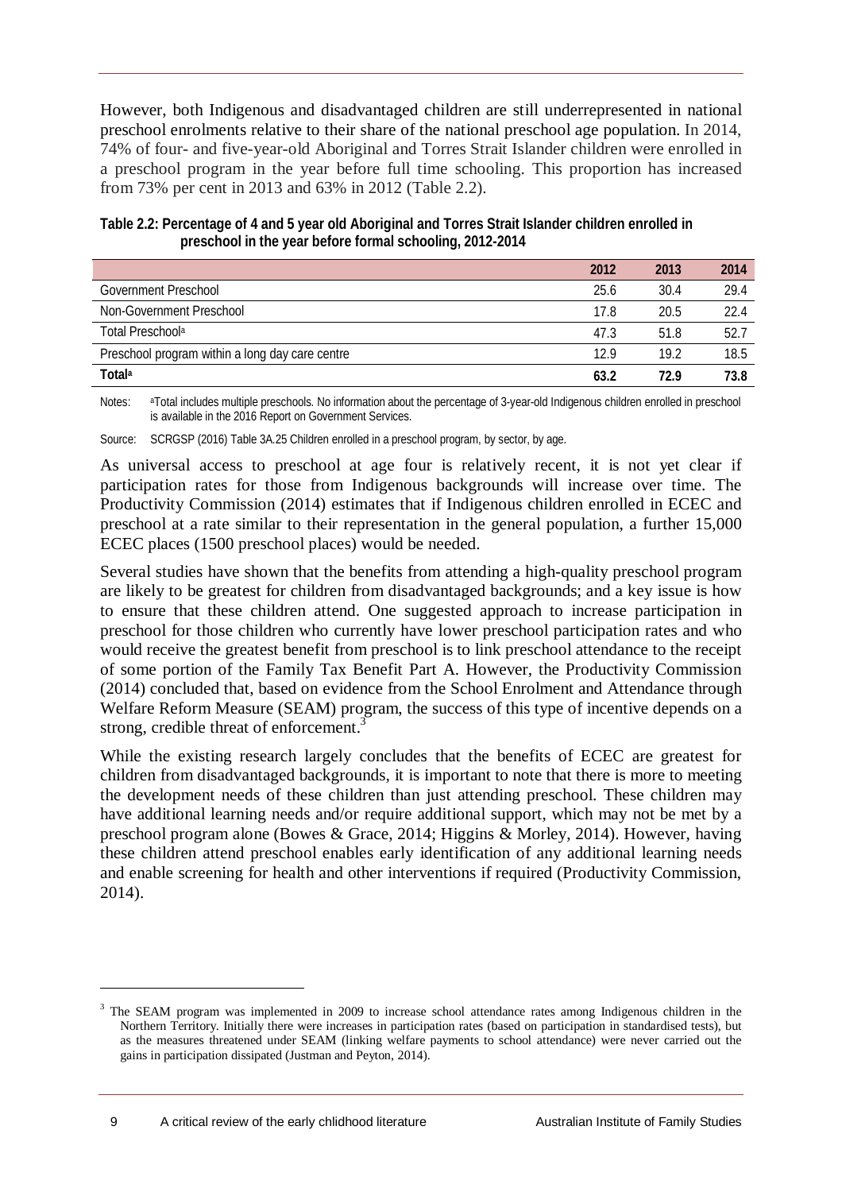However, both Indigenous and disadvantaged children are still underrepresented in national preschool enrolments relative to their share of the national preschool age population. In 2014, 74% of four- and five-year-old Aboriginal and Torres Strait Islander children were enrolled in a preschool program in the year before full time schooling. This proportion has increased from 73% per cent in 2013 and 63% in 2012 (Table 2.2).

**Table 2.2: Percentage of 4 and 5 year old Aboriginal and Torres Strait Islander children enrolled in preschool in the year before formal schooling, 2012-2014**

| | 2012 | 2013 | 2014 |
|---|---|---|---|
| Government Preschool | 25.6 | 30.4 | 29.4 |
| Non-Government Preschool | 17.8 | 20.5 | 22.4 |
| Total Preschool[a] | 47.3 | 51.8 | 52.7 |
| Preschool program within a long day care centre | 12.9 | 19.2 | 18.5 |
| **Total[a]** | **63.2** | **72.9** | **73.8** |

Notes: [a]Total includes multiple preschools. No information about the percentage of 3-year-old Indigenous children enrolled in preschool is available in the 2016 Report on Government Services.

Source: SCRGSP (2016) Table 3A.25 Children enrolled in a preschool program, by sector, by age.

As universal access to preschool at age four is relatively recent, it is not yet clear if participation rates for those from Indigenous backgrounds will increase over time. The Productivity Commission (2014) estimates that if Indigenous children enrolled in ECEC and preschool at a rate similar to their representation in the general population, a further 15,000 ECEC places (1500 preschool places) would be needed.

Several studies have shown that the benefits from attending a high-quality preschool program are likely to be greatest for children from disadvantaged backgrounds; and a key issue is how to ensure that these children attend. One suggested approach to increase participation in preschool for those children who currently have lower preschool participation rates and who would receive the greatest benefit from preschool is to link preschool attendance to the receipt of some portion of the Family Tax Benefit Part A. However, the Productivity Commission (2014) concluded that, based on evidence from the School Enrolment and Attendance through Welfare Reform Measure (SEAM) program, the success of this type of incentive depends on a strong, credible threat of enforcement.[3]

While the existing research largely concludes that the benefits of ECEC are greatest for children from disadvantaged backgrounds, it is important to note that there is more to meeting the development needs of these children than just attending preschool. These children may have additional learning needs and/or require additional support, which may not be met by a preschool program alone (Bowes & Grace, 2014; Higgins & Morley, 2014). However, having these children attend preschool enables early identification of any additional learning needs and enable screening for health and other interventions if required (Productivity Commission, 2014).

[3] The SEAM program was implemented in 2009 to increase school attendance rates among Indigenous children in the Northern Territory. Initially there were increases in participation rates (based on participation in standardised tests), but as the measures threatened under SEAM (linking welfare payments to school attendance) were never carried out the gains in participation dissipated (Justman and Peyton, 2014).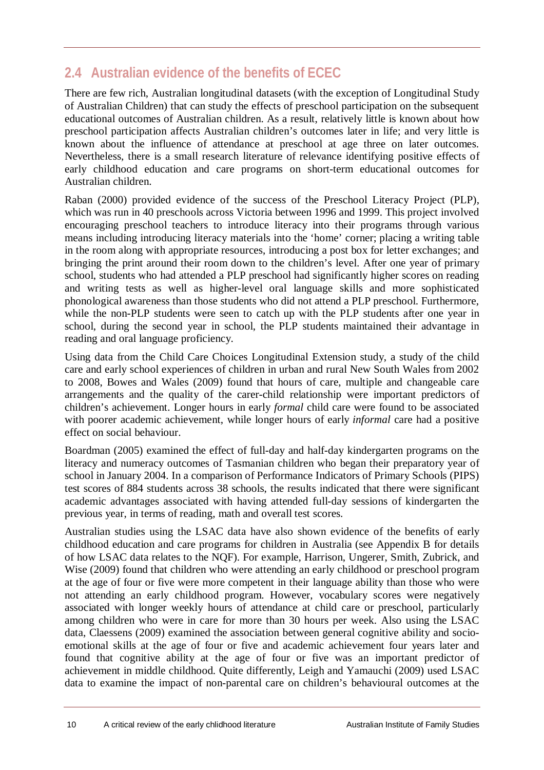## 2.4 Australian evidence of the benefits of ECEC

There are few rich, Australian longitudinal datasets (with the exception of Longitudinal Study of Australian Children) that can study the effects of preschool participation on the subsequent educational outcomes of Australian children. As a result, relatively little is known about how preschool participation affects Australian children's outcomes later in life; and very little is known about the influence of attendance at preschool at age three on later outcomes. Nevertheless, there is a small research literature of relevance identifying positive effects of early childhood education and care programs on short-term educational outcomes for Australian children.

Raban (2000) provided evidence of the success of the Preschool Literacy Project (PLP), which was run in 40 preschools across Victoria between 1996 and 1999. This project involved encouraging preschool teachers to introduce literacy into their programs through various means including introducing literacy materials into the 'home' corner; placing a writing table in the room along with appropriate resources, introducing a post box for letter exchanges; and bringing the print around their room down to the children's level. After one year of primary school, students who had attended a PLP preschool had significantly higher scores on reading and writing tests as well as higher-level oral language skills and more sophisticated phonological awareness than those students who did not attend a PLP preschool. Furthermore, while the non-PLP students were seen to catch up with the PLP students after one year in school, during the second year in school, the PLP students maintained their advantage in reading and oral language proficiency.

Using data from the Child Care Choices Longitudinal Extension study, a study of the child care and early school experiences of children in urban and rural New South Wales from 2002 to 2008, Bowes and Wales (2009) found that hours of care, multiple and changeable care arrangements and the quality of the carer-child relationship were important predictors of children's achievement. Longer hours in early *formal* child care were found to be associated with poorer academic achievement, while longer hours of early *informal* care had a positive effect on social behaviour.

Boardman (2005) examined the effect of full-day and half-day kindergarten programs on the literacy and numeracy outcomes of Tasmanian children who began their preparatory year of school in January 2004. In a comparison of Performance Indicators of Primary Schools (PIPS) test scores of 884 students across 38 schools, the results indicated that there were significant academic advantages associated with having attended full-day sessions of kindergarten the previous year, in terms of reading, math and overall test scores.

Australian studies using the LSAC data have also shown evidence of the benefits of early childhood education and care programs for children in Australia (see Appendix B for details of how LSAC data relates to the NQF). For example, Harrison, Ungerer, Smith, Zubrick, and Wise (2009) found that children who were attending an early childhood or preschool program at the age of four or five were more competent in their language ability than those who were not attending an early childhood program. However, vocabulary scores were negatively associated with longer weekly hours of attendance at child care or preschool, particularly among children who were in care for more than 30 hours per week. Also using the LSAC data, Claessens (2009) examined the association between general cognitive ability and socio-emotional skills at the age of four or five and academic achievement four years later and found that cognitive ability at the age of four or five was an important predictor of achievement in middle childhood. Quite differently, Leigh and Yamauchi (2009) used LSAC data to examine the impact of non-parental care on children's behavioural outcomes at the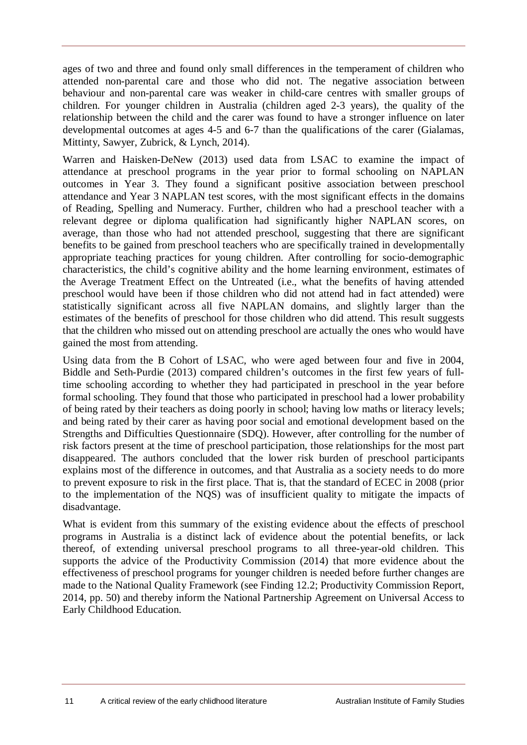ages of two and three and found only small differences in the temperament of children who attended non-parental care and those who did not. The negative association between behaviour and non-parental care was weaker in child-care centres with smaller groups of children. For younger children in Australia (children aged 2-3 years), the quality of the relationship between the child and the carer was found to have a stronger influence on later developmental outcomes at ages 4-5 and 6-7 than the qualifications of the carer (Gialamas, Mittinty, Sawyer, Zubrick, & Lynch, 2014).

Warren and Haisken-DeNew (2013) used data from LSAC to examine the impact of attendance at preschool programs in the year prior to formal schooling on NAPLAN outcomes in Year 3. They found a significant positive association between preschool attendance and Year 3 NAPLAN test scores, with the most significant effects in the domains of Reading, Spelling and Numeracy. Further, children who had a preschool teacher with a relevant degree or diploma qualification had significantly higher NAPLAN scores, on average, than those who had not attended preschool, suggesting that there are significant benefits to be gained from preschool teachers who are specifically trained in developmentally appropriate teaching practices for young children. After controlling for socio-demographic characteristics, the child's cognitive ability and the home learning environment, estimates of the Average Treatment Effect on the Untreated (i.e., what the benefits of having attended preschool would have been if those children who did not attend had in fact attended) were statistically significant across all five NAPLAN domains, and slightly larger than the estimates of the benefits of preschool for those children who did attend. This result suggests that the children who missed out on attending preschool are actually the ones who would have gained the most from attending.

Using data from the B Cohort of LSAC, who were aged between four and five in 2004, Biddle and Seth-Purdie (2013) compared children's outcomes in the first few years of full-time schooling according to whether they had participated in preschool in the year before formal schooling. They found that those who participated in preschool had a lower probability of being rated by their teachers as doing poorly in school; having low maths or literacy levels; and being rated by their carer as having poor social and emotional development based on the Strengths and Difficulties Questionnaire (SDQ). However, after controlling for the number of risk factors present at the time of preschool participation, those relationships for the most part disappeared. The authors concluded that the lower risk burden of preschool participants explains most of the difference in outcomes, and that Australia as a society needs to do more to prevent exposure to risk in the first place. That is, that the standard of ECEC in 2008 (prior to the implementation of the NQS) was of insufficient quality to mitigate the impacts of disadvantage.

What is evident from this summary of the existing evidence about the effects of preschool programs in Australia is a distinct lack of evidence about the potential benefits, or lack thereof, of extending universal preschool programs to all three-year-old children. This supports the advice of the Productivity Commission (2014) that more evidence about the effectiveness of preschool programs for younger children is needed before further changes are made to the National Quality Framework (see Finding 12.2; Productivity Commission Report, 2014, pp. 50) and thereby inform the National Partnership Agreement on Universal Access to Early Childhood Education.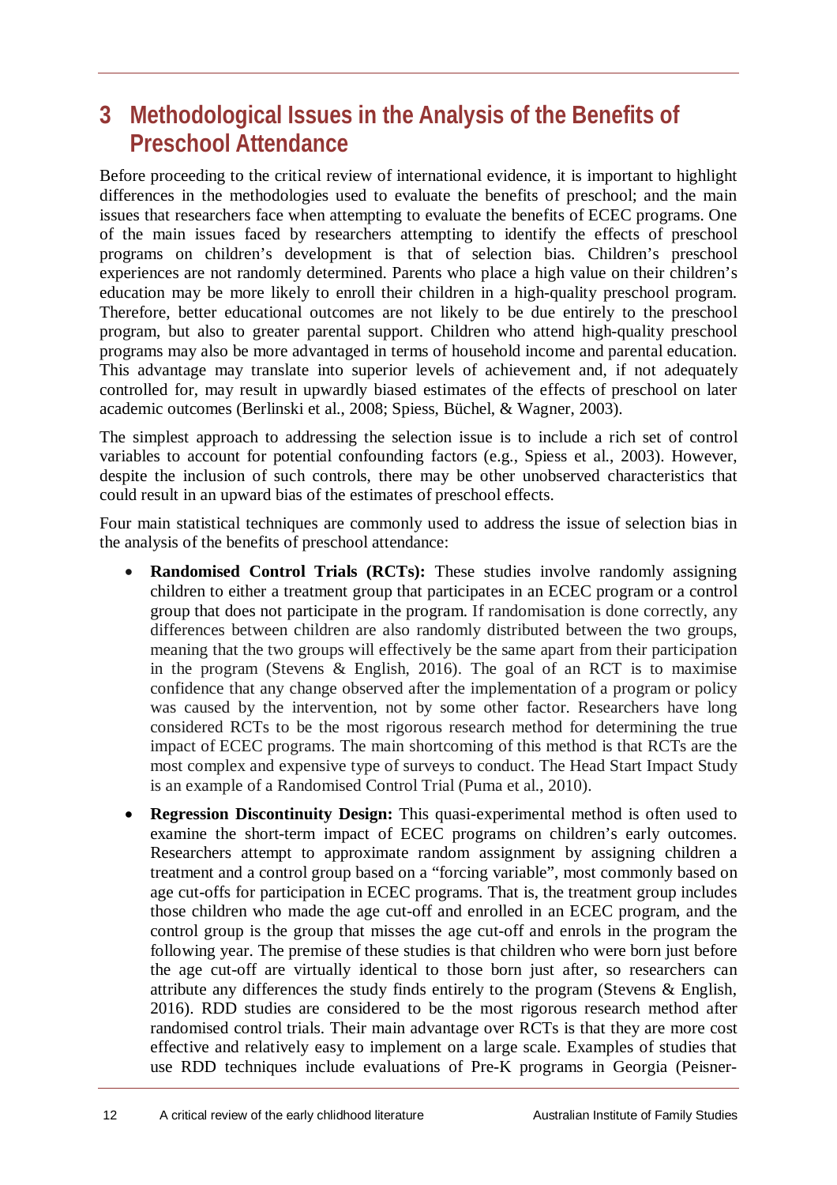# 3 Methodological Issues in the Analysis of the Benefits of Preschool Attendance

Before proceeding to the critical review of international evidence, it is important to highlight differences in the methodologies used to evaluate the benefits of preschool; and the main issues that researchers face when attempting to evaluate the benefits of ECEC programs. One of the main issues faced by researchers attempting to identify the effects of preschool programs on children's development is that of selection bias. Children's preschool experiences are not randomly determined. Parents who place a high value on their children's education may be more likely to enroll their children in a high-quality preschool program. Therefore, better educational outcomes are not likely to be due entirely to the preschool program, but also to greater parental support. Children who attend high-quality preschool programs may also be more advantaged in terms of household income and parental education. This advantage may translate into superior levels of achievement and, if not adequately controlled for, may result in upwardly biased estimates of the effects of preschool on later academic outcomes (Berlinski et al., 2008; Spiess, Büchel, & Wagner, 2003).

The simplest approach to addressing the selection issue is to include a rich set of control variables to account for potential confounding factors (e.g., Spiess et al., 2003). However, despite the inclusion of such controls, there may be other unobserved characteristics that could result in an upward bias of the estimates of preschool effects.

Four main statistical techniques are commonly used to address the issue of selection bias in the analysis of the benefits of preschool attendance:

- **Randomised Control Trials (RCTs):** These studies involve randomly assigning children to either a treatment group that participates in an ECEC program or a control group that does not participate in the program. If randomisation is done correctly, any differences between children are also randomly distributed between the two groups, meaning that the two groups will effectively be the same apart from their participation in the program (Stevens & English, 2016). The goal of an RCT is to maximise confidence that any change observed after the implementation of a program or policy was caused by the intervention, not by some other factor. Researchers have long considered RCTs to be the most rigorous research method for determining the true impact of ECEC programs. The main shortcoming of this method is that RCTs are the most complex and expensive type of surveys to conduct. The Head Start Impact Study is an example of a Randomised Control Trial (Puma et al., 2010).
- **Regression Discontinuity Design:** This quasi-experimental method is often used to examine the short-term impact of ECEC programs on children's early outcomes. Researchers attempt to approximate random assignment by assigning children a treatment and a control group based on a "forcing variable", most commonly based on age cut-offs for participation in ECEC programs. That is, the treatment group includes those children who made the age cut-off and enrolled in an ECEC program, and the control group is the group that misses the age cut-off and enrols in the program the following year. The premise of these studies is that children who were born just before the age cut-off are virtually identical to those born just after, so researchers can attribute any differences the study finds entirely to the program (Stevens & English, 2016). RDD studies are considered to be the most rigorous research method after randomised control trials. Their main advantage over RCTs is that they are more cost effective and relatively easy to implement on a large scale. Examples of studies that use RDD techniques include evaluations of Pre-K programs in Georgia (Peisner-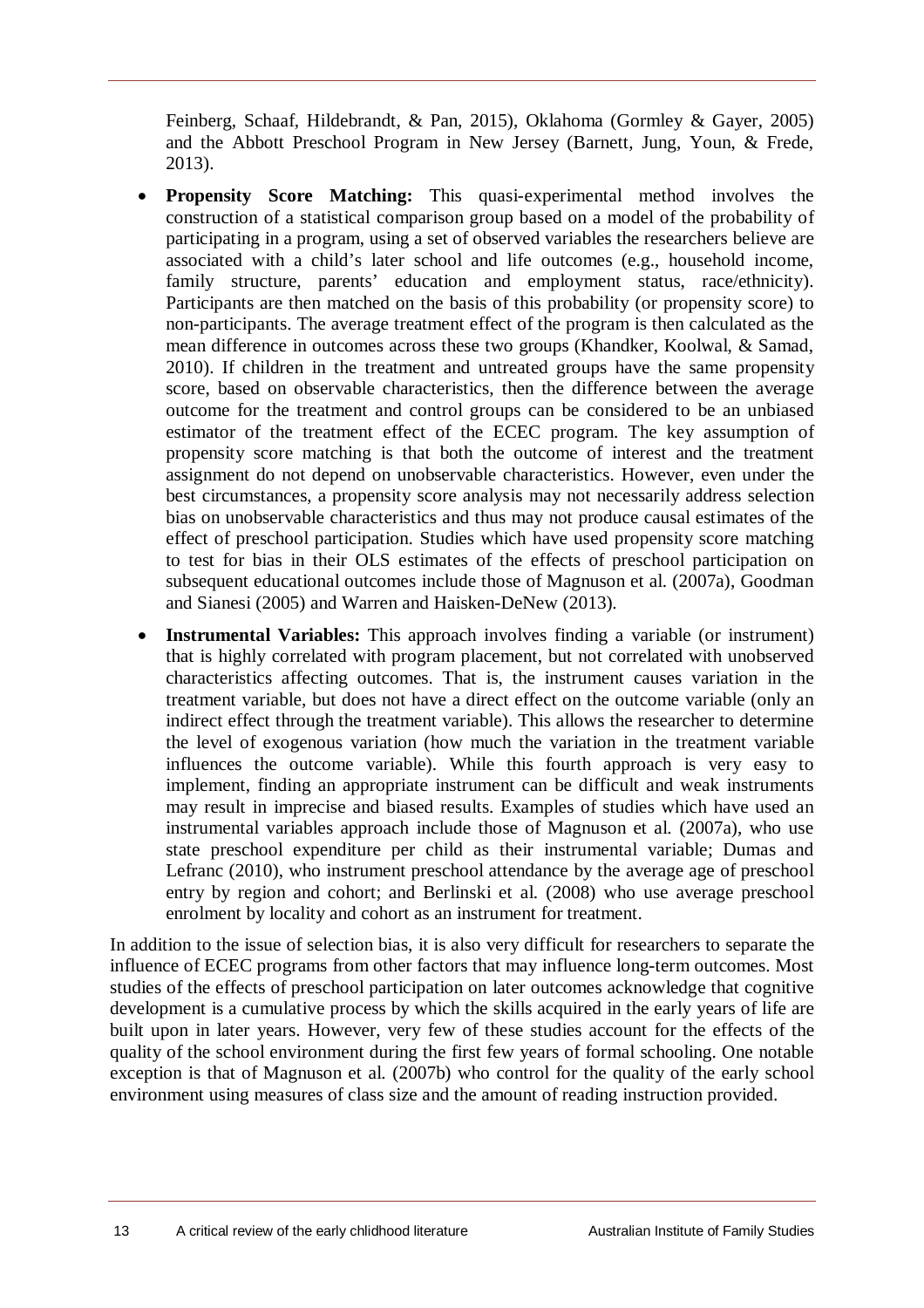Feinberg, Schaaf, Hildebrandt, & Pan, 2015), Oklahoma (Gormley & Gayer, 2005) and the Abbott Preschool Program in New Jersey (Barnett, Jung, Youn, & Frede, 2013).

- **Propensity Score Matching:** This quasi-experimental method involves the construction of a statistical comparison group based on a model of the probability of participating in a program, using a set of observed variables the researchers believe are associated with a child's later school and life outcomes (e.g., household income, family structure, parents' education and employment status, race/ethnicity). Participants are then matched on the basis of this probability (or propensity score) to non-participants. The average treatment effect of the program is then calculated as the mean difference in outcomes across these two groups (Khandker, Koolwal, & Samad, 2010). If children in the treatment and untreated groups have the same propensity score, based on observable characteristics, then the difference between the average outcome for the treatment and control groups can be considered to be an unbiased estimator of the treatment effect of the ECEC program. The key assumption of propensity score matching is that both the outcome of interest and the treatment assignment do not depend on unobservable characteristics. However, even under the best circumstances, a propensity score analysis may not necessarily address selection bias on unobservable characteristics and thus may not produce causal estimates of the effect of preschool participation. Studies which have used propensity score matching to test for bias in their OLS estimates of the effects of preschool participation on subsequent educational outcomes include those of Magnuson et al. (2007a), Goodman and Sianesi (2005) and Warren and Haisken-DeNew (2013).
- **Instrumental Variables:** This approach involves finding a variable (or instrument) that is highly correlated with program placement, but not correlated with unobserved characteristics affecting outcomes. That is, the instrument causes variation in the treatment variable, but does not have a direct effect on the outcome variable (only an indirect effect through the treatment variable). This allows the researcher to determine the level of exogenous variation (how much the variation in the treatment variable influences the outcome variable). While this fourth approach is very easy to implement, finding an appropriate instrument can be difficult and weak instruments may result in imprecise and biased results. Examples of studies which have used an instrumental variables approach include those of Magnuson et al. (2007a), who use state preschool expenditure per child as their instrumental variable; Dumas and Lefranc (2010), who instrument preschool attendance by the average age of preschool entry by region and cohort; and Berlinski et al. (2008) who use average preschool enrolment by locality and cohort as an instrument for treatment.

In addition to the issue of selection bias, it is also very difficult for researchers to separate the influence of ECEC programs from other factors that may influence long-term outcomes. Most studies of the effects of preschool participation on later outcomes acknowledge that cognitive development is a cumulative process by which the skills acquired in the early years of life are built upon in later years. However, very few of these studies account for the effects of the quality of the school environment during the first few years of formal schooling. One notable exception is that of Magnuson et al. (2007b) who control for the quality of the early school environment using measures of class size and the amount of reading instruction provided.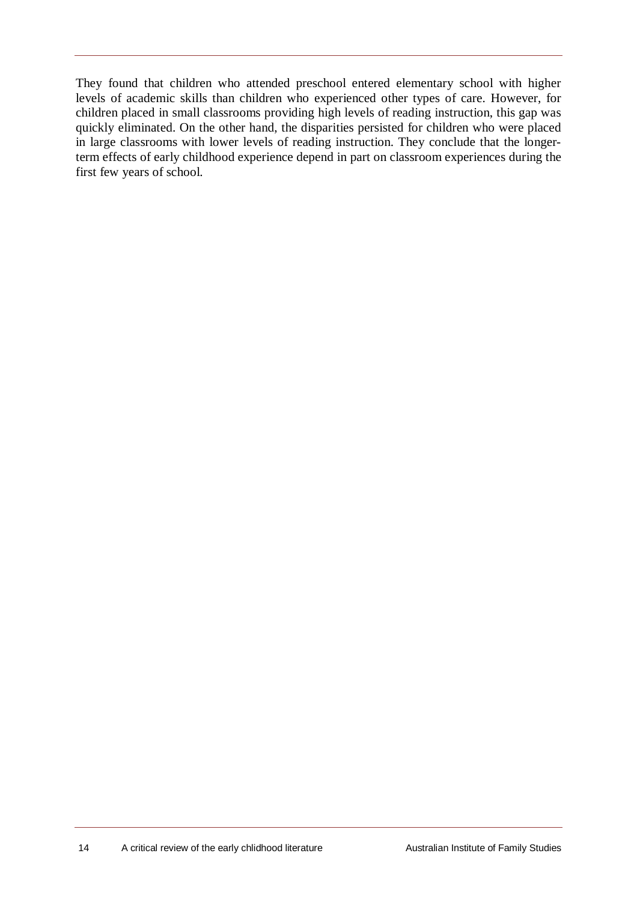They found that children who attended preschool entered elementary school with higher levels of academic skills than children who experienced other types of care. However, for children placed in small classrooms providing high levels of reading instruction, this gap was quickly eliminated. On the other hand, the disparities persisted for children who were placed in large classrooms with lower levels of reading instruction. They conclude that the longer-term effects of early childhood experience depend in part on classroom experiences during the first few years of school.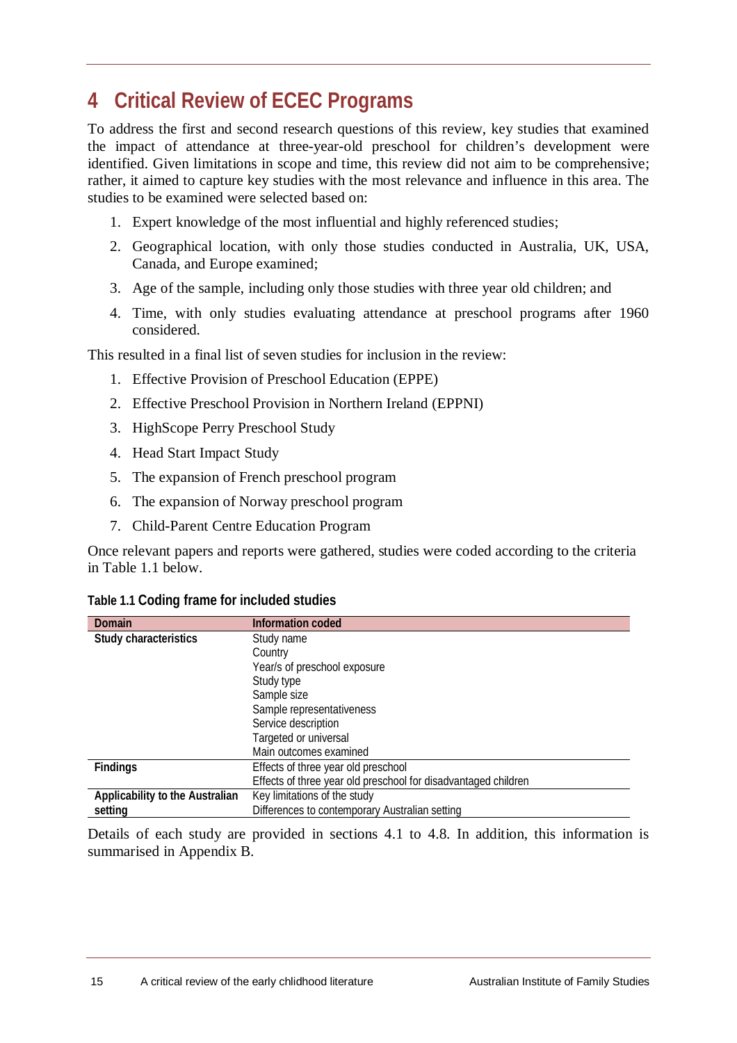# 4 Critical Review of ECEC Programs

To address the first and second research questions of this review, key studies that examined the impact of attendance at three-year-old preschool for children's development were identified. Given limitations in scope and time, this review did not aim to be comprehensive; rather, it aimed to capture key studies with the most relevance and influence in this area. The studies to be examined were selected based on:

1. Expert knowledge of the most influential and highly referenced studies;
2. Geographical location, with only those studies conducted in Australia, UK, USA, Canada, and Europe examined;
3. Age of the sample, including only those studies with three year old children; and
4. Time, with only studies evaluating attendance at preschool programs after 1960 considered.

This resulted in a final list of seven studies for inclusion in the review:

1. Effective Provision of Preschool Education (EPPE)
2. Effective Preschool Provision in Northern Ireland (EPPNI)
3. HighScope Perry Preschool Study
4. Head Start Impact Study
5. The expansion of French preschool program
6. The expansion of Norway preschool program
7. Child-Parent Centre Education Program

Once relevant papers and reports were gathered, studies were coded according to the criteria in Table 1.1 below.

**Table 1.1 Coding frame for included studies**

| Domain | Information coded |
|---|---|
| **Study characteristics** | Study name<br>Country<br>Year/s of preschool exposure<br>Study type<br>Sample size<br>Sample representativeness<br>Service description<br>Targeted or universal<br>Main outcomes examined |
| **Findings** | Effects of three year old preschool<br>Effects of three year old preschool for disadvantaged children |
| **Applicability to the Australian setting** | Key limitations of the study<br>Differences to contemporary Australian setting |

Details of each study are provided in sections 4.1 to 4.8. In addition, this information is summarised in Appendix B.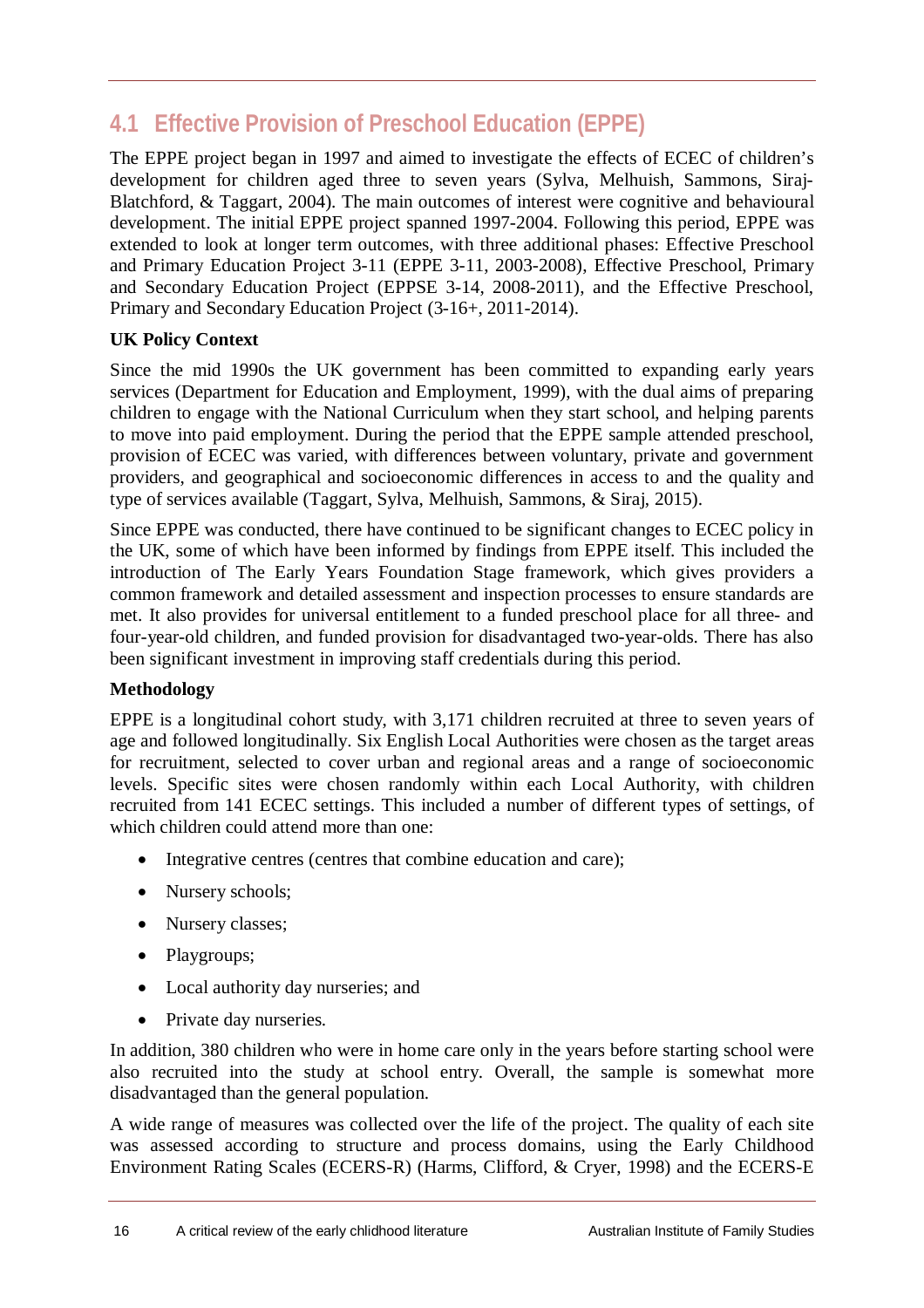## 4.1 Effective Provision of Preschool Education (EPPE)

The EPPE project began in 1997 and aimed to investigate the effects of ECEC of children's development for children aged three to seven years (Sylva, Melhuish, Sammons, Siraj-Blatchford, & Taggart, 2004). The main outcomes of interest were cognitive and behavioural development. The initial EPPE project spanned 1997-2004. Following this period, EPPE was extended to look at longer term outcomes, with three additional phases: Effective Preschool and Primary Education Project 3-11 (EPPE 3-11, 2003-2008), Effective Preschool, Primary and Secondary Education Project (EPPSE 3-14, 2008-2011), and the Effective Preschool, Primary and Secondary Education Project (3-16+, 2011-2014).

**UK Policy Context**

Since the mid 1990s the UK government has been committed to expanding early years services (Department for Education and Employment, 1999), with the dual aims of preparing children to engage with the National Curriculum when they start school, and helping parents to move into paid employment. During the period that the EPPE sample attended preschool, provision of ECEC was varied, with differences between voluntary, private and government providers, and geographical and socioeconomic differences in access to and the quality and type of services available (Taggart, Sylva, Melhuish, Sammons, & Siraj, 2015).

Since EPPE was conducted, there have continued to be significant changes to ECEC policy in the UK, some of which have been informed by findings from EPPE itself. This included the introduction of The Early Years Foundation Stage framework, which gives providers a common framework and detailed assessment and inspection processes to ensure standards are met. It also provides for universal entitlement to a funded preschool place for all three- and four-year-old children, and funded provision for disadvantaged two-year-olds. There has also been significant investment in improving staff credentials during this period.

**Methodology**

EPPE is a longitudinal cohort study, with 3,171 children recruited at three to seven years of age and followed longitudinally. Six English Local Authorities were chosen as the target areas for recruitment, selected to cover urban and regional areas and a range of socioeconomic levels. Specific sites were chosen randomly within each Local Authority, with children recruited from 141 ECEC settings. This included a number of different types of settings, of which children could attend more than one:

- Integrative centres (centres that combine education and care);
- Nursery schools;
- Nursery classes;
- Playgroups;
- Local authority day nurseries; and
- Private day nurseries.

In addition, 380 children who were in home care only in the years before starting school were also recruited into the study at school entry. Overall, the sample is somewhat more disadvantaged than the general population.

A wide range of measures was collected over the life of the project. The quality of each site was assessed according to structure and process domains, using the Early Childhood Environment Rating Scales (ECERS-R) (Harms, Clifford, & Cryer, 1998) and the ECERS-E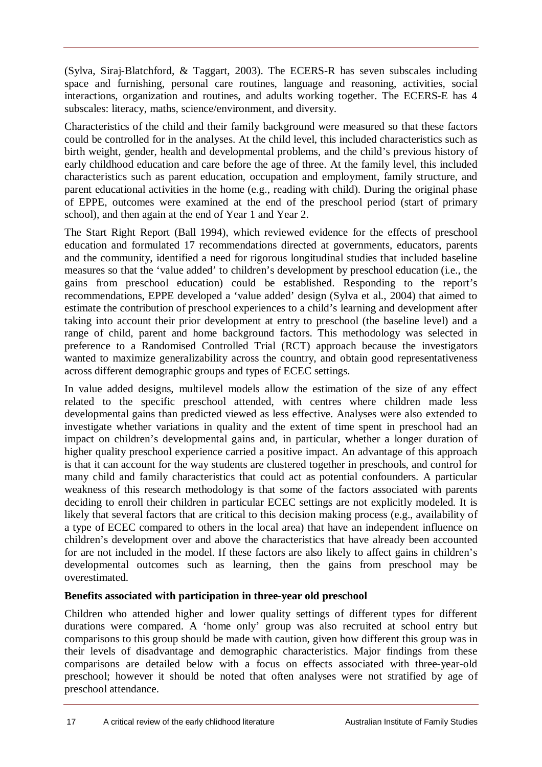(Sylva, Siraj-Blatchford, & Taggart, 2003). The ECERS-R has seven subscales including space and furnishing, personal care routines, language and reasoning, activities, social interactions, organization and routines, and adults working together. The ECERS-E has 4 subscales: literacy, maths, science/environment, and diversity.

Characteristics of the child and their family background were measured so that these factors could be controlled for in the analyses. At the child level, this included characteristics such as birth weight, gender, health and developmental problems, and the child's previous history of early childhood education and care before the age of three. At the family level, this included characteristics such as parent education, occupation and employment, family structure, and parent educational activities in the home (e.g., reading with child). During the original phase of EPPE, outcomes were examined at the end of the preschool period (start of primary school), and then again at the end of Year 1 and Year 2.

The Start Right Report (Ball 1994), which reviewed evidence for the effects of preschool education and formulated 17 recommendations directed at governments, educators, parents and the community, identified a need for rigorous longitudinal studies that included baseline measures so that the 'value added' to children's development by preschool education (i.e., the gains from preschool education) could be established. Responding to the report's recommendations, EPPE developed a 'value added' design (Sylva et al., 2004) that aimed to estimate the contribution of preschool experiences to a child's learning and development after taking into account their prior development at entry to preschool (the baseline level) and a range of child, parent and home background factors. This methodology was selected in preference to a Randomised Controlled Trial (RCT) approach because the investigators wanted to maximize generalizability across the country, and obtain good representativeness across different demographic groups and types of ECEC settings.

In value added designs, multilevel models allow the estimation of the size of any effect related to the specific preschool attended, with centres where children made less developmental gains than predicted viewed as less effective. Analyses were also extended to investigate whether variations in quality and the extent of time spent in preschool had an impact on children's developmental gains and, in particular, whether a longer duration of higher quality preschool experience carried a positive impact. An advantage of this approach is that it can account for the way students are clustered together in preschools, and control for many child and family characteristics that could act as potential confounders. A particular weakness of this research methodology is that some of the factors associated with parents deciding to enroll their children in particular ECEC settings are not explicitly modeled. It is likely that several factors that are critical to this decision making process (e.g., availability of a type of ECEC compared to others in the local area) that have an independent influence on children's development over and above the characteristics that have already been accounted for are not included in the model. If these factors are also likely to affect gains in children's developmental outcomes such as learning, then the gains from preschool may be overestimated.

**Benefits associated with participation in three-year old preschool**

Children who attended higher and lower quality settings of different types for different durations were compared. A 'home only' group was also recruited at school entry but comparisons to this group should be made with caution, given how different this group was in their levels of disadvantage and demographic characteristics. Major findings from these comparisons are detailed below with a focus on effects associated with three-year-old preschool; however it should be noted that often analyses were not stratified by age of preschool attendance.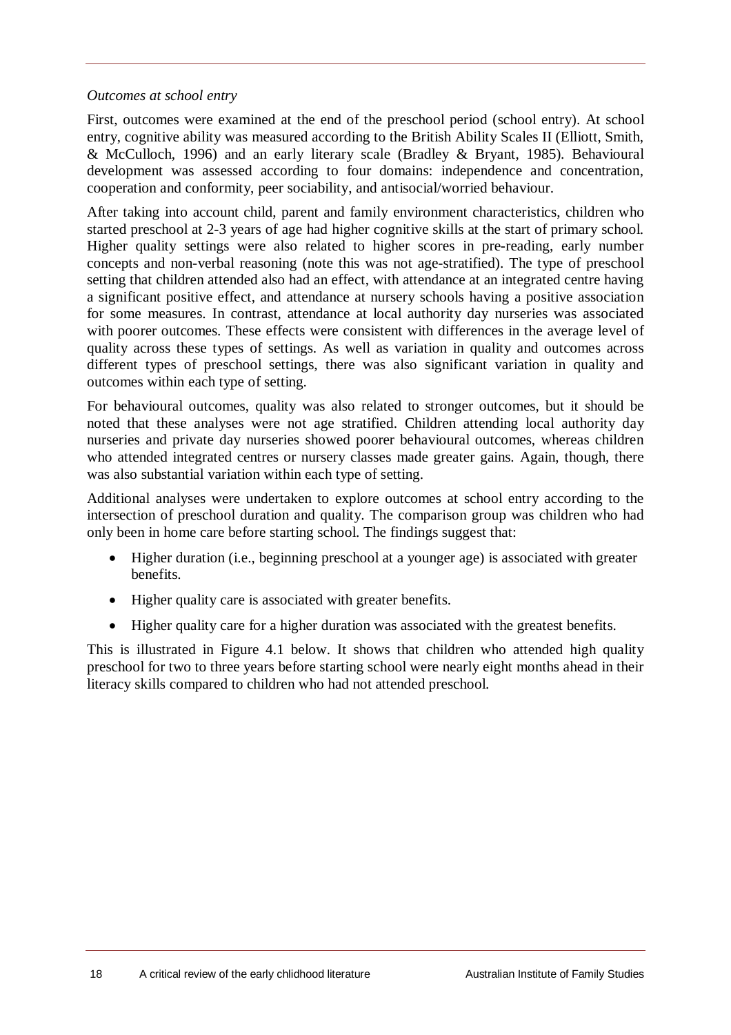*Outcomes at school entry*

First, outcomes were examined at the end of the preschool period (school entry). At school entry, cognitive ability was measured according to the British Ability Scales II (Elliott, Smith, & McCulloch, 1996) and an early literary scale (Bradley & Bryant, 1985). Behavioural development was assessed according to four domains: independence and concentration, cooperation and conformity, peer sociability, and antisocial/worried behaviour.

After taking into account child, parent and family environment characteristics, children who started preschool at 2-3 years of age had higher cognitive skills at the start of primary school. Higher quality settings were also related to higher scores in pre-reading, early number concepts and non-verbal reasoning (note this was not age-stratified). The type of preschool setting that children attended also had an effect, with attendance at an integrated centre having a significant positive effect, and attendance at nursery schools having a positive association for some measures. In contrast, attendance at local authority day nurseries was associated with poorer outcomes. These effects were consistent with differences in the average level of quality across these types of settings. As well as variation in quality and outcomes across different types of preschool settings, there was also significant variation in quality and outcomes within each type of setting.

For behavioural outcomes, quality was also related to stronger outcomes, but it should be noted that these analyses were not age stratified. Children attending local authority day nurseries and private day nurseries showed poorer behavioural outcomes, whereas children who attended integrated centres or nursery classes made greater gains. Again, though, there was also substantial variation within each type of setting.

Additional analyses were undertaken to explore outcomes at school entry according to the intersection of preschool duration and quality. The comparison group was children who had only been in home care before starting school. The findings suggest that:

- Higher duration (i.e., beginning preschool at a younger age) is associated with greater benefits.
- Higher quality care is associated with greater benefits.
- Higher quality care for a higher duration was associated with the greatest benefits.

This is illustrated in Figure 4.1 below. It shows that children who attended high quality preschool for two to three years before starting school were nearly eight months ahead in their literacy skills compared to children who had not attended preschool.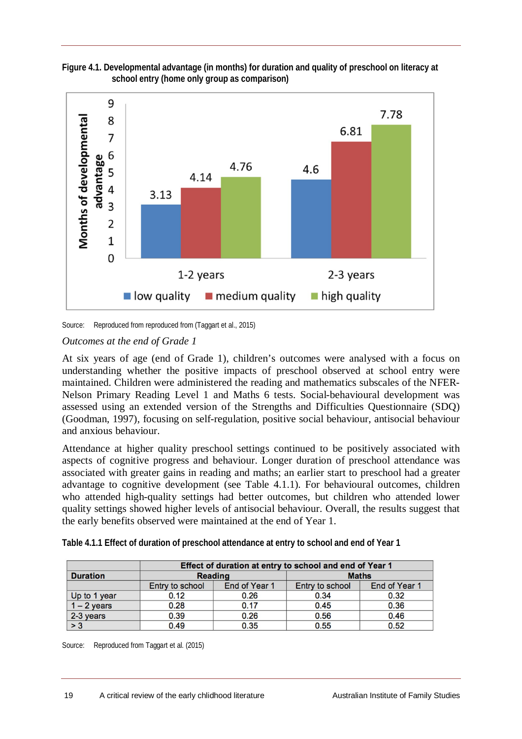**Figure 4.1. Developmental advantage (in months) for duration and quality of preschool on literacy at school entry (home only group as comparison)**

Months of developmental advantage

9
8
7
6
5
4
3
2
1
0

3.13
4.14
4.76
4.6
6.81
7.78

1-2 years
2-3 years

low quality
medium quality
high quality

Source: Reproduced from reproduced from (Taggart et al., 2015)

*Outcomes at the end of Grade 1*

At six years of age (end of Grade 1), children's outcomes were analysed with a focus on understanding whether the positive impacts of preschool observed at school entry were maintained. Children were administered the reading and mathematics subscales of the NFER-Nelson Primary Reading Level 1 and Maths 6 tests. Social-behavioural development was assessed using an extended version of the Strengths and Difficulties Questionnaire (SDQ) (Goodman, 1997), focusing on self-regulation, positive social behaviour, antisocial behaviour and anxious behaviour.

Attendance at higher quality preschool settings continued to be positively associated with aspects of cognitive progress and behaviour. Longer duration of preschool attendance was associated with greater gains in reading and maths; an earlier start to preschool had a greater advantage to cognitive development (see Table 4.1.1). For behavioural outcomes, children who attended high-quality settings had better outcomes, but children who attended lower quality settings showed higher levels of antisocial behaviour. Overall, the results suggest that the early benefits observed were maintained at the end of Year 1.

**Table 4.1.1 Effect of duration of preschool attendance at entry to school and end of Year 1**

| Duration | Effect of duration at entry to school and end of Year 1 | | | |
|---|---|---|---|---|
| | Reading | | Maths | |
| | Entry to school | End of Year 1 | Entry to school | End of Year 1 |
| Up to 1 year | 0.12 | 0.26 | 0.34 | 0.32 |
| 1 – 2 years | 0.28 | 0.17 | 0.45 | 0.36 |
| 2-3 years | 0.39 | 0.26 | 0.56 | 0.46 |
| > 3 | 0.49 | 0.35 | 0.55 | 0.52 |

Source: Reproduced from Taggart et al. (2015)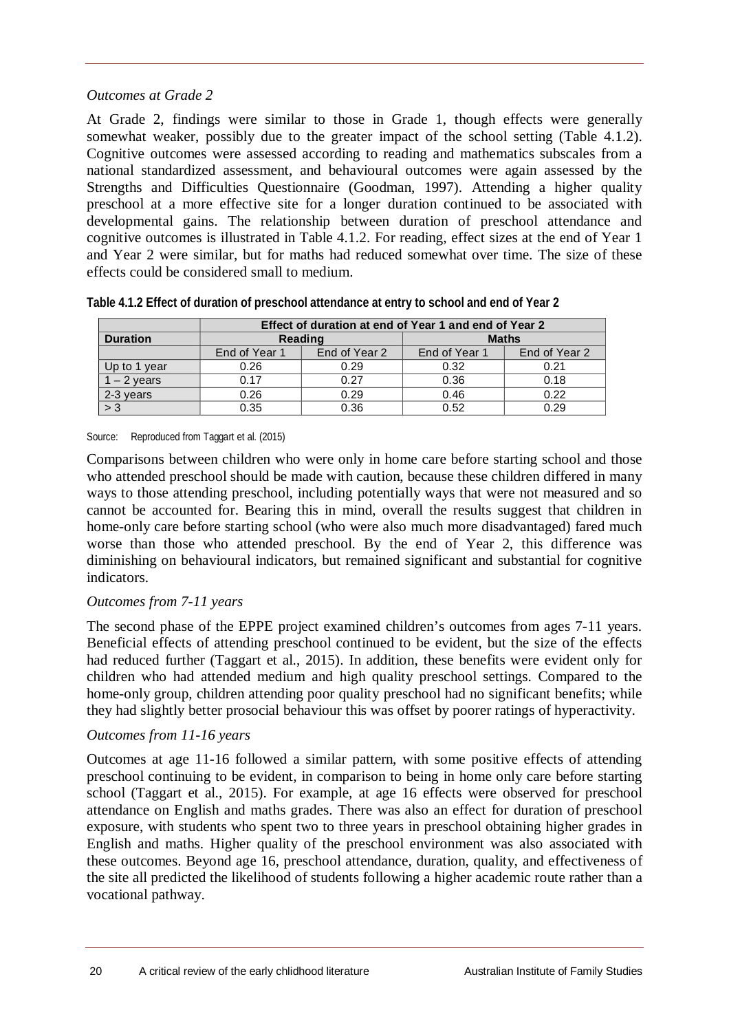*Outcomes at Grade 2*

At Grade 2, findings were similar to those in Grade 1, though effects were generally somewhat weaker, possibly due to the greater impact of the school setting (Table 4.1.2). Cognitive outcomes were assessed according to reading and mathematics subscales from a national standardized assessment, and behavioural outcomes were again assessed by the Strengths and Difficulties Questionnaire (Goodman, 1997). Attending a higher quality preschool at a more effective site for a longer duration continued to be associated with developmental gains. The relationship between duration of preschool attendance and cognitive outcomes is illustrated in Table 4.1.2. For reading, effect sizes at the end of Year 1 and Year 2 were similar, but for maths had reduced somewhat over time. The size of these effects could be considered small to medium.

**Table 4.1.2 Effect of duration of preschool attendance at entry to school and end of Year 2**

| | **Effect of duration at end of Year 1 and end of Year 2** | | | |
|---|---|---|---|---|
| **Duration** | **Reading** | | **Maths** | |
| | End of Year 1 | End of Year 2 | End of Year 1 | End of Year 2 |
| Up to 1 year | 0.26 | 0.29 | 0.32 | 0.21 |
| 1 – 2 years | 0.17 | 0.27 | 0.36 | 0.18 |
| 2-3 years | 0.26 | 0.29 | 0.46 | 0.22 |
| > 3 | 0.35 | 0.36 | 0.52 | 0.29 |

Source: Reproduced from Taggart et al. (2015)

Comparisons between children who were only in home care before starting school and those who attended preschool should be made with caution, because these children differed in many ways to those attending preschool, including potentially ways that were not measured and so cannot be accounted for. Bearing this in mind, overall the results suggest that children in home-only care before starting school (who were also much more disadvantaged) fared much worse than those who attended preschool. By the end of Year 2, this difference was diminishing on behavioural indicators, but remained significant and substantial for cognitive indicators.

*Outcomes from 7-11 years*

The second phase of the EPPE project examined children's outcomes from ages 7-11 years. Beneficial effects of attending preschool continued to be evident, but the size of the effects had reduced further (Taggart et al., 2015). In addition, these benefits were evident only for children who had attended medium and high quality preschool settings. Compared to the home-only group, children attending poor quality preschool had no significant benefits; while they had slightly better prosocial behaviour this was offset by poorer ratings of hyperactivity.

*Outcomes from 11-16 years*

Outcomes at age 11-16 followed a similar pattern, with some positive effects of attending preschool continuing to be evident, in comparison to being in home only care before starting school (Taggart et al., 2015). For example, at age 16 effects were observed for preschool attendance on English and maths grades. There was also an effect for duration of preschool exposure, with students who spent two to three years in preschool obtaining higher grades in English and maths. Higher quality of the preschool environment was also associated with these outcomes. Beyond age 16, preschool attendance, duration, quality, and effectiveness of the site all predicted the likelihood of students following a higher academic route rather than a vocational pathway.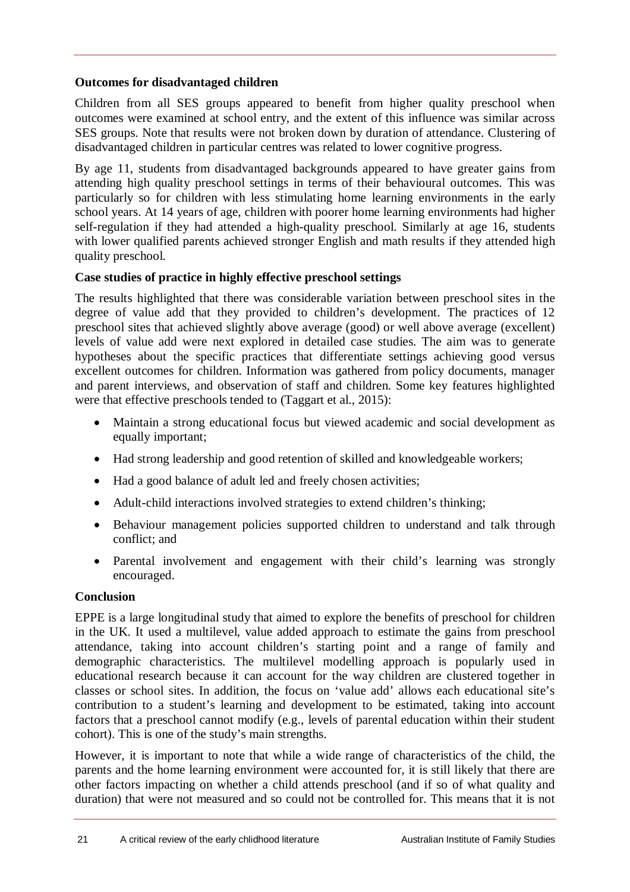**Outcomes for disadvantaged children**

Children from all SES groups appeared to benefit from higher quality preschool when outcomes were examined at school entry, and the extent of this influence was similar across SES groups. Note that results were not broken down by duration of attendance. Clustering of disadvantaged children in particular centres was related to lower cognitive progress.

By age 11, students from disadvantaged backgrounds appeared to have greater gains from attending high quality preschool settings in terms of their behavioural outcomes. This was particularly so for children with less stimulating home learning environments in the early school years. At 14 years of age, children with poorer home learning environments had higher self-regulation if they had attended a high-quality preschool. Similarly at age 16, students with lower qualified parents achieved stronger English and math results if they attended high quality preschool.

**Case studies of practice in highly effective preschool settings**

The results highlighted that there was considerable variation between preschool sites in the degree of value add that they provided to children's development. The practices of 12 preschool sites that achieved slightly above average (good) or well above average (excellent) levels of value add were next explored in detailed case studies. The aim was to generate hypotheses about the specific practices that differentiate settings achieving good versus excellent outcomes for children. Information was gathered from policy documents, manager and parent interviews, and observation of staff and children. Some key features highlighted were that effective preschools tended to (Taggart et al., 2015):

- Maintain a strong educational focus but viewed academic and social development as equally important;
- Had strong leadership and good retention of skilled and knowledgeable workers;
- Had a good balance of adult led and freely chosen activities;
- Adult-child interactions involved strategies to extend children's thinking;
- Behaviour management policies supported children to understand and talk through conflict; and
- Parental involvement and engagement with their child's learning was strongly encouraged.

**Conclusion**

EPPE is a large longitudinal study that aimed to explore the benefits of preschool for children in the UK. It used a multilevel, value added approach to estimate the gains from preschool attendance, taking into account children's starting point and a range of family and demographic characteristics. The multilevel modelling approach is popularly used in educational research because it can account for the way children are clustered together in classes or school sites. In addition, the focus on 'value add' allows each educational site's contribution to a student's learning and development to be estimated, taking into account factors that a preschool cannot modify (e.g., levels of parental education within their student cohort). This is one of the study's main strengths.

However, it is important to note that while a wide range of characteristics of the child, the parents and the home learning environment were accounted for, it is still likely that there are other factors impacting on whether a child attends preschool (and if so of what quality and duration) that were not measured and so could not be controlled for. This means that it is not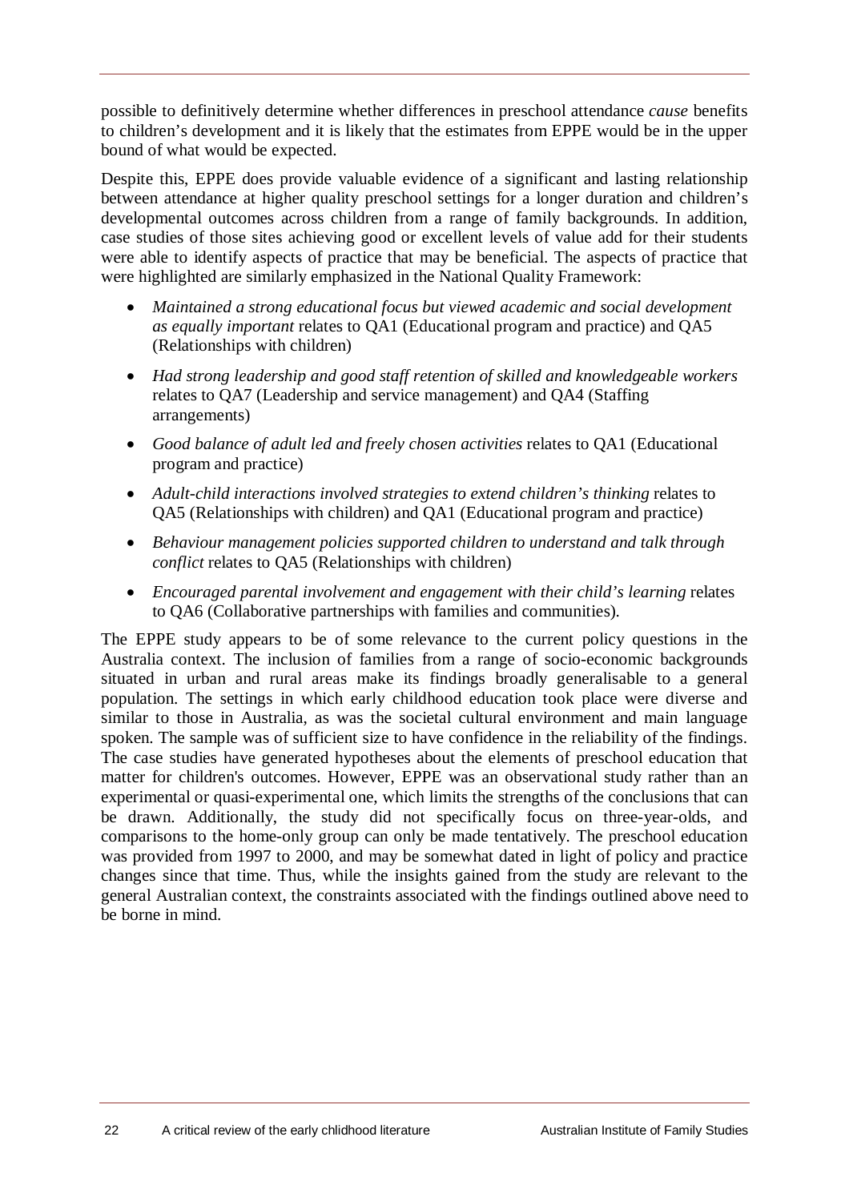possible to definitively determine whether differences in preschool attendance *cause* benefits to children's development and it is likely that the estimates from EPPE would be in the upper bound of what would be expected.

Despite this, EPPE does provide valuable evidence of a significant and lasting relationship between attendance at higher quality preschool settings for a longer duration and children's developmental outcomes across children from a range of family backgrounds. In addition, case studies of those sites achieving good or excellent levels of value add for their students were able to identify aspects of practice that may be beneficial. The aspects of practice that were highlighted are similarly emphasized in the National Quality Framework:

- *Maintained a strong educational focus but viewed academic and social development as equally important* relates to QA1 (Educational program and practice) and QA5 (Relationships with children)
- *Had strong leadership and good staff retention of skilled and knowledgeable workers* relates to QA7 (Leadership and service management) and QA4 (Staffing arrangements)
- *Good balance of adult led and freely chosen activities* relates to QA1 (Educational program and practice)
- *Adult-child interactions involved strategies to extend children's thinking* relates to QA5 (Relationships with children) and QA1 (Educational program and practice)
- *Behaviour management policies supported children to understand and talk through conflict* relates to QA5 (Relationships with children)
- *Encouraged parental involvement and engagement with their child's learning* relates to QA6 (Collaborative partnerships with families and communities).

The EPPE study appears to be of some relevance to the current policy questions in the Australia context. The inclusion of families from a range of socio-economic backgrounds situated in urban and rural areas make its findings broadly generalisable to a general population. The settings in which early childhood education took place were diverse and similar to those in Australia, as was the societal cultural environment and main language spoken. The sample was of sufficient size to have confidence in the reliability of the findings. The case studies have generated hypotheses about the elements of preschool education that matter for children's outcomes. However, EPPE was an observational study rather than an experimental or quasi-experimental one, which limits the strengths of the conclusions that can be drawn. Additionally, the study did not specifically focus on three-year-olds, and comparisons to the home-only group can only be made tentatively. The preschool education was provided from 1997 to 2000, and may be somewhat dated in light of policy and practice changes since that time. Thus, while the insights gained from the study are relevant to the general Australian context, the constraints associated with the findings outlined above need to be borne in mind.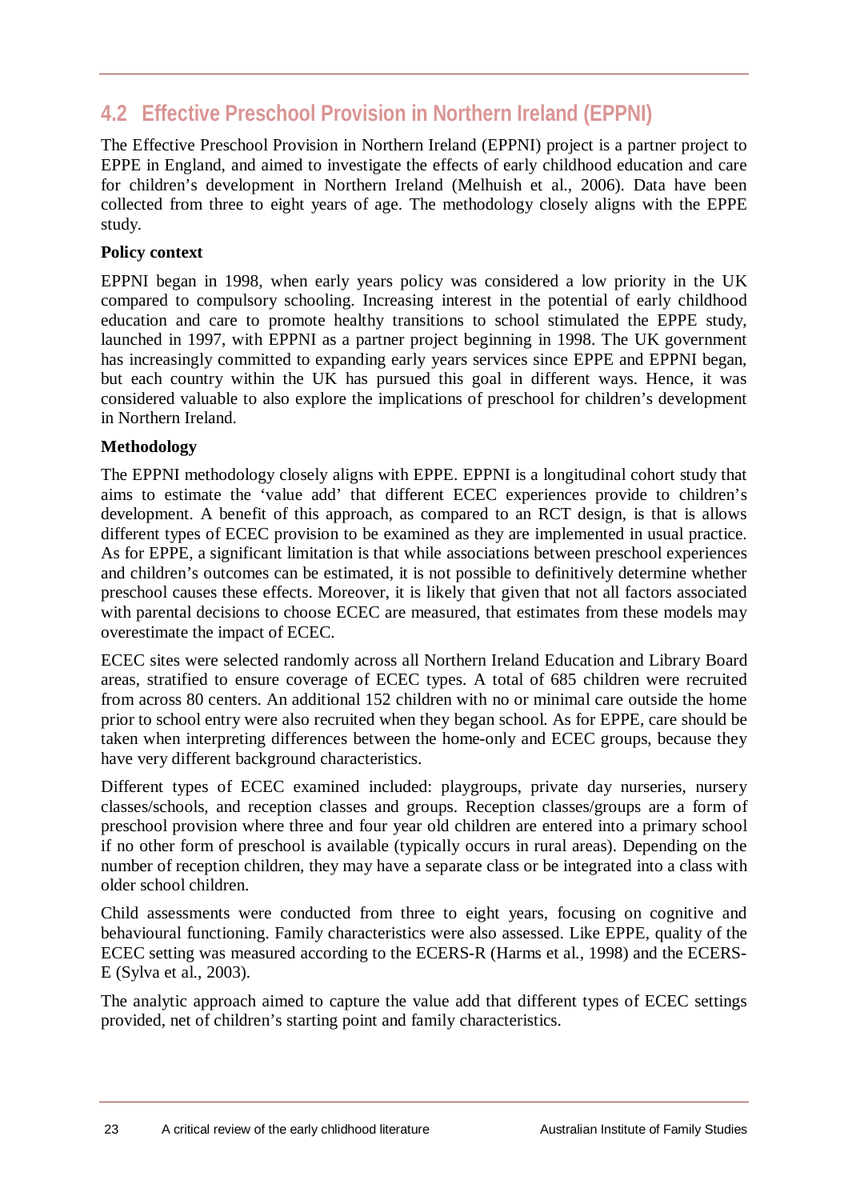## 4.2 Effective Preschool Provision in Northern Ireland (EPPNI)

The Effective Preschool Provision in Northern Ireland (EPPNI) project is a partner project to EPPE in England, and aimed to investigate the effects of early childhood education and care for children's development in Northern Ireland (Melhuish et al., 2006). Data have been collected from three to eight years of age. The methodology closely aligns with the EPPE study.

**Policy context**

EPPNI began in 1998, when early years policy was considered a low priority in the UK compared to compulsory schooling. Increasing interest in the potential of early childhood education and care to promote healthy transitions to school stimulated the EPPE study, launched in 1997, with EPPNI as a partner project beginning in 1998. The UK government has increasingly committed to expanding early years services since EPPE and EPPNI began, but each country within the UK has pursued this goal in different ways. Hence, it was considered valuable to also explore the implications of preschool for children's development in Northern Ireland.

**Methodology**

The EPPNI methodology closely aligns with EPPE. EPPNI is a longitudinal cohort study that aims to estimate the 'value add' that different ECEC experiences provide to children's development. A benefit of this approach, as compared to an RCT design, is that is allows different types of ECEC provision to be examined as they are implemented in usual practice. As for EPPE, a significant limitation is that while associations between preschool experiences and children's outcomes can be estimated, it is not possible to definitively determine whether preschool causes these effects. Moreover, it is likely that given that not all factors associated with parental decisions to choose ECEC are measured, that estimates from these models may overestimate the impact of ECEC.

ECEC sites were selected randomly across all Northern Ireland Education and Library Board areas, stratified to ensure coverage of ECEC types. A total of 685 children were recruited from across 80 centers. An additional 152 children with no or minimal care outside the home prior to school entry were also recruited when they began school. As for EPPE, care should be taken when interpreting differences between the home-only and ECEC groups, because they have very different background characteristics.

Different types of ECEC examined included: playgroups, private day nurseries, nursery classes/schools, and reception classes and groups. Reception classes/groups are a form of preschool provision where three and four year old children are entered into a primary school if no other form of preschool is available (typically occurs in rural areas). Depending on the number of reception children, they may have a separate class or be integrated into a class with older school children.

Child assessments were conducted from three to eight years, focusing on cognitive and behavioural functioning. Family characteristics were also assessed. Like EPPE, quality of the ECEC setting was measured according to the ECERS-R (Harms et al., 1998) and the ECERS-E (Sylva et al., 2003).

The analytic approach aimed to capture the value add that different types of ECEC settings provided, net of children's starting point and family characteristics.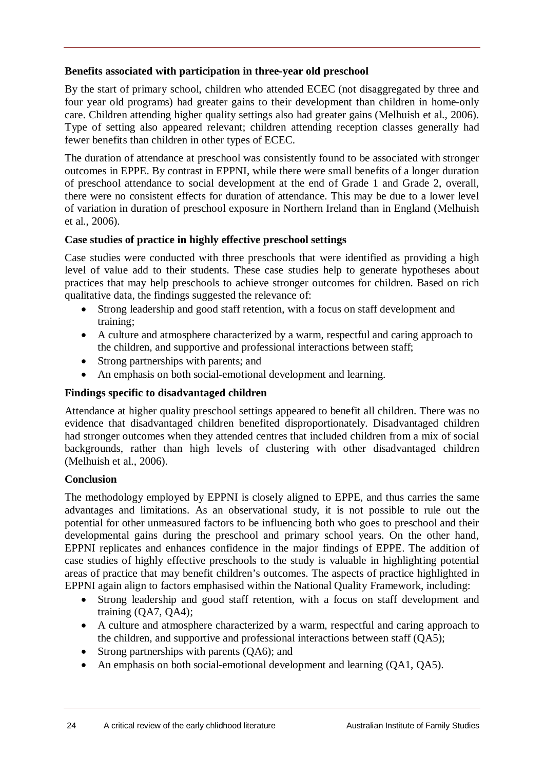### Benefits associated with participation in three-year old preschool

By the start of primary school, children who attended ECEC (not disaggregated by three and four year old programs) had greater gains to their development than children in home-only care. Children attending higher quality settings also had greater gains (Melhuish et al., 2006). Type of setting also appeared relevant; children attending reception classes generally had fewer benefits than children in other types of ECEC.

The duration of attendance at preschool was consistently found to be associated with stronger outcomes in EPPE. By contrast in EPPNI, while there were small benefits of a longer duration of preschool attendance to social development at the end of Grade 1 and Grade 2, overall, there were no consistent effects for duration of attendance. This may be due to a lower level of variation in duration of preschool exposure in Northern Ireland than in England (Melhuish et al., 2006).

### Case studies of practice in highly effective preschool settings

Case studies were conducted with three preschools that were identified as providing a high level of value add to their students. These case studies help to generate hypotheses about practices that may help preschools to achieve stronger outcomes for children. Based on rich qualitative data, the findings suggested the relevance of:

- Strong leadership and good staff retention, with a focus on staff development and training;
- A culture and atmosphere characterized by a warm, respectful and caring approach to the children, and supportive and professional interactions between staff;
- Strong partnerships with parents; and
- An emphasis on both social-emotional development and learning.

### Findings specific to disadvantaged children

Attendance at higher quality preschool settings appeared to benefit all children. There was no evidence that disadvantaged children benefited disproportionately. Disadvantaged children had stronger outcomes when they attended centres that included children from a mix of social backgrounds, rather than high levels of clustering with other disadvantaged children (Melhuish et al., 2006).

### Conclusion

The methodology employed by EPPNI is closely aligned to EPPE, and thus carries the same advantages and limitations. As an observational study, it is not possible to rule out the potential for other unmeasured factors to be influencing both who goes to preschool and their developmental gains during the preschool and primary school years. On the other hand, EPPNI replicates and enhances confidence in the major findings of EPPE. The addition of case studies of highly effective preschools to the study is valuable in highlighting potential areas of practice that may benefit children's outcomes. The aspects of practice highlighted in EPPNI again align to factors emphasised within the National Quality Framework, including:

- Strong leadership and good staff retention, with a focus on staff development and training (QA7, QA4);
- A culture and atmosphere characterized by a warm, respectful and caring approach to the children, and supportive and professional interactions between staff (QA5);
- Strong partnerships with parents (QA6); and
- An emphasis on both social-emotional development and learning (QA1, QA5).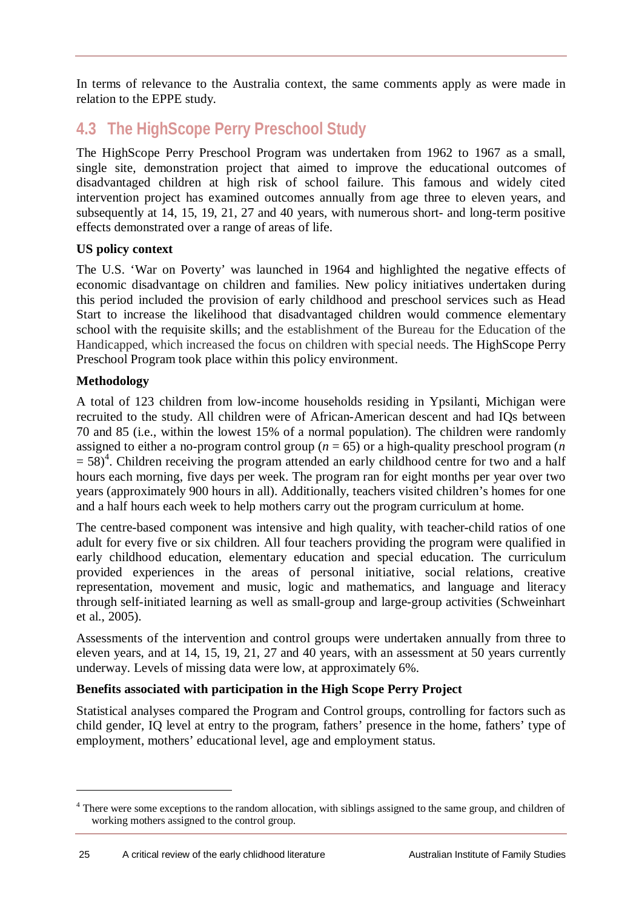In terms of relevance to the Australia context, the same comments apply as were made in relation to the EPPE study.

## 4.3 The HighScope Perry Preschool Study

The HighScope Perry Preschool Program was undertaken from 1962 to 1967 as a small, single site, demonstration project that aimed to improve the educational outcomes of disadvantaged children at high risk of school failure. This famous and widely cited intervention project has examined outcomes annually from age three to eleven years, and subsequently at 14, 15, 19, 21, 27 and 40 years, with numerous short- and long-term positive effects demonstrated over a range of areas of life.

**US policy context**

The U.S. 'War on Poverty' was launched in 1964 and highlighted the negative effects of economic disadvantage on children and families. New policy initiatives undertaken during this period included the provision of early childhood and preschool services such as Head Start to increase the likelihood that disadvantaged children would commence elementary school with the requisite skills; and the establishment of the Bureau for the Education of the Handicapped, which increased the focus on children with special needs. The HighScope Perry Preschool Program took place within this policy environment.

**Methodology**

A total of 123 children from low-income households residing in Ypsilanti, Michigan were recruited to the study. All children were of African-American descent and had IQs between 70 and 85 (i.e., within the lowest 15% of a normal population). The children were randomly assigned to either a no-program control group ($n$ = 65) or a high-quality preschool program ($n$ = 58)[4]. Children receiving the program attended an early childhood centre for two and a half hours each morning, five days per week. The program ran for eight months per year over two years (approximately 900 hours in all). Additionally, teachers visited children's homes for one and a half hours each week to help mothers carry out the program curriculum at home.

The centre-based component was intensive and high quality, with teacher-child ratios of one adult for every five or six children. All four teachers providing the program were qualified in early childhood education, elementary education and special education. The curriculum provided experiences in the areas of personal initiative, social relations, creative representation, movement and music, logic and mathematics, and language and literacy through self-initiated learning as well as small-group and large-group activities (Schweinhart et al., 2005).

Assessments of the intervention and control groups were undertaken annually from three to eleven years, and at 14, 15, 19, 21, 27 and 40 years, with an assessment at 50 years currently underway. Levels of missing data were low, at approximately 6%.

**Benefits associated with participation in the High Scope Perry Project**

Statistical analyses compared the Program and Control groups, controlling for factors such as child gender, IQ level at entry to the program, fathers' presence in the home, fathers' type of employment, mothers' educational level, age and employment status.

---

[4] There were some exceptions to the random allocation, with siblings assigned to the same group, and children of working mothers assigned to the control group.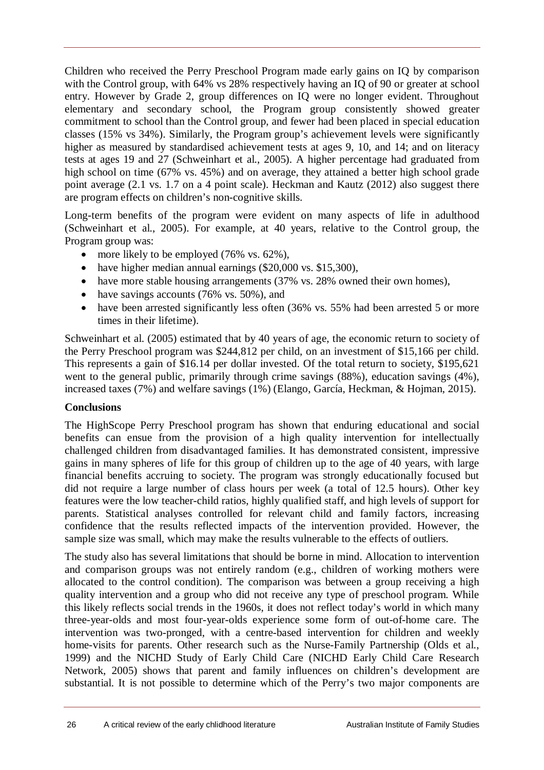Children who received the Perry Preschool Program made early gains on IQ by comparison with the Control group, with 64% vs 28% respectively having an IQ of 90 or greater at school entry. However by Grade 2, group differences on IQ were no longer evident. Throughout elementary and secondary school, the Program group consistently showed greater commitment to school than the Control group, and fewer had been placed in special education classes (15% vs 34%). Similarly, the Program group's achievement levels were significantly higher as measured by standardised achievement tests at ages 9, 10, and 14; and on literacy tests at ages 19 and 27 (Schweinhart et al., 2005). A higher percentage had graduated from high school on time (67% vs. 45%) and on average, they attained a better high school grade point average (2.1 vs. 1.7 on a 4 point scale). Heckman and Kautz (2012) also suggest there are program effects on children's non-cognitive skills.

Long-term benefits of the program were evident on many aspects of life in adulthood (Schweinhart et al., 2005). For example, at 40 years, relative to the Control group, the Program group was:

- more likely to be employed (76% vs. 62%),
- have higher median annual earnings ($20,000 vs. $15,300),
- have more stable housing arrangements (37% vs. 28% owned their own homes),
- have savings accounts (76% vs. 50%), and
- have been arrested significantly less often (36% vs. 55% had been arrested 5 or more times in their lifetime).

Schweinhart et al. (2005) estimated that by 40 years of age, the economic return to society of the Perry Preschool program was $244,812 per child, on an investment of $15,166 per child. This represents a gain of $16.14 per dollar invested. Of the total return to society, $195,621 went to the general public, primarily through crime savings (88%), education savings (4%), increased taxes (7%) and welfare savings (1%) (Elango, García, Heckman, & Hojman, 2015).

**Conclusions**

The HighScope Perry Preschool program has shown that enduring educational and social benefits can ensue from the provision of a high quality intervention for intellectually challenged children from disadvantaged families. It has demonstrated consistent, impressive gains in many spheres of life for this group of children up to the age of 40 years, with large financial benefits accruing to society. The program was strongly educationally focused but did not require a large number of class hours per week (a total of 12.5 hours). Other key features were the low teacher-child ratios, highly qualified staff, and high levels of support for parents. Statistical analyses controlled for relevant child and family factors, increasing confidence that the results reflected impacts of the intervention provided. However, the sample size was small, which may make the results vulnerable to the effects of outliers.

The study also has several limitations that should be borne in mind. Allocation to intervention and comparison groups was not entirely random (e.g., children of working mothers were allocated to the control condition). The comparison was between a group receiving a high quality intervention and a group who did not receive any type of preschool program. While this likely reflects social trends in the 1960s, it does not reflect today's world in which many three-year-olds and most four-year-olds experience some form of out-of-home care. The intervention was two-pronged, with a centre-based intervention for children and weekly home-visits for parents. Other research such as the Nurse-Family Partnership (Olds et al., 1999) and the NICHD Study of Early Child Care (NICHD Early Child Care Research Network, 2005) shows that parent and family influences on children's development are substantial. It is not possible to determine which of the Perry's two major components are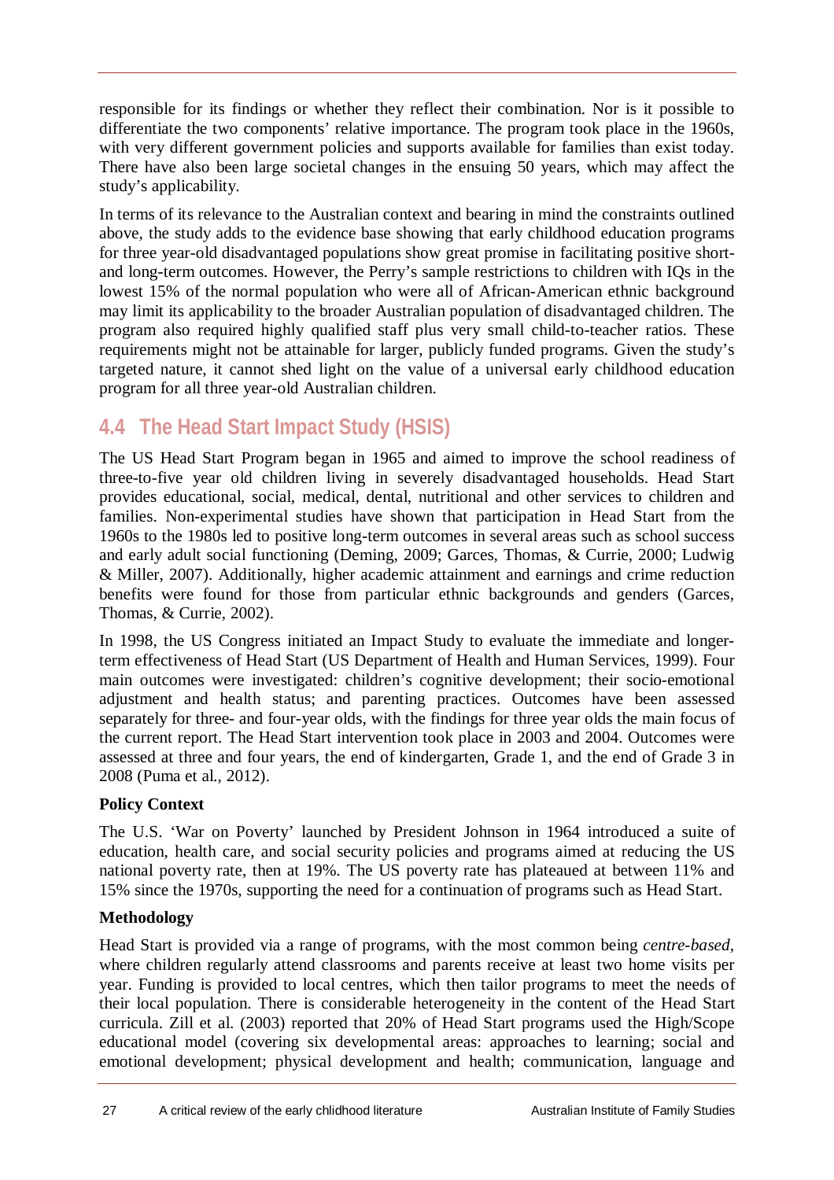responsible for its findings or whether they reflect their combination. Nor is it possible to differentiate the two components' relative importance. The program took place in the 1960s, with very different government policies and supports available for families than exist today. There have also been large societal changes in the ensuing 50 years, which may affect the study's applicability.

In terms of its relevance to the Australian context and bearing in mind the constraints outlined above, the study adds to the evidence base showing that early childhood education programs for three year-old disadvantaged populations show great promise in facilitating positive short- and long-term outcomes. However, the Perry's sample restrictions to children with IQs in the lowest 15% of the normal population who were all of African-American ethnic background may limit its applicability to the broader Australian population of disadvantaged children. The program also required highly qualified staff plus very small child-to-teacher ratios. These requirements might not be attainable for larger, publicly funded programs. Given the study's targeted nature, it cannot shed light on the value of a universal early childhood education program for all three year-old Australian children.

## 4.4 The Head Start Impact Study (HSIS)

The US Head Start Program began in 1965 and aimed to improve the school readiness of three-to-five year old children living in severely disadvantaged households. Head Start provides educational, social, medical, dental, nutritional and other services to children and families. Non-experimental studies have shown that participation in Head Start from the 1960s to the 1980s led to positive long-term outcomes in several areas such as school success and early adult social functioning (Deming, 2009; Garces, Thomas, & Currie, 2000; Ludwig & Miller, 2007). Additionally, higher academic attainment and earnings and crime reduction benefits were found for those from particular ethnic backgrounds and genders (Garces, Thomas, & Currie, 2002).

In 1998, the US Congress initiated an Impact Study to evaluate the immediate and longer-term effectiveness of Head Start (US Department of Health and Human Services, 1999). Four main outcomes were investigated: children's cognitive development; their socio-emotional adjustment and health status; and parenting practices. Outcomes have been assessed separately for three- and four-year olds, with the findings for three year olds the main focus of the current report. The Head Start intervention took place in 2003 and 2004. Outcomes were assessed at three and four years, the end of kindergarten, Grade 1, and the end of Grade 3 in 2008 (Puma et al., 2012).

**Policy Context**

The U.S. 'War on Poverty' launched by President Johnson in 1964 introduced a suite of education, health care, and social security policies and programs aimed at reducing the US national poverty rate, then at 19%. The US poverty rate has plateaued at between 11% and 15% since the 1970s, supporting the need for a continuation of programs such as Head Start.

**Methodology**

Head Start is provided via a range of programs, with the most common being *centre-based*, where children regularly attend classrooms and parents receive at least two home visits per year. Funding is provided to local centres, which then tailor programs to meet the needs of their local population. There is considerable heterogeneity in the content of the Head Start curricula. Zill et al. (2003) reported that 20% of Head Start programs used the High/Scope educational model (covering six developmental areas: approaches to learning; social and emotional development; physical development and health; communication, language and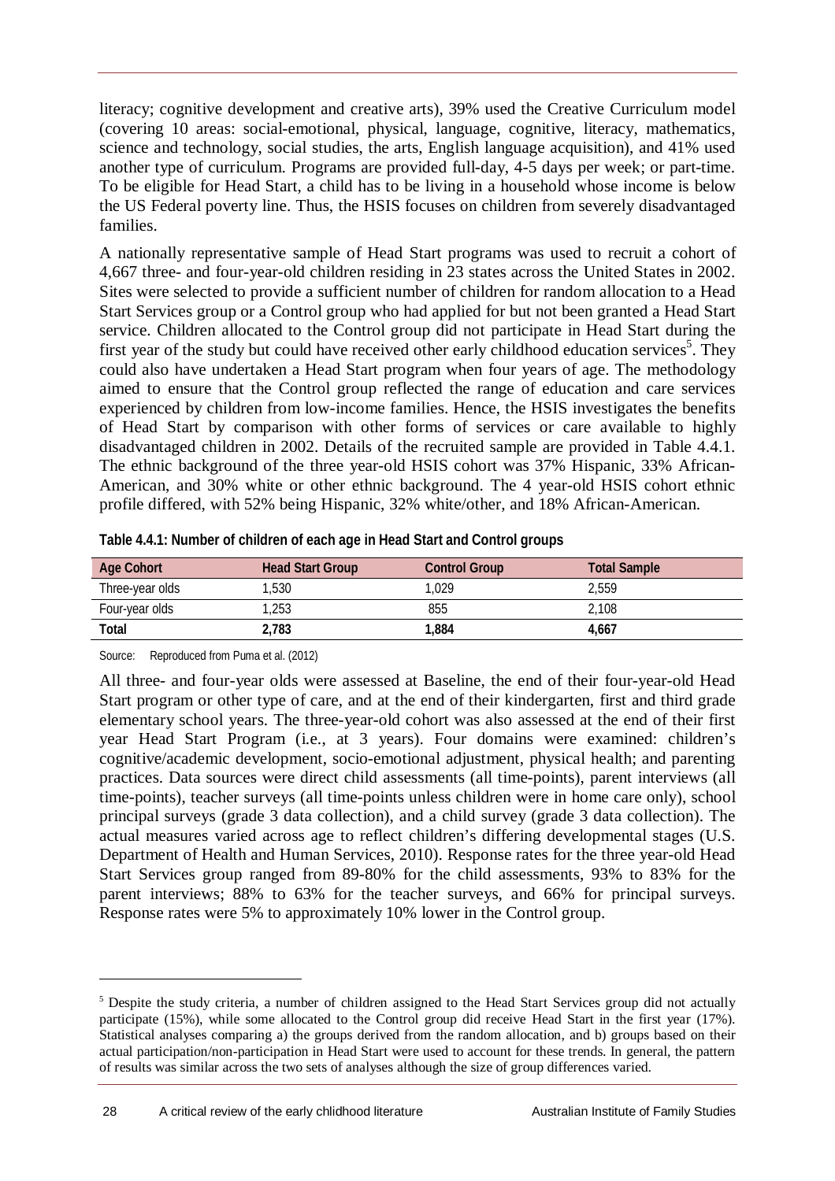literacy; cognitive development and creative arts), 39% used the Creative Curriculum model (covering 10 areas: social-emotional, physical, language, cognitive, literacy, mathematics, science and technology, social studies, the arts, English language acquisition), and 41% used another type of curriculum. Programs are provided full-day, 4-5 days per week; or part-time. To be eligible for Head Start, a child has to be living in a household whose income is below the US Federal poverty line. Thus, the HSIS focuses on children from severely disadvantaged families.

A nationally representative sample of Head Start programs was used to recruit a cohort of 4,667 three- and four-year-old children residing in 23 states across the United States in 2002. Sites were selected to provide a sufficient number of children for random allocation to a Head Start Services group or a Control group who had applied for but not been granted a Head Start service. Children allocated to the Control group did not participate in Head Start during the first year of the study but could have received other early childhood education services[5]. They could also have undertaken a Head Start program when four years of age. The methodology aimed to ensure that the Control group reflected the range of education and care services experienced by children from low-income families. Hence, the HSIS investigates the benefits of Head Start by comparison with other forms of services or care available to highly disadvantaged children in 2002. Details of the recruited sample are provided in Table 4.4.1. The ethnic background of the three year-old HSIS cohort was 37% Hispanic, 33% African-American, and 30% white or other ethnic background. The 4 year-old HSIS cohort ethnic profile differed, with 52% being Hispanic, 32% white/other, and 18% African-American.

**Table 4.4.1: Number of children of each age in Head Start and Control groups**

| Age Cohort | Head Start Group | Control Group | Total Sample |
|---|---|---|---|
| Three-year olds | 1,530 | 1,029 | 2,559 |
| Four-year olds | 1,253 | 855 | 2,108 |
| **Total** | **2,783** | **1,884** | **4,667** |

Source: Reproduced from Puma et al. (2012)

All three- and four-year olds were assessed at Baseline, the end of their four-year-old Head Start program or other type of care, and at the end of their kindergarten, first and third grade elementary school years. The three-year-old cohort was also assessed at the end of their first year Head Start Program (i.e., at 3 years). Four domains were examined: children's cognitive/academic development, socio-emotional adjustment, physical health; and parenting practices. Data sources were direct child assessments (all time-points), parent interviews (all time-points), teacher surveys (all time-points unless children were in home care only), school principal surveys (grade 3 data collection), and a child survey (grade 3 data collection). The actual measures varied across age to reflect children's differing developmental stages (U.S. Department of Health and Human Services, 2010). Response rates for the three year-old Head Start Services group ranged from 89-80% for the child assessments, 93% to 83% for the parent interviews; 88% to 63% for the teacher surveys, and 66% for principal surveys. Response rates were 5% to approximately 10% lower in the Control group.

[5] Despite the study criteria, a number of children assigned to the Head Start Services group did not actually participate (15%), while some allocated to the Control group did receive Head Start in the first year (17%). Statistical analyses comparing a) the groups derived from the random allocation, and b) groups based on their actual participation/non-participation in Head Start were used to account for these trends. In general, the pattern of results was similar across the two sets of analyses although the size of group differences varied.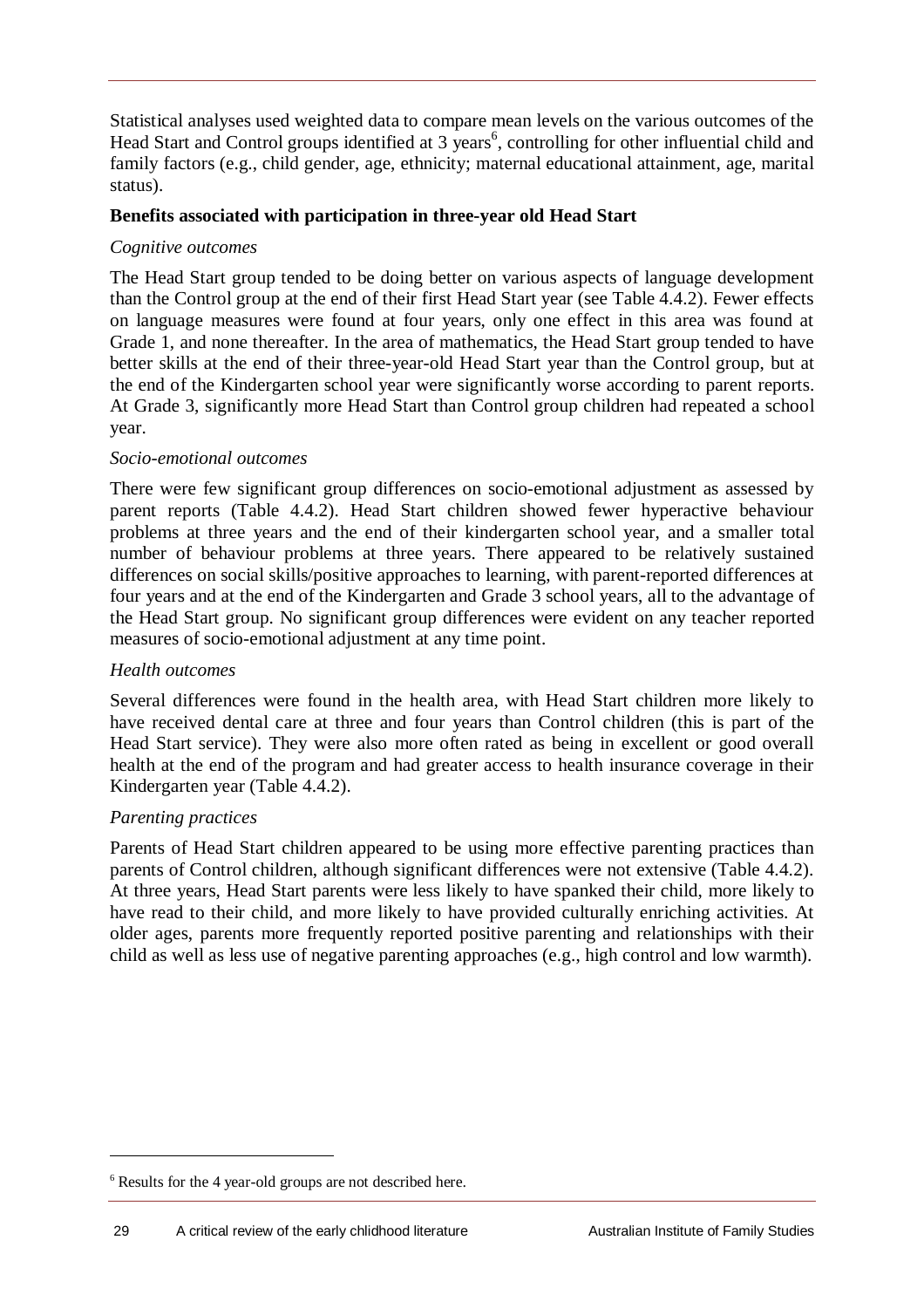Statistical analyses used weighted data to compare mean levels on the various outcomes of the Head Start and Control groups identified at 3 years[6], controlling for other influential child and family factors (e.g., child gender, age, ethnicity; maternal educational attainment, age, marital status).

**Benefits associated with participation in three-year old Head Start**

*Cognitive outcomes*

The Head Start group tended to be doing better on various aspects of language development than the Control group at the end of their first Head Start year (see Table 4.4.2). Fewer effects on language measures were found at four years, only one effect in this area was found at Grade 1, and none thereafter. In the area of mathematics, the Head Start group tended to have better skills at the end of their three-year-old Head Start year than the Control group, but at the end of the Kindergarten school year were significantly worse according to parent reports. At Grade 3, significantly more Head Start than Control group children had repeated a school year.

*Socio-emotional outcomes*

There were few significant group differences on socio-emotional adjustment as assessed by parent reports (Table 4.4.2). Head Start children showed fewer hyperactive behaviour problems at three years and the end of their kindergarten school year, and a smaller total number of behaviour problems at three years. There appeared to be relatively sustained differences on social skills/positive approaches to learning, with parent-reported differences at four years and at the end of the Kindergarten and Grade 3 school years, all to the advantage of the Head Start group. No significant group differences were evident on any teacher reported measures of socio-emotional adjustment at any time point.

*Health outcomes*

Several differences were found in the health area, with Head Start children more likely to have received dental care at three and four years than Control children (this is part of the Head Start service). They were also more often rated as being in excellent or good overall health at the end of the program and had greater access to health insurance coverage in their Kindergarten year (Table 4.4.2).

*Parenting practices*

Parents of Head Start children appeared to be using more effective parenting practices than parents of Control children, although significant differences were not extensive (Table 4.4.2). At three years, Head Start parents were less likely to have spanked their child, more likely to have read to their child, and more likely to have provided culturally enriching activities. At older ages, parents more frequently reported positive parenting and relationships with their child as well as less use of negative parenting approaches (e.g., high control and low warmth).

[6] Results for the 4 year-old groups are not described here.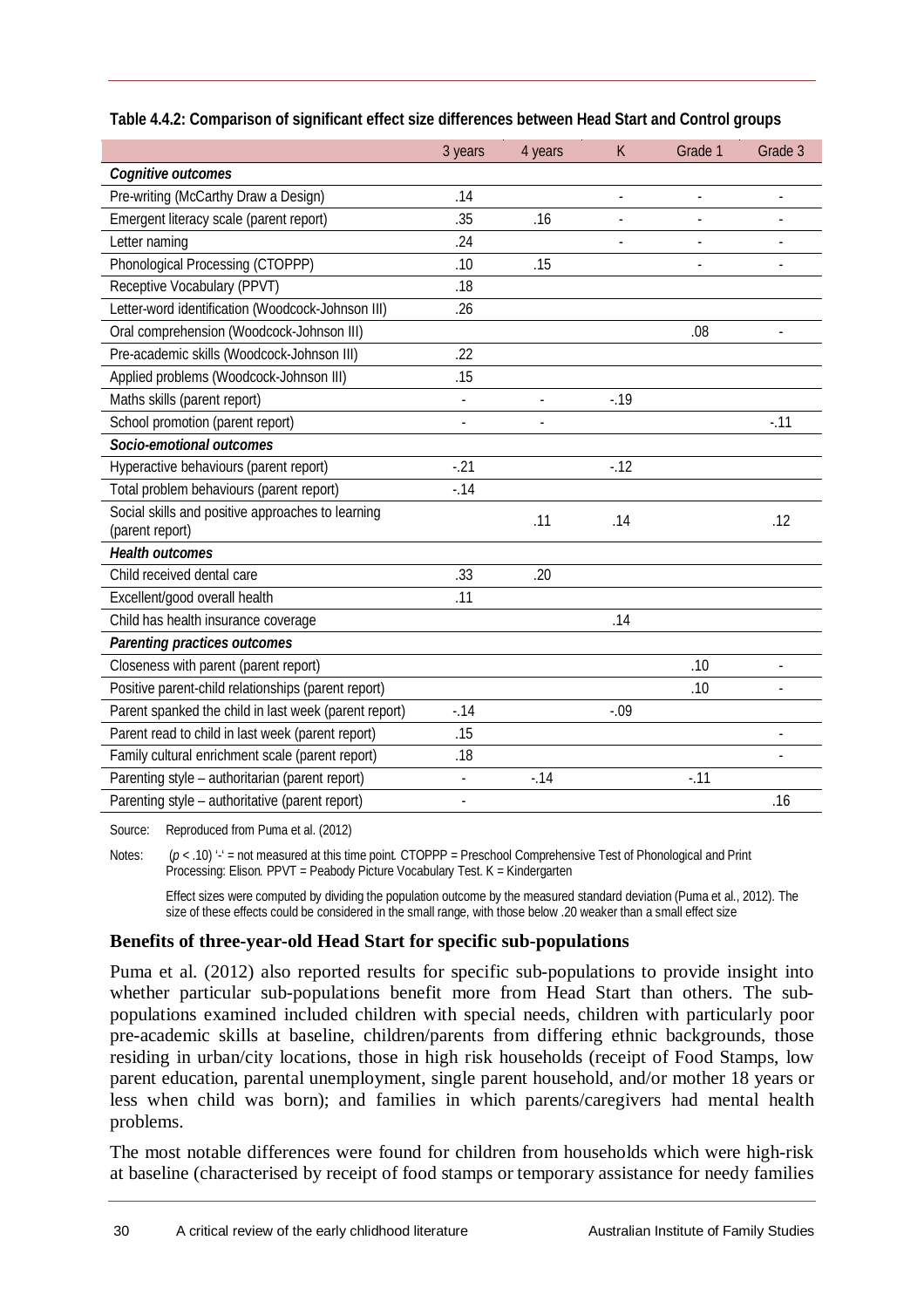**Table 4.4.2: Comparison of significant effect size differences between Head Start and Control groups**

| | 3 years | 4 years | K | Grade 1 | Grade 3 |
|---|---|---|---|---|---|
| ***Cognitive outcomes*** | | | | | |
| Pre-writing (McCarthy Draw a Design) | .14 | | - | - | - |
| Emergent literacy scale (parent report) | .35 | .16 | - | - | - |
| Letter naming | .24 | | - | - | - |
| Phonological Processing (CTOPPP) | .10 | .15 | | - | - |
| Receptive Vocabulary (PPVT) | .18 | | | | |
| Letter-word identification (Woodcock-Johnson III) | .26 | | | | |
| Oral comprehension (Woodcock-Johnson III) | | | | .08 | - |
| Pre-academic skills (Woodcock-Johnson III) | .22 | | | | |
| Applied problems (Woodcock-Johnson III) | .15 | | | | |
| Maths skills (parent report) | - | - | -.19 | | |
| School promotion (parent report) | - | - | | | -.11 |
| ***Socio-emotional outcomes*** | | | | | |
| Hyperactive behaviours (parent report) | -.21 | | -.12 | | |
| Total problem behaviours (parent report) | -.14 | | | | |
| Social skills and positive approaches to learning (parent report) | | .11 | .14 | | .12 |
| ***Health outcomes*** | | | | | |
| Child received dental care | .33 | .20 | | | |
| Excellent/good overall health | .11 | | | | |
| Child has health insurance coverage | | | .14 | | |
| ***Parenting practices outcomes*** | | | | | |
| Closeness with parent (parent report) | | | | .10 | - |
| Positive parent-child relationships (parent report) | | | | .10 | - |
| Parent spanked the child in last week (parent report) | -.14 | | -.09 | | |
| Parent read to child in last week (parent report) | .15 | | | | - |
| Family cultural enrichment scale (parent report) | .18 | | | | - |
| Parenting style – authoritarian (parent report) | - | -.14 | | -.11 | |
| Parenting style – authoritative (parent report) | - | | | | .16 |

Source: Reproduced from Puma et al. (2012)

Notes: ($p < .10$) '-' = not measured at this time point. CTOPPP = Preschool Comprehensive Test of Phonological and Print Processing: Elison. PPVT = Peabody Picture Vocabulary Test. K = Kindergarten

Effect sizes were computed by dividing the population outcome by the measured standard deviation (Puma et al., 2012). The size of these effects could be considered in the small range, with those below .20 weaker than a small effect size

### Benefits of three-year-old Head Start for specific sub-populations

Puma et al. (2012) also reported results for specific sub-populations to provide insight into whether particular sub-populations benefit more from Head Start than others. The sub-populations examined included children with special needs, children with particularly poor pre-academic skills at baseline, children/parents from differing ethnic backgrounds, those residing in urban/city locations, those in high risk households (receipt of Food Stamps, low parent education, parental unemployment, single parent household, and/or mother 18 years or less when child was born); and families in which parents/caregivers had mental health problems.

The most notable differences were found for children from households which were high-risk at baseline (characterised by receipt of food stamps or temporary assistance for needy families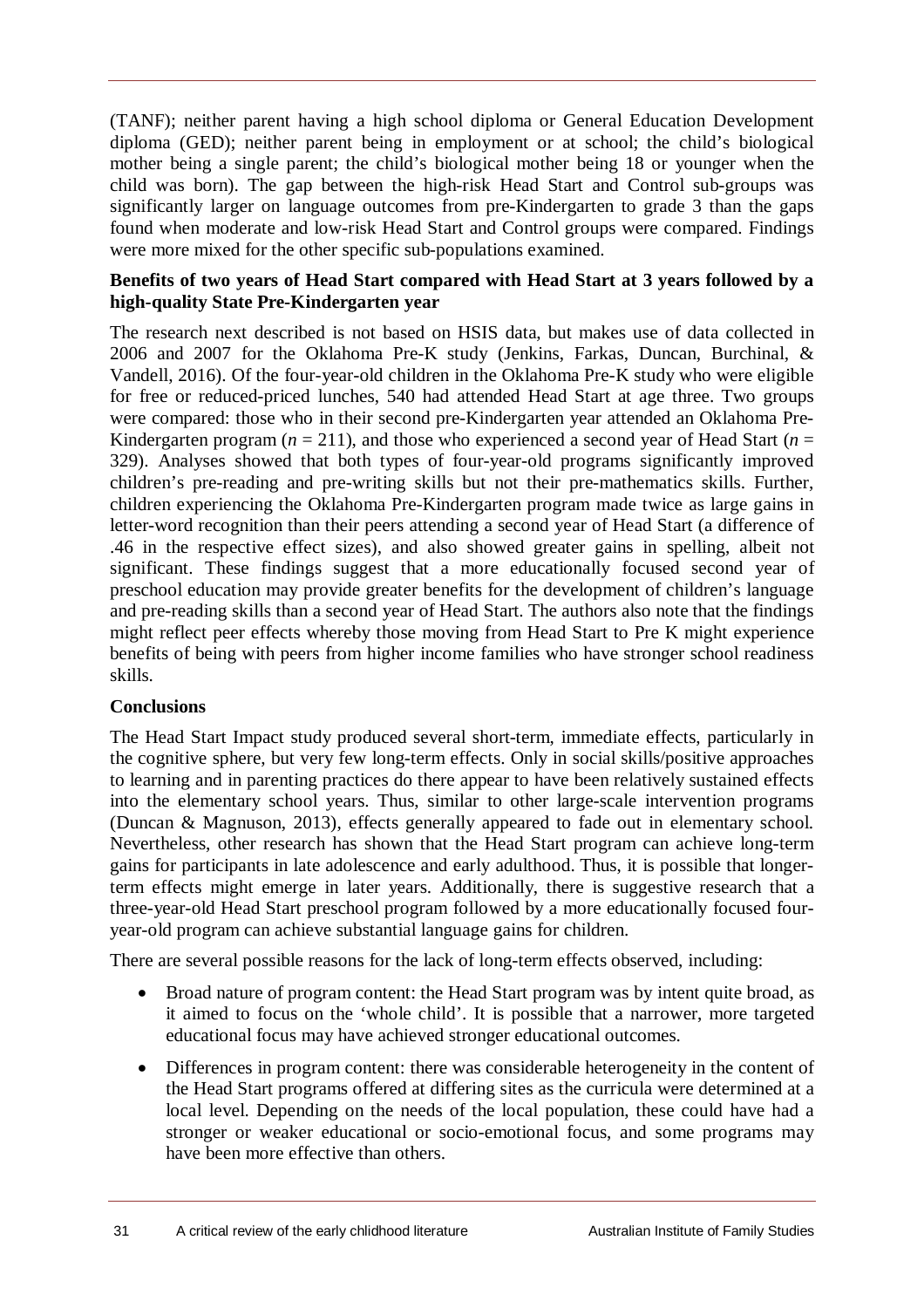(TANF); neither parent having a high school diploma or General Education Development diploma (GED); neither parent being in employment or at school; the child's biological mother being a single parent; the child's biological mother being 18 or younger when the child was born). The gap between the high-risk Head Start and Control sub-groups was significantly larger on language outcomes from pre-Kindergarten to grade 3 than the gaps found when moderate and low-risk Head Start and Control groups were compared. Findings were more mixed for the other specific sub-populations examined.

**Benefits of two years of Head Start compared with Head Start at 3 years followed by a high-quality State Pre-Kindergarten year**

The research next described is not based on HSIS data, but makes use of data collected in 2006 and 2007 for the Oklahoma Pre-K study (Jenkins, Farkas, Duncan, Burchinal, & Vandell, 2016). Of the four-year-old children in the Oklahoma Pre-K study who were eligible for free or reduced-priced lunches, 540 had attended Head Start at age three. Two groups were compared: those who in their second pre-Kindergarten year attended an Oklahoma Pre-Kindergarten program ($n$ = 211), and those who experienced a second year of Head Start ($n$ = 329). Analyses showed that both types of four-year-old programs significantly improved children's pre-reading and pre-writing skills but not their pre-mathematics skills. Further, children experiencing the Oklahoma Pre-Kindergarten program made twice as large gains in letter-word recognition than their peers attending a second year of Head Start (a difference of .46 in the respective effect sizes), and also showed greater gains in spelling, albeit not significant. These findings suggest that a more educationally focused second year of preschool education may provide greater benefits for the development of children's language and pre-reading skills than a second year of Head Start. The authors also note that the findings might reflect peer effects whereby those moving from Head Start to Pre K might experience benefits of being with peers from higher income families who have stronger school readiness skills.

**Conclusions**

The Head Start Impact study produced several short-term, immediate effects, particularly in the cognitive sphere, but very few long-term effects. Only in social skills/positive approaches to learning and in parenting practices do there appear to have been relatively sustained effects into the elementary school years. Thus, similar to other large-scale intervention programs (Duncan & Magnuson, 2013), effects generally appeared to fade out in elementary school. Nevertheless, other research has shown that the Head Start program can achieve long-term gains for participants in late adolescence and early adulthood. Thus, it is possible that longer-term effects might emerge in later years. Additionally, there is suggestive research that a three-year-old Head Start preschool program followed by a more educationally focused four-year-old program can achieve substantial language gains for children.

There are several possible reasons for the lack of long-term effects observed, including:

- Broad nature of program content: the Head Start program was by intent quite broad, as it aimed to focus on the 'whole child'. It is possible that a narrower, more targeted educational focus may have achieved stronger educational outcomes.
- Differences in program content: there was considerable heterogeneity in the content of the Head Start programs offered at differing sites as the curricula were determined at a local level. Depending on the needs of the local population, these could have had a stronger or weaker educational or socio-emotional focus, and some programs may have been more effective than others.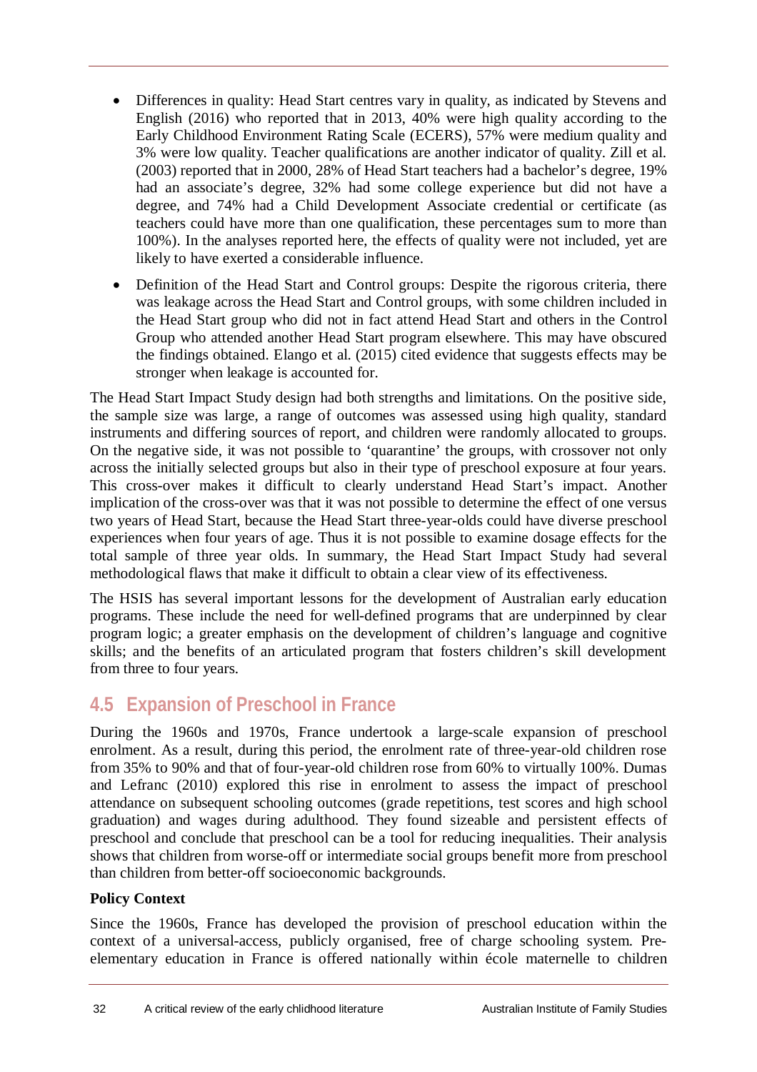- Differences in quality: Head Start centres vary in quality, as indicated by Stevens and English (2016) who reported that in 2013, 40% were high quality according to the Early Childhood Environment Rating Scale (ECERS), 57% were medium quality and 3% were low quality. Teacher qualifications are another indicator of quality. Zill et al. (2003) reported that in 2000, 28% of Head Start teachers had a bachelor's degree, 19% had an associate's degree, 32% had some college experience but did not have a degree, and 74% had a Child Development Associate credential or certificate (as teachers could have more than one qualification, these percentages sum to more than 100%). In the analyses reported here, the effects of quality were not included, yet are likely to have exerted a considerable influence.
- Definition of the Head Start and Control groups: Despite the rigorous criteria, there was leakage across the Head Start and Control groups, with some children included in the Head Start group who did not in fact attend Head Start and others in the Control Group who attended another Head Start program elsewhere. This may have obscured the findings obtained. Elango et al. (2015) cited evidence that suggests effects may be stronger when leakage is accounted for.

The Head Start Impact Study design had both strengths and limitations. On the positive side, the sample size was large, a range of outcomes was assessed using high quality, standard instruments and differing sources of report, and children were randomly allocated to groups. On the negative side, it was not possible to 'quarantine' the groups, with crossover not only across the initially selected groups but also in their type of preschool exposure at four years. This cross-over makes it difficult to clearly understand Head Start's impact. Another implication of the cross-over was that it was not possible to determine the effect of one versus two years of Head Start, because the Head Start three-year-olds could have diverse preschool experiences when four years of age. Thus it is not possible to examine dosage effects for the total sample of three year olds. In summary, the Head Start Impact Study had several methodological flaws that make it difficult to obtain a clear view of its effectiveness.

The HSIS has several important lessons for the development of Australian early education programs. These include the need for well-defined programs that are underpinned by clear program logic; a greater emphasis on the development of children's language and cognitive skills; and the benefits of an articulated program that fosters children's skill development from three to four years.

## 4.5 Expansion of Preschool in France

During the 1960s and 1970s, France undertook a large-scale expansion of preschool enrolment. As a result, during this period, the enrolment rate of three-year-old children rose from 35% to 90% and that of four-year-old children rose from 60% to virtually 100%. Dumas and Lefranc (2010) explored this rise in enrolment to assess the impact of preschool attendance on subsequent schooling outcomes (grade repetitions, test scores and high school graduation) and wages during adulthood. They found sizeable and persistent effects of preschool and conclude that preschool can be a tool for reducing inequalities. Their analysis shows that children from worse-off or intermediate social groups benefit more from preschool than children from better-off socioeconomic backgrounds.

**Policy Context**

Since the 1960s, France has developed the provision of preschool education within the context of a universal-access, publicly organised, free of charge schooling system. Pre-elementary education in France is offered nationally within école maternelle to children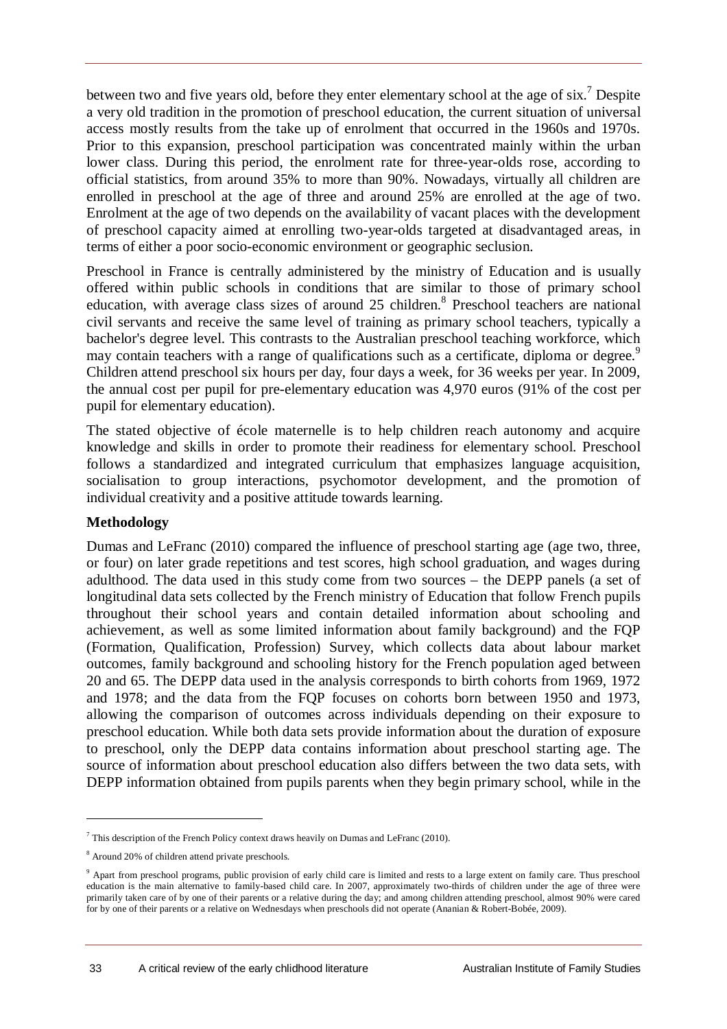between two and five years old, before they enter elementary school at the age of six.[7] Despite a very old tradition in the promotion of preschool education, the current situation of universal access mostly results from the take up of enrolment that occurred in the 1960s and 1970s. Prior to this expansion, preschool participation was concentrated mainly within the urban lower class. During this period, the enrolment rate for three-year-olds rose, according to official statistics, from around 35% to more than 90%. Nowadays, virtually all children are enrolled in preschool at the age of three and around 25% are enrolled at the age of two. Enrolment at the age of two depends on the availability of vacant places with the development of preschool capacity aimed at enrolling two-year-olds targeted at disadvantaged areas, in terms of either a poor socio-economic environment or geographic seclusion.

Preschool in France is centrally administered by the ministry of Education and is usually offered within public schools in conditions that are similar to those of primary school education, with average class sizes of around 25 children.[8] Preschool teachers are national civil servants and receive the same level of training as primary school teachers, typically a bachelor's degree level. This contrasts to the Australian preschool teaching workforce, which may contain teachers with a range of qualifications such as a certificate, diploma or degree.[9] Children attend preschool six hours per day, four days a week, for 36 weeks per year. In 2009, the annual cost per pupil for pre-elementary education was 4,970 euros (91% of the cost per pupil for elementary education).

The stated objective of école maternelle is to help children reach autonomy and acquire knowledge and skills in order to promote their readiness for elementary school. Preschool follows a standardized and integrated curriculum that emphasizes language acquisition, socialisation to group interactions, psychomotor development, and the promotion of individual creativity and a positive attitude towards learning.

**Methodology**

Dumas and LeFranc (2010) compared the influence of preschool starting age (age two, three, or four) on later grade repetitions and test scores, high school graduation, and wages during adulthood. The data used in this study come from two sources – the DEPP panels (a set of longitudinal data sets collected by the French ministry of Education that follow French pupils throughout their school years and contain detailed information about schooling and achievement, as well as some limited information about family background) and the FQP (Formation, Qualification, Profession) Survey, which collects data about labour market outcomes, family background and schooling history for the French population aged between 20 and 65. The DEPP data used in the analysis corresponds to birth cohorts from 1969, 1972 and 1978; and the data from the FQP focuses on cohorts born between 1950 and 1973, allowing the comparison of outcomes across individuals depending on their exposure to preschool education. While both data sets provide information about the duration of exposure to preschool, only the DEPP data contains information about preschool starting age. The source of information about preschool education also differs between the two data sets, with DEPP information obtained from pupils parents when they begin primary school, while in the

---

[7] This description of the French Policy context draws heavily on Dumas and LeFranc (2010).

[8] Around 20% of children attend private preschools.

[9] Apart from preschool programs, public provision of early child care is limited and rests to a large extent on family care. Thus preschool education is the main alternative to family-based child care. In 2007, approximately two-thirds of children under the age of three were primarily taken care of by one of their parents or a relative during the day; and among children attending preschool, almost 90% were cared for by one of their parents or a relative on Wednesdays when preschools did not operate (Ananian & Robert-Bobée, 2009).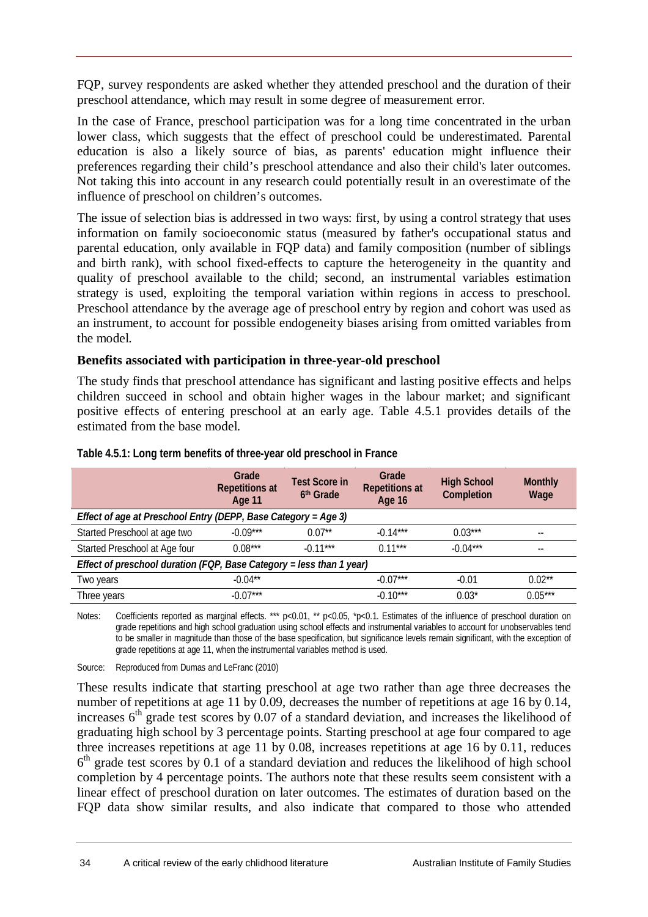FQP, survey respondents are asked whether they attended preschool and the duration of their preschool attendance, which may result in some degree of measurement error.

In the case of France, preschool participation was for a long time concentrated in the urban lower class, which suggests that the effect of preschool could be underestimated. Parental education is also a likely source of bias, as parents' education might influence their preferences regarding their child's preschool attendance and also their child's later outcomes. Not taking this into account in any research could potentially result in an overestimate of the influence of preschool on children's outcomes.

The issue of selection bias is addressed in two ways: first, by using a control strategy that uses information on family socioeconomic status (measured by father's occupational status and parental education, only available in FQP data) and family composition (number of siblings and birth rank), with school fixed-effects to capture the heterogeneity in the quantity and quality of preschool available to the child; second, an instrumental variables estimation strategy is used, exploiting the temporal variation within regions in access to preschool. Preschool attendance by the average age of preschool entry by region and cohort was used as an instrument, to account for possible endogeneity biases arising from omitted variables from the model.

### Benefits associated with participation in three-year-old preschool

The study finds that preschool attendance has significant and lasting positive effects and helps children succeed in school and obtain higher wages in the labour market; and significant positive effects of entering preschool at an early age. Table 4.5.1 provides details of the estimated from the base model.

**Table 4.5.1: Long term benefits of three-year old preschool in France**

| | Grade Repetitions at Age 11 | Test Score in 6th Grade | Grade Repetitions at Age 16 | High School Completion | Monthly Wage |
|---|---|---|---|---|---|
| *Effect of age at Preschool Entry (DEPP, Base Category = Age 3)* | | | | | |
| Started Preschool at age two | -0.09*** | 0.07** | -0.14*** | 0.03*** | -- |
| Started Preschool at Age four | 0.08*** | -0.11*** | 0.11*** | -0.04*** | -- |
| *Effect of preschool duration (FQP, Base Category = less than 1 year)* | | | | | |
| Two years | -0.04** | | -0.07*** | -0.01 | 0.02** |
| Three years | -0.07*** | | -0.10*** | 0.03* | 0.05*** |

Notes: Coefficients reported as marginal effects. *** p<0.01, ** p<0.05, *p<0.1. Estimates of the influence of preschool duration on grade repetitions and high school graduation using school effects and instrumental variables to account for unobservables tend to be smaller in magnitude than those of the base specification, but significance levels remain significant, with the exception of grade repetitions at age 11, when the instrumental variables method is used.

Source: Reproduced from Dumas and LeFranc (2010)

These results indicate that starting preschool at age two rather than age three decreases the number of repetitions at age 11 by 0.09, decreases the number of repetitions at age 16 by 0.14, increases 6th grade test scores by 0.07 of a standard deviation, and increases the likelihood of graduating high school by 3 percentage points. Starting preschool at age four compared to age three increases repetitions at age 11 by 0.08, increases repetitions at age 16 by 0.11, reduces 6th grade test scores by 0.1 of a standard deviation and reduces the likelihood of high school completion by 4 percentage points. The authors note that these results seem consistent with a linear effect of preschool duration on later outcomes. The estimates of duration based on the FQP data show similar results, and also indicate that compared to those who attended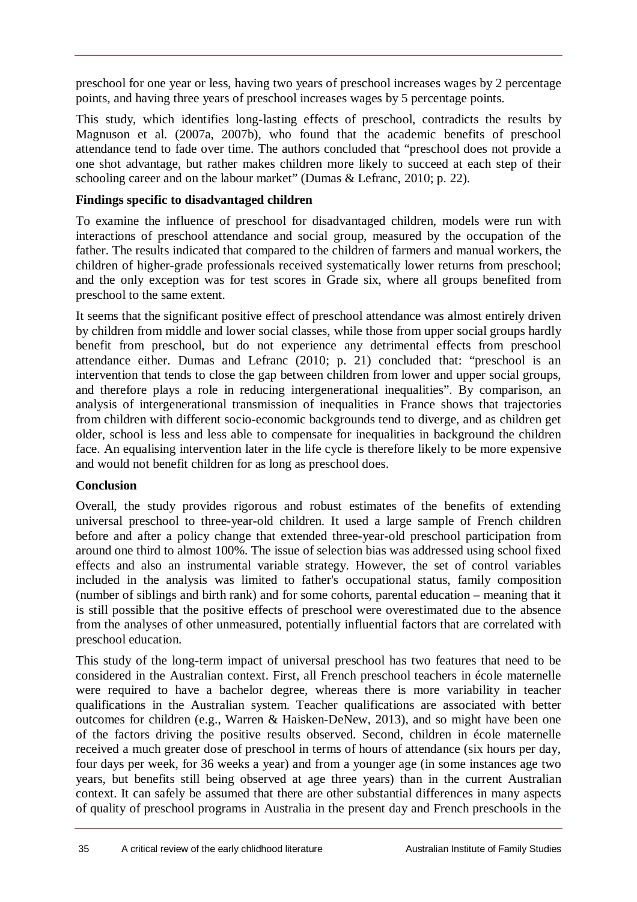preschool for one year or less, having two years of preschool increases wages by 2 percentage points, and having three years of preschool increases wages by 5 percentage points.

This study, which identifies long-lasting effects of preschool, contradicts the results by Magnuson et al. (2007a, 2007b), who found that the academic benefits of preschool attendance tend to fade over time. The authors concluded that "preschool does not provide a one shot advantage, but rather makes children more likely to succeed at each step of their schooling career and on the labour market" (Dumas & Lefranc, 2010; p. 22).

**Findings specific to disadvantaged children**

To examine the influence of preschool for disadvantaged children, models were run with interactions of preschool attendance and social group, measured by the occupation of the father. The results indicated that compared to the children of farmers and manual workers, the children of higher-grade professionals received systematically lower returns from preschool; and the only exception was for test scores in Grade six, where all groups benefited from preschool to the same extent.

It seems that the significant positive effect of preschool attendance was almost entirely driven by children from middle and lower social classes, while those from upper social groups hardly benefit from preschool, but do not experience any detrimental effects from preschool attendance either. Dumas and Lefranc (2010; p. 21) concluded that: "preschool is an intervention that tends to close the gap between children from lower and upper social groups, and therefore plays a role in reducing intergenerational inequalities". By comparison, an analysis of intergenerational transmission of inequalities in France shows that trajectories from children with different socio-economic backgrounds tend to diverge, and as children get older, school is less and less able to compensate for inequalities in background the children face. An equalising intervention later in the life cycle is therefore likely to be more expensive and would not benefit children for as long as preschool does.

**Conclusion**

Overall, the study provides rigorous and robust estimates of the benefits of extending universal preschool to three-year-old children. It used a large sample of French children before and after a policy change that extended three-year-old preschool participation from around one third to almost 100%. The issue of selection bias was addressed using school fixed effects and also an instrumental variable strategy. However, the set of control variables included in the analysis was limited to father's occupational status, family composition (number of siblings and birth rank) and for some cohorts, parental education – meaning that it is still possible that the positive effects of preschool were overestimated due to the absence from the analyses of other unmeasured, potentially influential factors that are correlated with preschool education.

This study of the long-term impact of universal preschool has two features that need to be considered in the Australian context. First, all French preschool teachers in école maternelle were required to have a bachelor degree, whereas there is more variability in teacher qualifications in the Australian system. Teacher qualifications are associated with better outcomes for children (e.g., Warren & Haisken-DeNew, 2013), and so might have been one of the factors driving the positive results observed. Second, children in école maternelle received a much greater dose of preschool in terms of hours of attendance (six hours per day, four days per week, for 36 weeks a year) and from a younger age (in some instances age two years, but benefits still being observed at age three years) than in the current Australian context. It can safely be assumed that there are other substantial differences in many aspects of quality of preschool programs in Australia in the present day and French preschools in the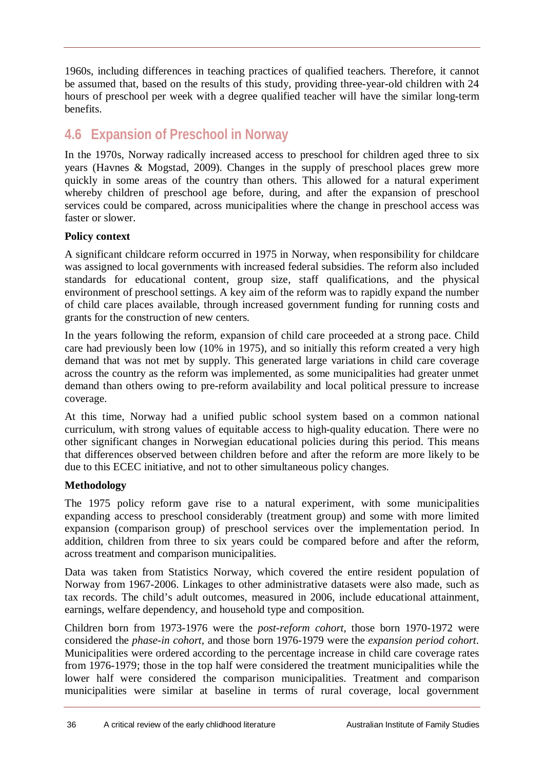1960s, including differences in teaching practices of qualified teachers. Therefore, it cannot be assumed that, based on the results of this study, providing three-year-old children with 24 hours of preschool per week with a degree qualified teacher will have the similar long-term benefits.

## 4.6 Expansion of Preschool in Norway

In the 1970s, Norway radically increased access to preschool for children aged three to six years (Havnes & Mogstad, 2009). Changes in the supply of preschool places grew more quickly in some areas of the country than others. This allowed for a natural experiment whereby children of preschool age before, during, and after the expansion of preschool services could be compared, across municipalities where the change in preschool access was faster or slower.

**Policy context**

A significant childcare reform occurred in 1975 in Norway, when responsibility for childcare was assigned to local governments with increased federal subsidies. The reform also included standards for educational content, group size, staff qualifications, and the physical environment of preschool settings. A key aim of the reform was to rapidly expand the number of child care places available, through increased government funding for running costs and grants for the construction of new centers.

In the years following the reform, expansion of child care proceeded at a strong pace. Child care had previously been low (10% in 1975), and so initially this reform created a very high demand that was not met by supply. This generated large variations in child care coverage across the country as the reform was implemented, as some municipalities had greater unmet demand than others owing to pre-reform availability and local political pressure to increase coverage.

At this time, Norway had a unified public school system based on a common national curriculum, with strong values of equitable access to high-quality education. There were no other significant changes in Norwegian educational policies during this period. This means that differences observed between children before and after the reform are more likely to be due to this ECEC initiative, and not to other simultaneous policy changes.

**Methodology**

The 1975 policy reform gave rise to a natural experiment, with some municipalities expanding access to preschool considerably (treatment group) and some with more limited expansion (comparison group) of preschool services over the implementation period. In addition, children from three to six years could be compared before and after the reform, across treatment and comparison municipalities.

Data was taken from Statistics Norway, which covered the entire resident population of Norway from 1967-2006. Linkages to other administrative datasets were also made, such as tax records. The child's adult outcomes, measured in 2006, include educational attainment, earnings, welfare dependency, and household type and composition.

Children born from 1973-1976 were the *post-reform cohort*, those born 1970-1972 were considered the *phase-in cohort*, and those born 1976-1979 were the *expansion period cohort*. Municipalities were ordered according to the percentage increase in child care coverage rates from 1976-1979; those in the top half were considered the treatment municipalities while the lower half were considered the comparison municipalities. Treatment and comparison municipalities were similar at baseline in terms of rural coverage, local government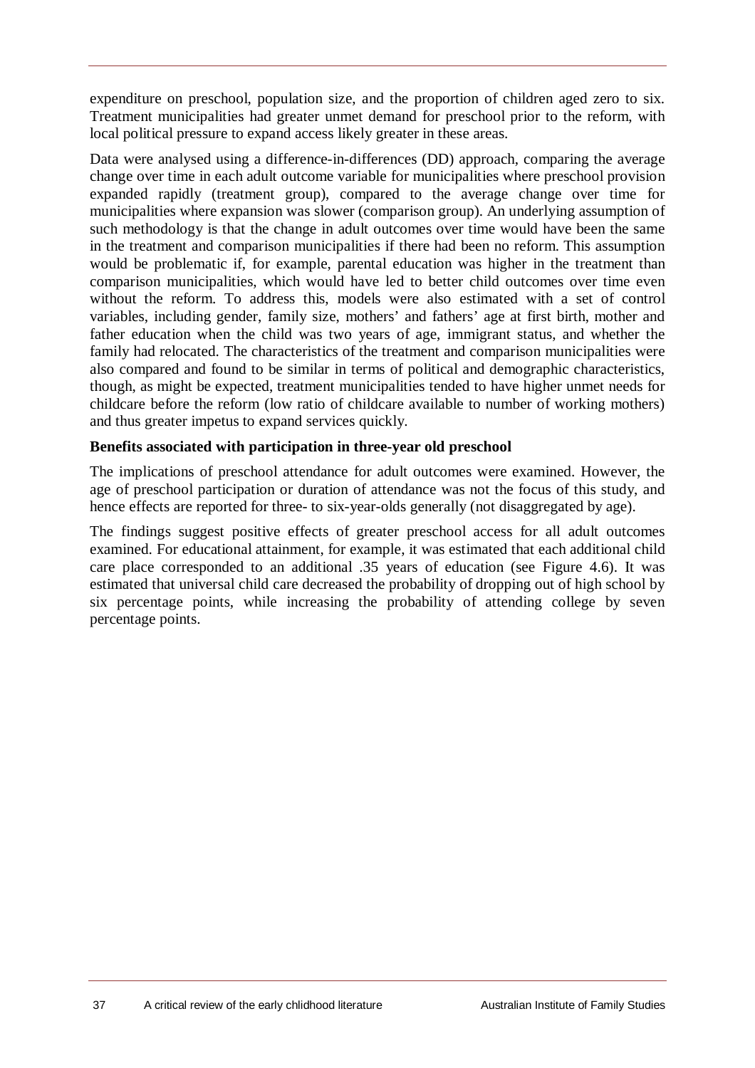expenditure on preschool, population size, and the proportion of children aged zero to six. Treatment municipalities had greater unmet demand for preschool prior to the reform, with local political pressure to expand access likely greater in these areas.

Data were analysed using a difference-in-differences (DD) approach, comparing the average change over time in each adult outcome variable for municipalities where preschool provision expanded rapidly (treatment group), compared to the average change over time for municipalities where expansion was slower (comparison group). An underlying assumption of such methodology is that the change in adult outcomes over time would have been the same in the treatment and comparison municipalities if there had been no reform. This assumption would be problematic if, for example, parental education was higher in the treatment than comparison municipalities, which would have led to better child outcomes over time even without the reform. To address this, models were also estimated with a set of control variables, including gender, family size, mothers' and fathers' age at first birth, mother and father education when the child was two years of age, immigrant status, and whether the family had relocated. The characteristics of the treatment and comparison municipalities were also compared and found to be similar in terms of political and demographic characteristics, though, as might be expected, treatment municipalities tended to have higher unmet needs for childcare before the reform (low ratio of childcare available to number of working mothers) and thus greater impetus to expand services quickly.

**Benefits associated with participation in three-year old preschool**

The implications of preschool attendance for adult outcomes were examined. However, the age of preschool participation or duration of attendance was not the focus of this study, and hence effects are reported for three- to six-year-olds generally (not disaggregated by age).

The findings suggest positive effects of greater preschool access for all adult outcomes examined. For educational attainment, for example, it was estimated that each additional child care place corresponded to an additional .35 years of education (see Figure 4.6). It was estimated that universal child care decreased the probability of dropping out of high school by six percentage points, while increasing the probability of attending college by seven percentage points.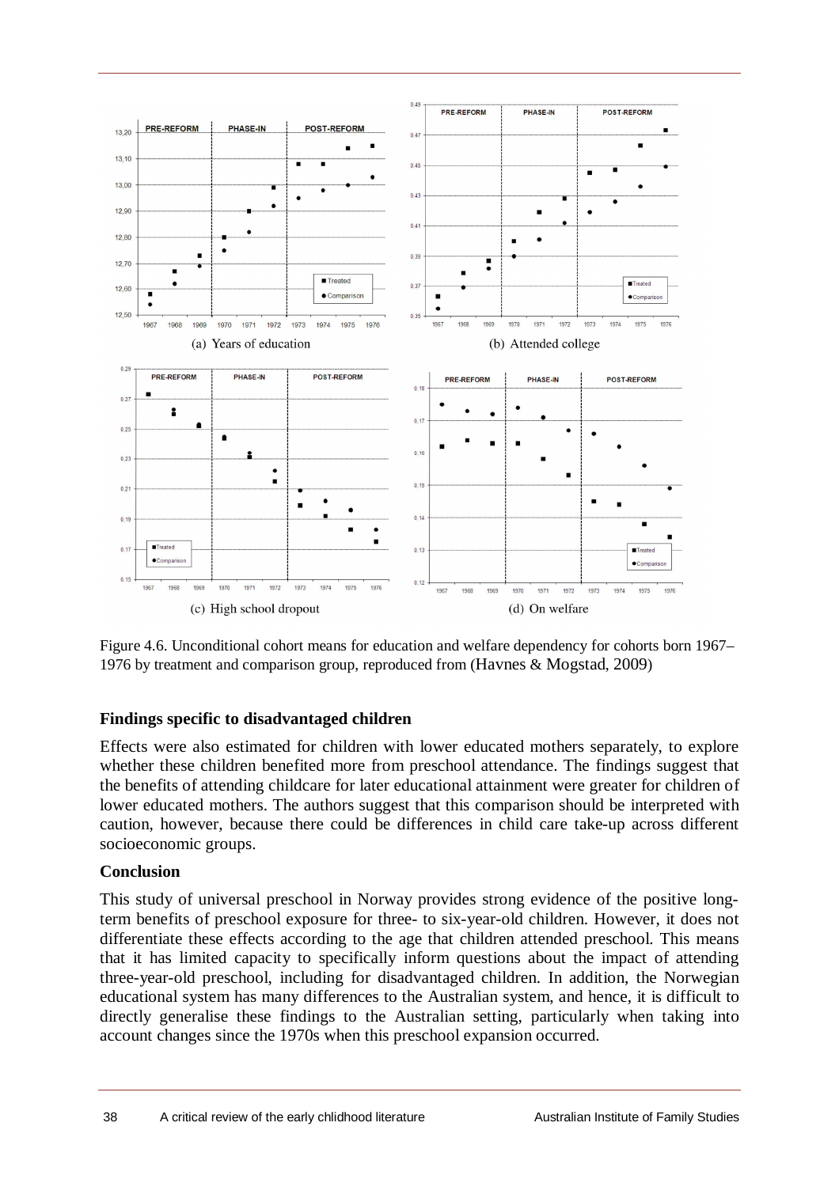(a) Years of education

PRE-REFORM PHASE-IN POST-REFORM

13,20
13,10
13,00
12,90
12,80
12,70
12,60
12,50

1967 1968 1969 1970 1971 1972 1973 1974 1975 1976

■ Treated
● Comparison

(b) Attended college

PRE-REFORM PHASE-IN POST-REFORM

0.49
0.47
0.45
0.43
0.41
0.39
0.37
0.35

1967 1968 1969 1970 1971 1972 1973 1974 1975 1976

■ Treated
● Comparison

(c) High school dropout

PRE-REFORM PHASE-IN POST-REFORM

0.29
0.27
0.25
0.23
0.21
0.19
0.17
0.15

1967 1968 1969 1970 1971 1972 1973 1974 1975 1976

■ Treated
● Comparison

(d) On welfare

PRE-REFORM PHASE-IN POST-REFORM

0.18
0.17
0.16
0.15
0.14
0.13
0.12

1967 1968 1969 1970 1971 1972 1973 1974 1975 1976

■ Treated
● Comparison

Figure 4.6. Unconditional cohort means for education and welfare dependency for cohorts born 1967–1976 by treatment and comparison group, reproduced from (Havnes & Mogstad, 2009)

**Findings specific to disadvantaged children**

Effects were also estimated for children with lower educated mothers separately, to explore whether these children benefited more from preschool attendance. The findings suggest that the benefits of attending childcare for later educational attainment were greater for children of lower educated mothers. The authors suggest that this comparison should be interpreted with caution, however, because there could be differences in child care take-up across different socioeconomic groups.

**Conclusion**

This study of universal preschool in Norway provides strong evidence of the positive long-term benefits of preschool exposure for three- to six-year-old children. However, it does not differentiate these effects according to the age that children attended preschool. This means that it has limited capacity to specifically inform questions about the impact of attending three-year-old preschool, including for disadvantaged children. In addition, the Norwegian educational system has many differences to the Australian system, and hence, it is difficult to directly generalise these findings to the Australian setting, particularly when taking into account changes since the 1970s when this preschool expansion occurred.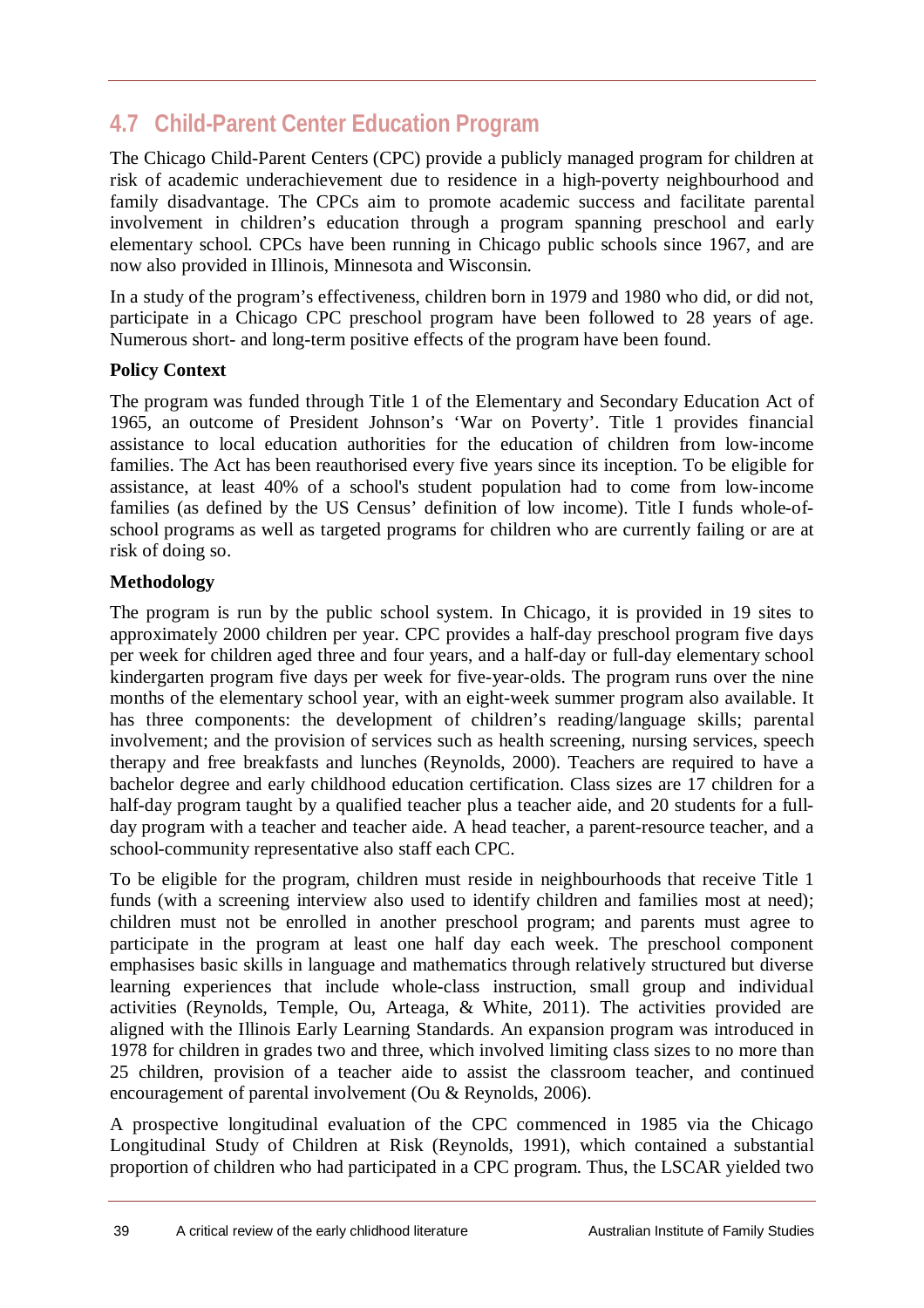## 4.7 Child-Parent Center Education Program

The Chicago Child-Parent Centers (CPC) provide a publicly managed program for children at risk of academic underachievement due to residence in a high-poverty neighbourhood and family disadvantage. The CPCs aim to promote academic success and facilitate parental involvement in children's education through a program spanning preschool and early elementary school. CPCs have been running in Chicago public schools since 1967, and are now also provided in Illinois, Minnesota and Wisconsin.

In a study of the program's effectiveness, children born in 1979 and 1980 who did, or did not, participate in a Chicago CPC preschool program have been followed to 28 years of age. Numerous short- and long-term positive effects of the program have been found.

**Policy Context**

The program was funded through Title 1 of the Elementary and Secondary Education Act of 1965, an outcome of President Johnson's 'War on Poverty'. Title 1 provides financial assistance to local education authorities for the education of children from low-income families. The Act has been reauthorised every five years since its inception. To be eligible for assistance, at least 40% of a school's student population had to come from low-income families (as defined by the US Census' definition of low income). Title I funds whole-of-school programs as well as targeted programs for children who are currently failing or are at risk of doing so.

**Methodology**

The program is run by the public school system. In Chicago, it is provided in 19 sites to approximately 2000 children per year. CPC provides a half-day preschool program five days per week for children aged three and four years, and a half-day or full-day elementary school kindergarten program five days per week for five-year-olds. The program runs over the nine months of the elementary school year, with an eight-week summer program also available. It has three components: the development of children's reading/language skills; parental involvement; and the provision of services such as health screening, nursing services, speech therapy and free breakfasts and lunches (Reynolds, 2000). Teachers are required to have a bachelor degree and early childhood education certification. Class sizes are 17 children for a half-day program taught by a qualified teacher plus a teacher aide, and 20 students for a full-day program with a teacher and teacher aide. A head teacher, a parent-resource teacher, and a school-community representative also staff each CPC.

To be eligible for the program, children must reside in neighbourhoods that receive Title 1 funds (with a screening interview also used to identify children and families most at need); children must not be enrolled in another preschool program; and parents must agree to participate in the program at least one half day each week. The preschool component emphasises basic skills in language and mathematics through relatively structured but diverse learning experiences that include whole-class instruction, small group and individual activities (Reynolds, Temple, Ou, Arteaga, & White, 2011). The activities provided are aligned with the Illinois Early Learning Standards. An expansion program was introduced in 1978 for children in grades two and three, which involved limiting class sizes to no more than 25 children, provision of a teacher aide to assist the classroom teacher, and continued encouragement of parental involvement (Ou & Reynolds, 2006).

A prospective longitudinal evaluation of the CPC commenced in 1985 via the Chicago Longitudinal Study of Children at Risk (Reynolds, 1991), which contained a substantial proportion of children who had participated in a CPC program. Thus, the LSCAR yielded two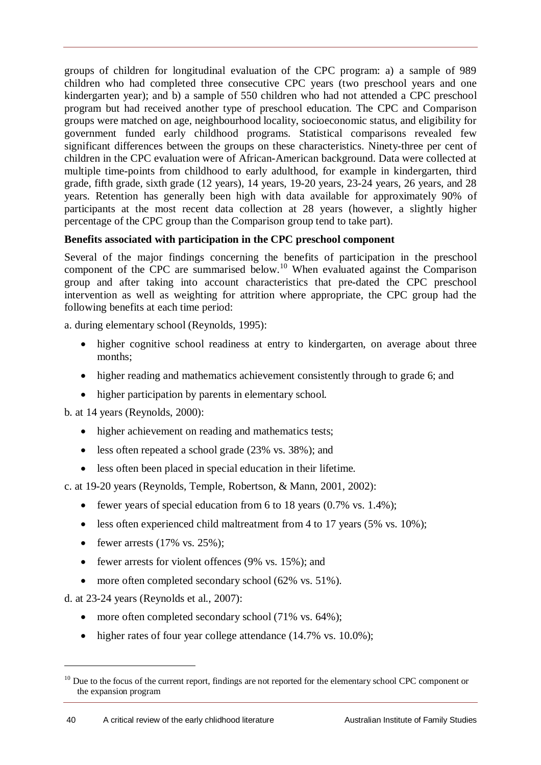groups of children for longitudinal evaluation of the CPC program: a) a sample of 989 children who had completed three consecutive CPC years (two preschool years and one kindergarten year); and b) a sample of 550 children who had not attended a CPC preschool program but had received another type of preschool education. The CPC and Comparison groups were matched on age, neighbourhood locality, socioeconomic status, and eligibility for government funded early childhood programs. Statistical comparisons revealed few significant differences between the groups on these characteristics. Ninety-three per cent of children in the CPC evaluation were of African-American background. Data were collected at multiple time-points from childhood to early adulthood, for example in kindergarten, third grade, fifth grade, sixth grade (12 years), 14 years, 19-20 years, 23-24 years, 26 years, and 28 years. Retention has generally been high with data available for approximately 90% of participants at the most recent data collection at 28 years (however, a slightly higher percentage of the CPC group than the Comparison group tend to take part).

**Benefits associated with participation in the CPC preschool component**

Several of the major findings concerning the benefits of participation in the preschool component of the CPC are summarised below.[10] When evaluated against the Comparison group and after taking into account characteristics that pre-dated the CPC preschool intervention as well as weighting for attrition where appropriate, the CPC group had the following benefits at each time period:

a. during elementary school (Reynolds, 1995):

- higher cognitive school readiness at entry to kindergarten, on average about three months;
- higher reading and mathematics achievement consistently through to grade 6; and
- higher participation by parents in elementary school.

b. at 14 years (Reynolds, 2000):

- higher achievement on reading and mathematics tests;
- less often repeated a school grade (23% vs. 38%); and
- less often been placed in special education in their lifetime.

c. at 19-20 years (Reynolds, Temple, Robertson, & Mann, 2001, 2002):

- fewer years of special education from 6 to 18 years (0.7% vs. 1.4%);
- less often experienced child maltreatment from 4 to 17 years (5% vs. 10%);
- fewer arrests (17% vs. 25%);
- fewer arrests for violent offences (9% vs. 15%); and
- more often completed secondary school (62% vs. 51%).

d. at 23-24 years (Reynolds et al., 2007):

- more often completed secondary school (71% vs. 64%);
- higher rates of four year college attendance (14.7% vs. 10.0%);

[10] Due to the focus of the current report, findings are not reported for the elementary school CPC component or the expansion program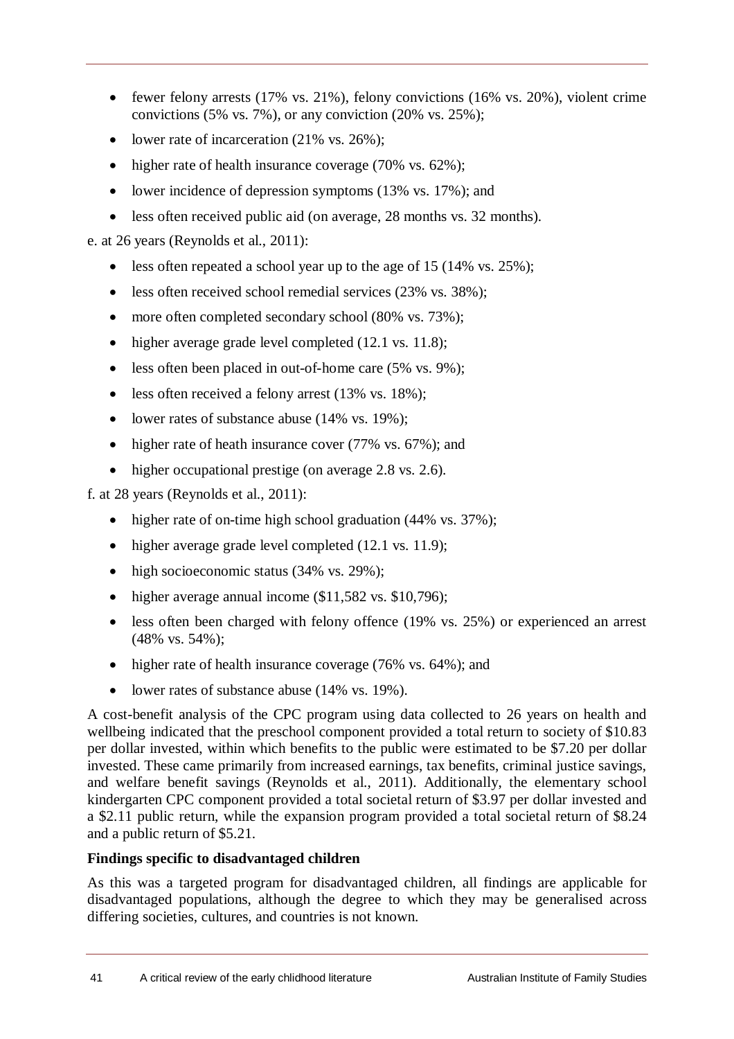- fewer felony arrests (17% vs. 21%), felony convictions (16% vs. 20%), violent crime convictions (5% vs. 7%), or any conviction (20% vs. 25%);
- lower rate of incarceration (21% vs. 26%);
- higher rate of health insurance coverage (70% vs. 62%);
- lower incidence of depression symptoms (13% vs. 17%); and
- less often received public aid (on average, 28 months vs. 32 months).

e. at 26 years (Reynolds et al., 2011):

- less often repeated a school year up to the age of 15 (14% vs. 25%);
- less often received school remedial services (23% vs. 38%);
- more often completed secondary school (80% vs. 73%);
- higher average grade level completed (12.1 vs. 11.8);
- less often been placed in out-of-home care (5% vs. 9%);
- less often received a felony arrest (13% vs. 18%);
- lower rates of substance abuse (14% vs. 19%);
- higher rate of heath insurance cover (77% vs. 67%); and
- higher occupational prestige (on average 2.8 vs. 2.6).

f. at 28 years (Reynolds et al., 2011):

- higher rate of on-time high school graduation (44% vs. 37%);
- higher average grade level completed (12.1 vs. 11.9);
- high socioeconomic status (34% vs. 29%);
- higher average annual income ($11,582 vs. $10,796);
- less often been charged with felony offence (19% vs. 25%) or experienced an arrest (48% vs. 54%);
- higher rate of health insurance coverage (76% vs. 64%); and
- lower rates of substance abuse (14% vs. 19%).

A cost-benefit analysis of the CPC program using data collected to 26 years on health and wellbeing indicated that the preschool component provided a total return to society of $10.83 per dollar invested, within which benefits to the public were estimated to be $7.20 per dollar invested. These came primarily from increased earnings, tax benefits, criminal justice savings, and welfare benefit savings (Reynolds et al., 2011). Additionally, the elementary school kindergarten CPC component provided a total societal return of $3.97 per dollar invested and a $2.11 public return, while the expansion program provided a total societal return of $8.24 and a public return of $5.21.

**Findings specific to disadvantaged children**

As this was a targeted program for disadvantaged children, all findings are applicable for disadvantaged populations, although the degree to which they may be generalised across differing societies, cultures, and countries is not known.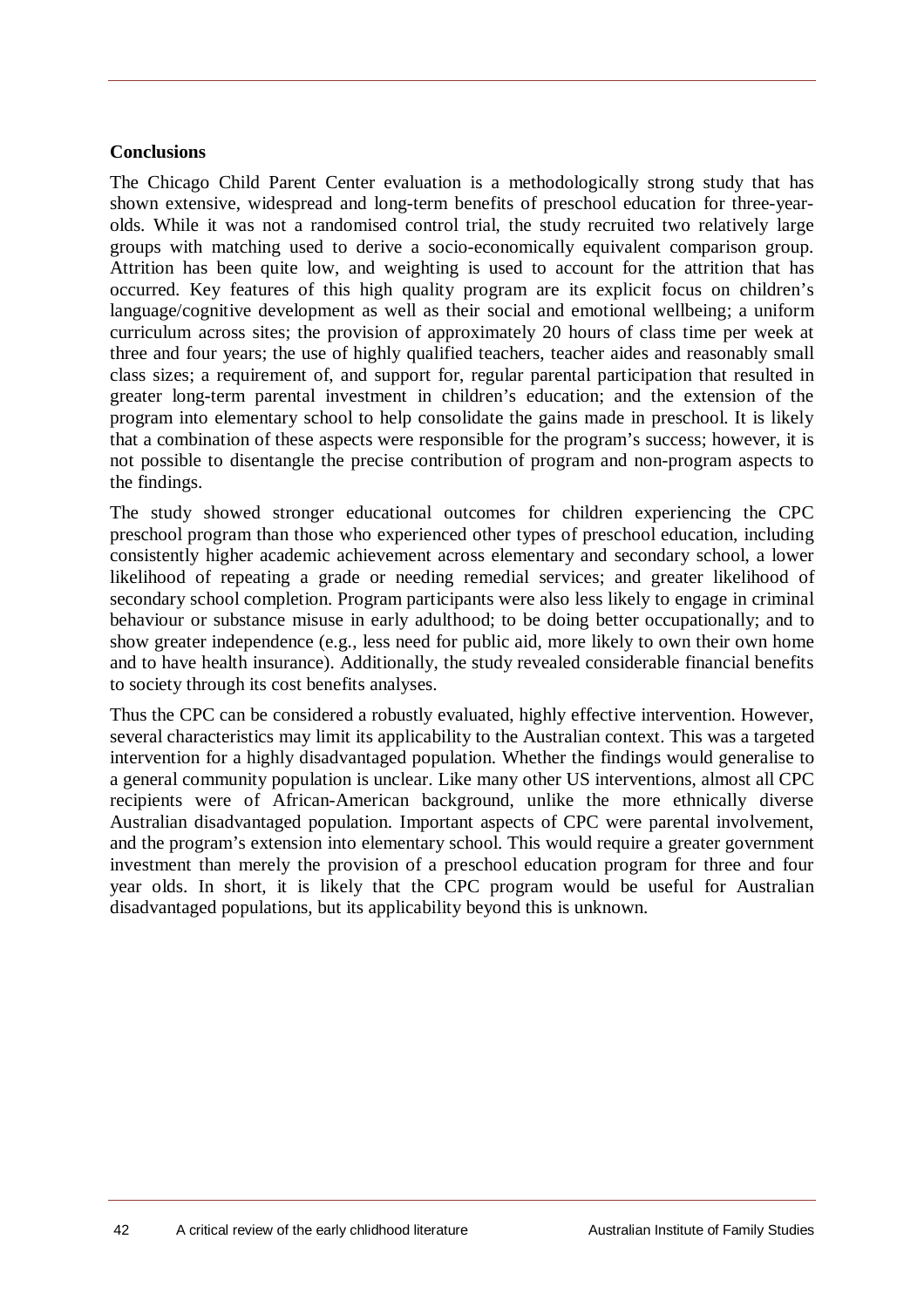**Conclusions**

The Chicago Child Parent Center evaluation is a methodologically strong study that has shown extensive, widespread and long-term benefits of preschool education for three-year-olds. While it was not a randomised control trial, the study recruited two relatively large groups with matching used to derive a socio-economically equivalent comparison group. Attrition has been quite low, and weighting is used to account for the attrition that has occurred. Key features of this high quality program are its explicit focus on children's language/cognitive development as well as their social and emotional wellbeing; a uniform curriculum across sites; the provision of approximately 20 hours of class time per week at three and four years; the use of highly qualified teachers, teacher aides and reasonably small class sizes; a requirement of, and support for, regular parental participation that resulted in greater long-term parental investment in children's education; and the extension of the program into elementary school to help consolidate the gains made in preschool. It is likely that a combination of these aspects were responsible for the program's success; however, it is not possible to disentangle the precise contribution of program and non-program aspects to the findings.

The study showed stronger educational outcomes for children experiencing the CPC preschool program than those who experienced other types of preschool education, including consistently higher academic achievement across elementary and secondary school, a lower likelihood of repeating a grade or needing remedial services; and greater likelihood of secondary school completion. Program participants were also less likely to engage in criminal behaviour or substance misuse in early adulthood; to be doing better occupationally; and to show greater independence (e.g., less need for public aid, more likely to own their own home and to have health insurance). Additionally, the study revealed considerable financial benefits to society through its cost benefits analyses.

Thus the CPC can be considered a robustly evaluated, highly effective intervention. However, several characteristics may limit its applicability to the Australian context. This was a targeted intervention for a highly disadvantaged population. Whether the findings would generalise to a general community population is unclear. Like many other US interventions, almost all CPC recipients were of African-American background, unlike the more ethnically diverse Australian disadvantaged population. Important aspects of CPC were parental involvement, and the program's extension into elementary school. This would require a greater government investment than merely the provision of a preschool education program for three and four year olds. In short, it is likely that the CPC program would be useful for Australian disadvantaged populations, but its applicability beyond this is unknown.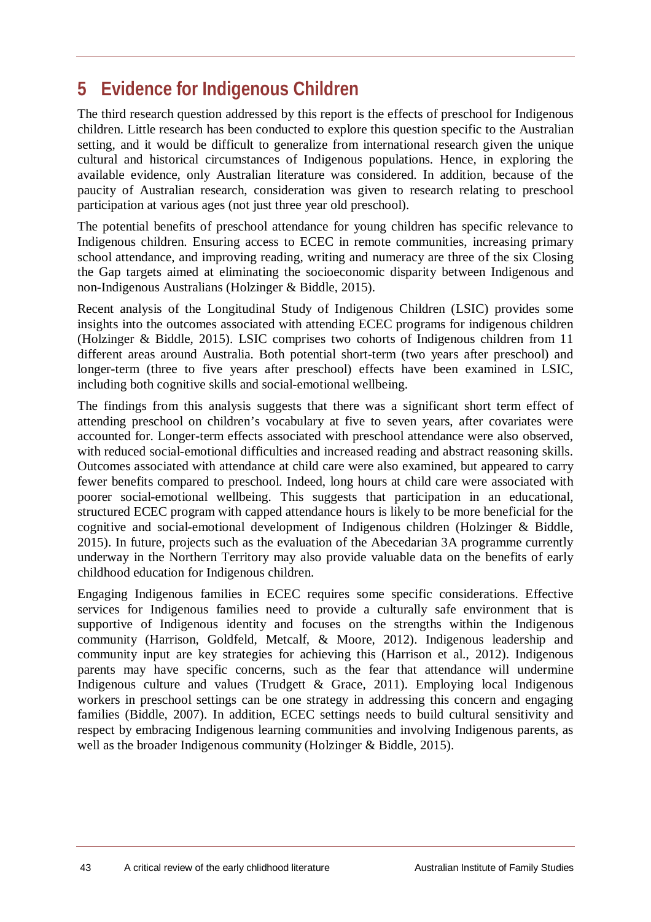# 5 Evidence for Indigenous Children

The third research question addressed by this report is the effects of preschool for Indigenous children. Little research has been conducted to explore this question specific to the Australian setting, and it would be difficult to generalize from international research given the unique cultural and historical circumstances of Indigenous populations. Hence, in exploring the available evidence, only Australian literature was considered. In addition, because of the paucity of Australian research, consideration was given to research relating to preschool participation at various ages (not just three year old preschool).

The potential benefits of preschool attendance for young children has specific relevance to Indigenous children. Ensuring access to ECEC in remote communities, increasing primary school attendance, and improving reading, writing and numeracy are three of the six Closing the Gap targets aimed at eliminating the socioeconomic disparity between Indigenous and non-Indigenous Australians (Holzinger & Biddle, 2015).

Recent analysis of the Longitudinal Study of Indigenous Children (LSIC) provides some insights into the outcomes associated with attending ECEC programs for indigenous children (Holzinger & Biddle, 2015). LSIC comprises two cohorts of Indigenous children from 11 different areas around Australia. Both potential short-term (two years after preschool) and longer-term (three to five years after preschool) effects have been examined in LSIC, including both cognitive skills and social-emotional wellbeing.

The findings from this analysis suggests that there was a significant short term effect of attending preschool on children's vocabulary at five to seven years, after covariates were accounted for. Longer-term effects associated with preschool attendance were also observed, with reduced social-emotional difficulties and increased reading and abstract reasoning skills. Outcomes associated with attendance at child care were also examined, but appeared to carry fewer benefits compared to preschool. Indeed, long hours at child care were associated with poorer social-emotional wellbeing. This suggests that participation in an educational, structured ECEC program with capped attendance hours is likely to be more beneficial for the cognitive and social-emotional development of Indigenous children (Holzinger & Biddle, 2015). In future, projects such as the evaluation of the Abecedarian 3A programme currently underway in the Northern Territory may also provide valuable data on the benefits of early childhood education for Indigenous children.

Engaging Indigenous families in ECEC requires some specific considerations. Effective services for Indigenous families need to provide a culturally safe environment that is supportive of Indigenous identity and focuses on the strengths within the Indigenous community (Harrison, Goldfeld, Metcalf, & Moore, 2012). Indigenous leadership and community input are key strategies for achieving this (Harrison et al., 2012). Indigenous parents may have specific concerns, such as the fear that attendance will undermine Indigenous culture and values (Trudgett & Grace, 2011). Employing local Indigenous workers in preschool settings can be one strategy in addressing this concern and engaging families (Biddle, 2007). In addition, ECEC settings needs to build cultural sensitivity and respect by embracing Indigenous learning communities and involving Indigenous parents, as well as the broader Indigenous community (Holzinger & Biddle, 2015).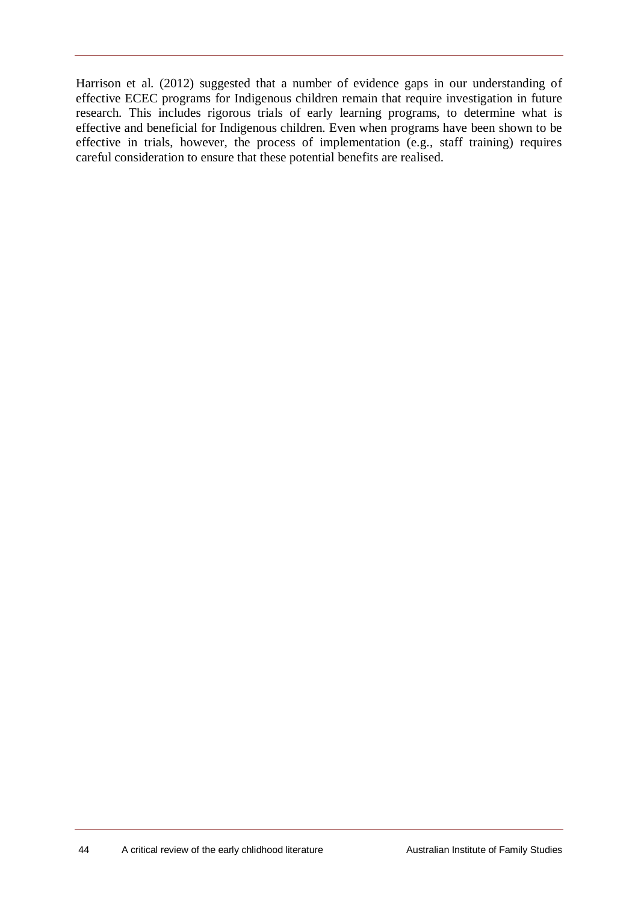Harrison et al. (2012) suggested that a number of evidence gaps in our understanding of effective ECEC programs for Indigenous children remain that require investigation in future research. This includes rigorous trials of early learning programs, to determine what is effective and beneficial for Indigenous children. Even when programs have been shown to be effective in trials, however, the process of implementation (e.g., staff training) requires careful consideration to ensure that these potential benefits are realised.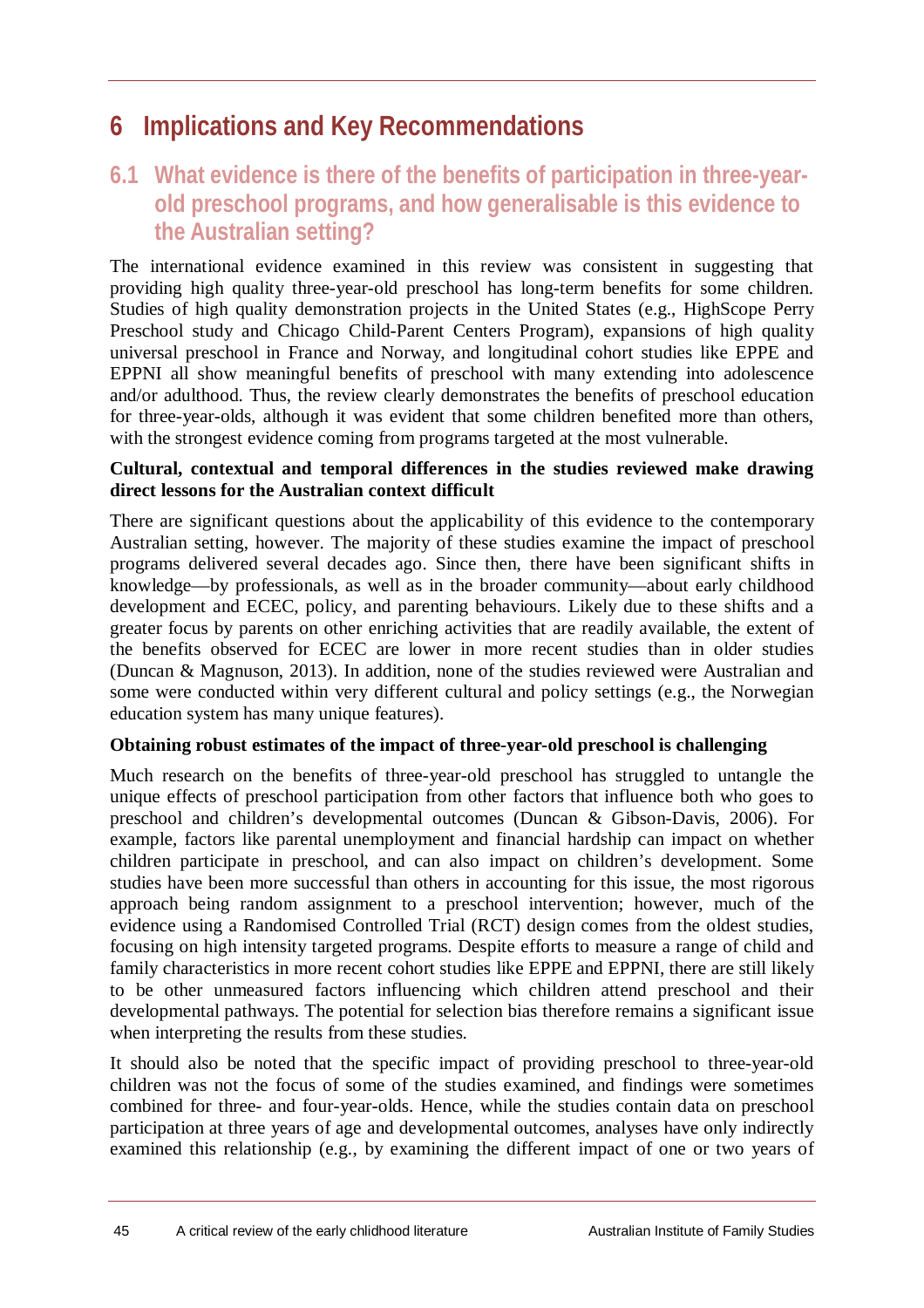# 6 Implications and Key Recommendations

## 6.1 What evidence is there of the benefits of participation in three-year-old preschool programs, and how generalisable is this evidence to the Australian setting?

The international evidence examined in this review was consistent in suggesting that providing high quality three-year-old preschool has long-term benefits for some children. Studies of high quality demonstration projects in the United States (e.g., HighScope Perry Preschool study and Chicago Child-Parent Centers Program), expansions of high quality universal preschool in France and Norway, and longitudinal cohort studies like EPPE and EPPNI all show meaningful benefits of preschool with many extending into adolescence and/or adulthood. Thus, the review clearly demonstrates the benefits of preschool education for three-year-olds, although it was evident that some children benefited more than others, with the strongest evidence coming from programs targeted at the most vulnerable.

**Cultural, contextual and temporal differences in the studies reviewed make drawing direct lessons for the Australian context difficult**

There are significant questions about the applicability of this evidence to the contemporary Australian setting, however. The majority of these studies examine the impact of preschool programs delivered several decades ago. Since then, there have been significant shifts in knowledge—by professionals, as well as in the broader community—about early childhood development and ECEC, policy, and parenting behaviours. Likely due to these shifts and a greater focus by parents on other enriching activities that are readily available, the extent of the benefits observed for ECEC are lower in more recent studies than in older studies (Duncan & Magnuson, 2013). In addition, none of the studies reviewed were Australian and some were conducted within very different cultural and policy settings (e.g., the Norwegian education system has many unique features).

**Obtaining robust estimates of the impact of three-year-old preschool is challenging**

Much research on the benefits of three-year-old preschool has struggled to untangle the unique effects of preschool participation from other factors that influence both who goes to preschool and children's developmental outcomes (Duncan & Gibson-Davis, 2006). For example, factors like parental unemployment and financial hardship can impact on whether children participate in preschool, and can also impact on children's development. Some studies have been more successful than others in accounting for this issue, the most rigorous approach being random assignment to a preschool intervention; however, much of the evidence using a Randomised Controlled Trial (RCT) design comes from the oldest studies, focusing on high intensity targeted programs. Despite efforts to measure a range of child and family characteristics in more recent cohort studies like EPPE and EPPNI, there are still likely to be other unmeasured factors influencing which children attend preschool and their developmental pathways. The potential for selection bias therefore remains a significant issue when interpreting the results from these studies.

It should also be noted that the specific impact of providing preschool to three-year-old children was not the focus of some of the studies examined, and findings were sometimes combined for three- and four-year-olds. Hence, while the studies contain data on preschool participation at three years of age and developmental outcomes, analyses have only indirectly examined this relationship (e.g., by examining the different impact of one or two years of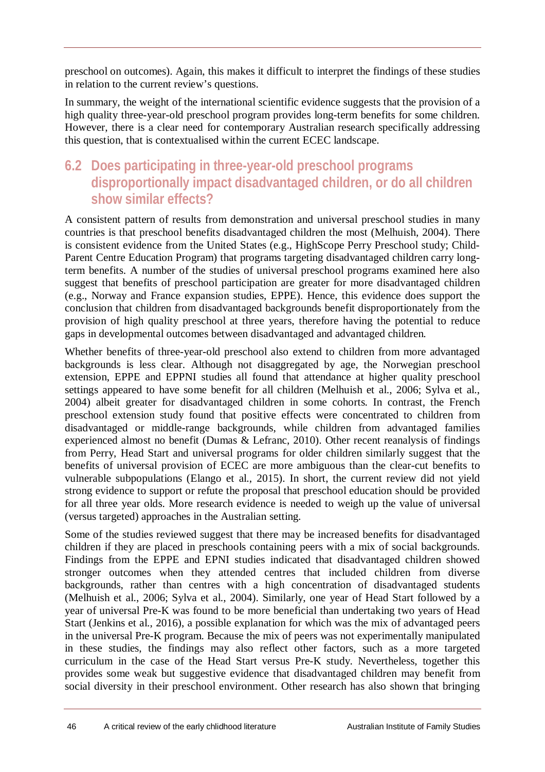preschool on outcomes). Again, this makes it difficult to interpret the findings of these studies in relation to the current review's questions.

In summary, the weight of the international scientific evidence suggests that the provision of a high quality three-year-old preschool program provides long-term benefits for some children. However, there is a clear need for contemporary Australian research specifically addressing this question, that is contextualised within the current ECEC landscape.

## 6.2 Does participating in three-year-old preschool programs disproportionally impact disadvantaged children, or do all children show similar effects?

A consistent pattern of results from demonstration and universal preschool studies in many countries is that preschool benefits disadvantaged children the most (Melhuish, 2004). There is consistent evidence from the United States (e.g., HighScope Perry Preschool study; Child-Parent Centre Education Program) that programs targeting disadvantaged children carry long-term benefits. A number of the studies of universal preschool programs examined here also suggest that benefits of preschool participation are greater for more disadvantaged children (e.g., Norway and France expansion studies, EPPE). Hence, this evidence does support the conclusion that children from disadvantaged backgrounds benefit disproportionately from the provision of high quality preschool at three years, therefore having the potential to reduce gaps in developmental outcomes between disadvantaged and advantaged children.

Whether benefits of three-year-old preschool also extend to children from more advantaged backgrounds is less clear. Although not disaggregated by age, the Norwegian preschool extension, EPPE and EPPNI studies all found that attendance at higher quality preschool settings appeared to have some benefit for all children (Melhuish et al., 2006; Sylva et al., 2004) albeit greater for disadvantaged children in some cohorts. In contrast, the French preschool extension study found that positive effects were concentrated to children from disadvantaged or middle-range backgrounds, while children from advantaged families experienced almost no benefit (Dumas & Lefranc, 2010). Other recent reanalysis of findings from Perry, Head Start and universal programs for older children similarly suggest that the benefits of universal provision of ECEC are more ambiguous than the clear-cut benefits to vulnerable subpopulations (Elango et al., 2015). In short, the current review did not yield strong evidence to support or refute the proposal that preschool education should be provided for all three year olds. More research evidence is needed to weigh up the value of universal (versus targeted) approaches in the Australian setting.

Some of the studies reviewed suggest that there may be increased benefits for disadvantaged children if they are placed in preschools containing peers with a mix of social backgrounds. Findings from the EPPE and EPNI studies indicated that disadvantaged children showed stronger outcomes when they attended centres that included children from diverse backgrounds, rather than centres with a high concentration of disadvantaged students (Melhuish et al., 2006; Sylva et al., 2004). Similarly, one year of Head Start followed by a year of universal Pre-K was found to be more beneficial than undertaking two years of Head Start (Jenkins et al., 2016), a possible explanation for which was the mix of advantaged peers in the universal Pre-K program. Because the mix of peers was not experimentally manipulated in these studies, the findings may also reflect other factors, such as a more targeted curriculum in the case of the Head Start versus Pre-K study. Nevertheless, together this provides some weak but suggestive evidence that disadvantaged children may benefit from social diversity in their preschool environment. Other research has also shown that bringing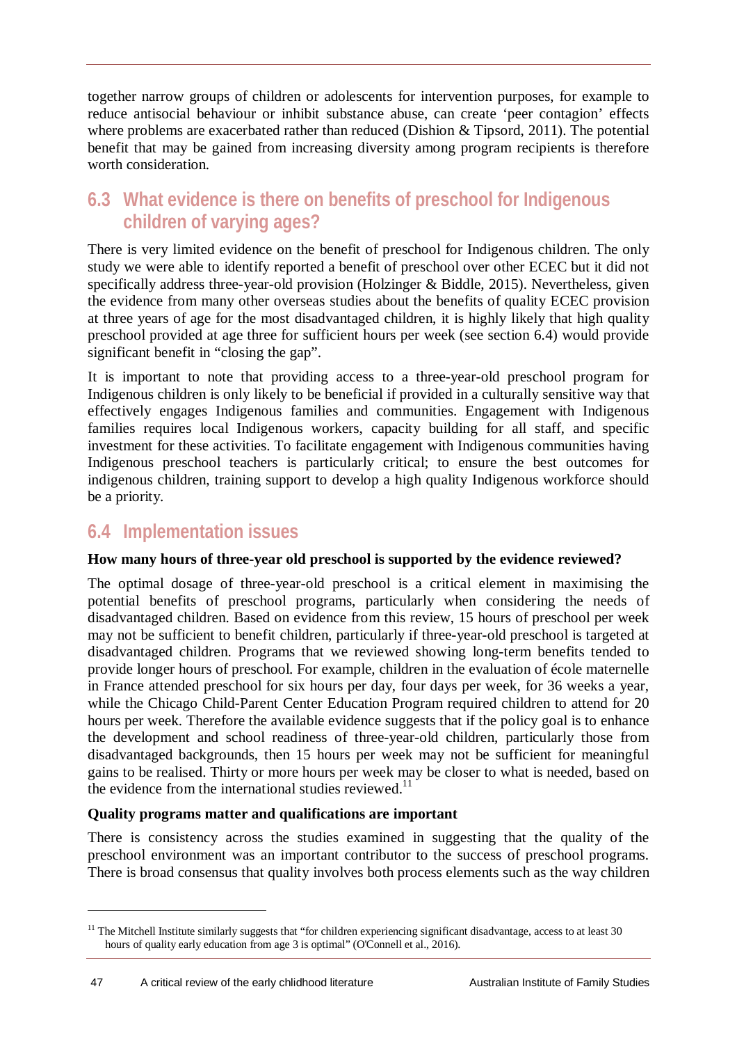together narrow groups of children or adolescents for intervention purposes, for example to reduce antisocial behaviour or inhibit substance abuse, can create 'peer contagion' effects where problems are exacerbated rather than reduced (Dishion & Tipsord, 2011). The potential benefit that may be gained from increasing diversity among program recipients is therefore worth consideration.

## 6.3 What evidence is there on benefits of preschool for Indigenous children of varying ages?

There is very limited evidence on the benefit of preschool for Indigenous children. The only study we were able to identify reported a benefit of preschool over other ECEC but it did not specifically address three-year-old provision (Holzinger & Biddle, 2015). Nevertheless, given the evidence from many other overseas studies about the benefits of quality ECEC provision at three years of age for the most disadvantaged children, it is highly likely that high quality preschool provided at age three for sufficient hours per week (see section 6.4) would provide significant benefit in "closing the gap".

It is important to note that providing access to a three-year-old preschool program for Indigenous children is only likely to be beneficial if provided in a culturally sensitive way that effectively engages Indigenous families and communities. Engagement with Indigenous families requires local Indigenous workers, capacity building for all staff, and specific investment for these activities. To facilitate engagement with Indigenous communities having Indigenous preschool teachers is particularly critical; to ensure the best outcomes for indigenous children, training support to develop a high quality Indigenous workforce should be a priority.

## 6.4 Implementation issues

**How many hours of three-year old preschool is supported by the evidence reviewed?**

The optimal dosage of three-year-old preschool is a critical element in maximising the potential benefits of preschool programs, particularly when considering the needs of disadvantaged children. Based on evidence from this review, 15 hours of preschool per week may not be sufficient to benefit children, particularly if three-year-old preschool is targeted at disadvantaged children. Programs that we reviewed showing long-term benefits tended to provide longer hours of preschool. For example, children in the evaluation of école maternelle in France attended preschool for six hours per day, four days per week, for 36 weeks a year, while the Chicago Child-Parent Center Education Program required children to attend for 20 hours per week. Therefore the available evidence suggests that if the policy goal is to enhance the development and school readiness of three-year-old children, particularly those from disadvantaged backgrounds, then 15 hours per week may not be sufficient for meaningful gains to be realised. Thirty or more hours per week may be closer to what is needed, based on the evidence from the international studies reviewed.[11]

**Quality programs matter and qualifications are important**

There is consistency across the studies examined in suggesting that the quality of the preschool environment was an important contributor to the success of preschool programs. There is broad consensus that quality involves both process elements such as the way children

[11] The Mitchell Institute similarly suggests that "for children experiencing significant disadvantage, access to at least 30 hours of quality early education from age 3 is optimal" (O'Connell et al., 2016).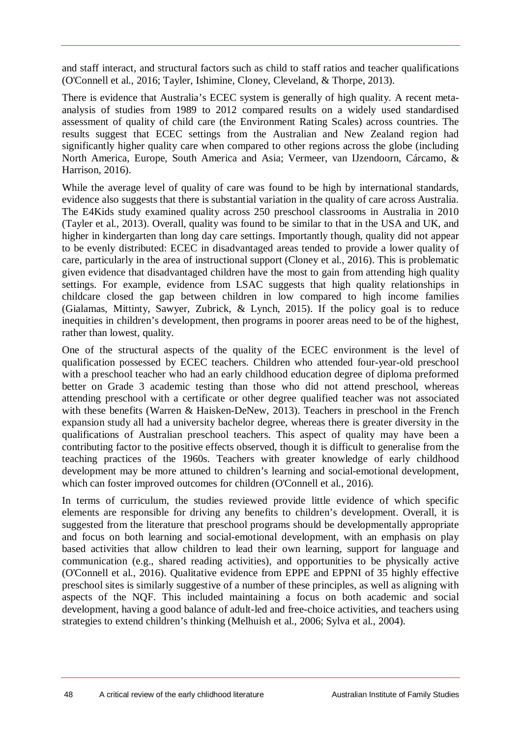and staff interact, and structural factors such as child to staff ratios and teacher qualifications (O'Connell et al., 2016; Tayler, Ishimine, Cloney, Cleveland, & Thorpe, 2013).

There is evidence that Australia's ECEC system is generally of high quality. A recent meta-analysis of studies from 1989 to 2012 compared results on a widely used standardised assessment of quality of child care (the Environment Rating Scales) across countries. The results suggest that ECEC settings from the Australian and New Zealand region had significantly higher quality care when compared to other regions across the globe (including North America, Europe, South America and Asia; Vermeer, van IJzendoorn, Cárcamo, & Harrison, 2016).

While the average level of quality of care was found to be high by international standards, evidence also suggests that there is substantial variation in the quality of care across Australia. The E4Kids study examined quality across 250 preschool classrooms in Australia in 2010 (Tayler et al., 2013). Overall, quality was found to be similar to that in the USA and UK, and higher in kindergarten than long day care settings. Importantly though, quality did not appear to be evenly distributed: ECEC in disadvantaged areas tended to provide a lower quality of care, particularly in the area of instructional support (Cloney et al., 2016). This is problematic given evidence that disadvantaged children have the most to gain from attending high quality settings. For example, evidence from LSAC suggests that high quality relationships in childcare closed the gap between children in low compared to high income families (Gialamas, Mittinty, Sawyer, Zubrick, & Lynch, 2015). If the policy goal is to reduce inequities in children's development, then programs in poorer areas need to be of the highest, rather than lowest, quality.

One of the structural aspects of the quality of the ECEC environment is the level of qualification possessed by ECEC teachers. Children who attended four-year-old preschool with a preschool teacher who had an early childhood education degree of diploma preformed better on Grade 3 academic testing than those who did not attend preschool, whereas attending preschool with a certificate or other degree qualified teacher was not associated with these benefits (Warren & Haisken-DeNew, 2013). Teachers in preschool in the French expansion study all had a university bachelor degree, whereas there is greater diversity in the qualifications of Australian preschool teachers. This aspect of quality may have been a contributing factor to the positive effects observed, though it is difficult to generalise from the teaching practices of the 1960s. Teachers with greater knowledge of early childhood development may be more attuned to children's learning and social-emotional development, which can foster improved outcomes for children (O'Connell et al., 2016).

In terms of curriculum, the studies reviewed provide little evidence of which specific elements are responsible for driving any benefits to children's development. Overall, it is suggested from the literature that preschool programs should be developmentally appropriate and focus on both learning and social-emotional development, with an emphasis on play based activities that allow children to lead their own learning, support for language and communication (e.g., shared reading activities), and opportunities to be physically active (O'Connell et al., 2016). Qualitative evidence from EPPE and EPPNI of 35 highly effective preschool sites is similarly suggestive of a number of these principles, as well as aligning with aspects of the NQF. This included maintaining a focus on both academic and social development, having a good balance of adult-led and free-choice activities, and teachers using strategies to extend children's thinking (Melhuish et al., 2006; Sylva et al., 2004).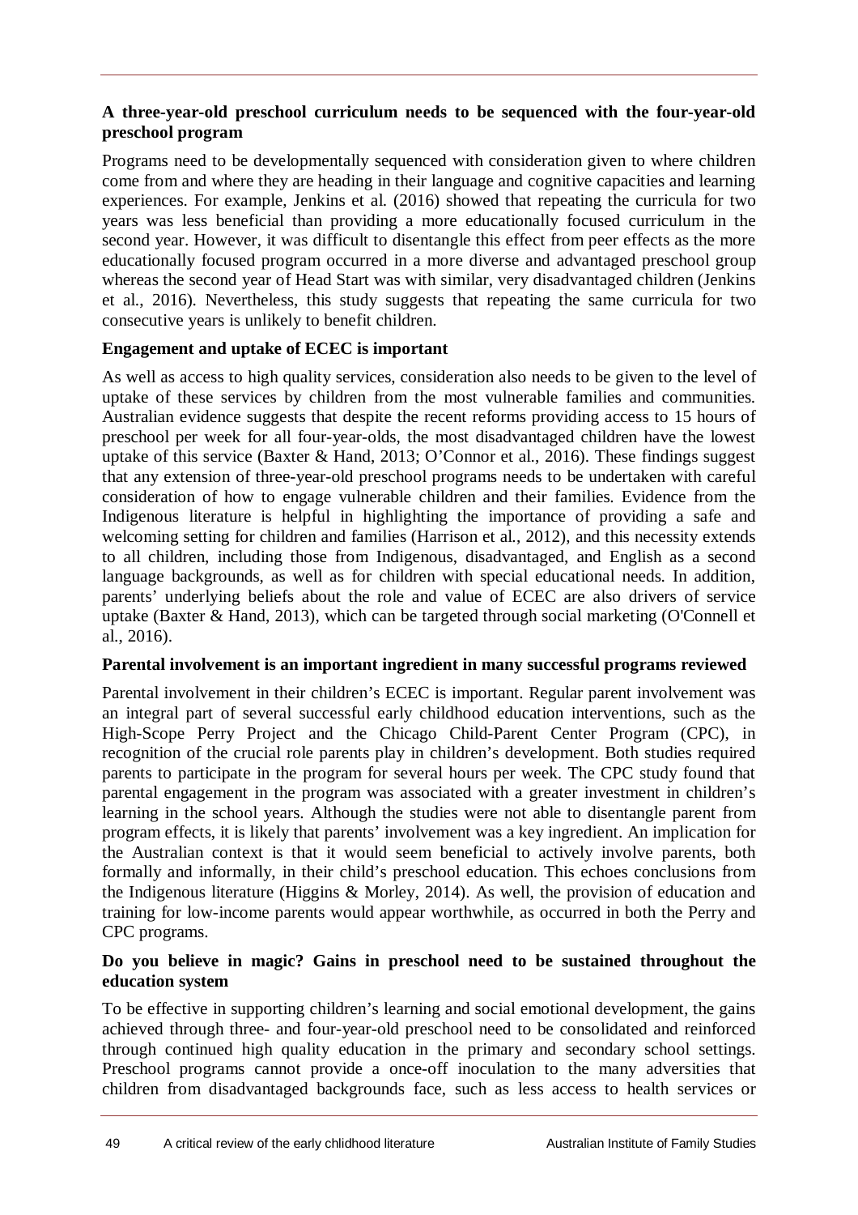**A three-year-old preschool curriculum needs to be sequenced with the four-year-old preschool program**

Programs need to be developmentally sequenced with consideration given to where children come from and where they are heading in their language and cognitive capacities and learning experiences. For example, Jenkins et al. (2016) showed that repeating the curricula for two years was less beneficial than providing a more educationally focused curriculum in the second year. However, it was difficult to disentangle this effect from peer effects as the more educationally focused program occurred in a more diverse and advantaged preschool group whereas the second year of Head Start was with similar, very disadvantaged children (Jenkins et al., 2016). Nevertheless, this study suggests that repeating the same curricula for two consecutive years is unlikely to benefit children.

**Engagement and uptake of ECEC is important**

As well as access to high quality services, consideration also needs to be given to the level of uptake of these services by children from the most vulnerable families and communities. Australian evidence suggests that despite the recent reforms providing access to 15 hours of preschool per week for all four-year-olds, the most disadvantaged children have the lowest uptake of this service (Baxter & Hand, 2013; O’Connor et al., 2016). These findings suggest that any extension of three-year-old preschool programs needs to be undertaken with careful consideration of how to engage vulnerable children and their families. Evidence from the Indigenous literature is helpful in highlighting the importance of providing a safe and welcoming setting for children and families (Harrison et al., 2012), and this necessity extends to all children, including those from Indigenous, disadvantaged, and English as a second language backgrounds, as well as for children with special educational needs. In addition, parents’ underlying beliefs about the role and value of ECEC are also drivers of service uptake (Baxter & Hand, 2013), which can be targeted through social marketing (O'Connell et al., 2016).

**Parental involvement is an important ingredient in many successful programs reviewed**

Parental involvement in their children’s ECEC is important. Regular parent involvement was an integral part of several successful early childhood education interventions, such as the High-Scope Perry Project and the Chicago Child-Parent Center Program (CPC), in recognition of the crucial role parents play in children’s development. Both studies required parents to participate in the program for several hours per week. The CPC study found that parental engagement in the program was associated with a greater investment in children’s learning in the school years. Although the studies were not able to disentangle parent from program effects, it is likely that parents’ involvement was a key ingredient. An implication for the Australian context is that it would seem beneficial to actively involve parents, both formally and informally, in their child’s preschool education. This echoes conclusions from the Indigenous literature (Higgins & Morley, 2014). As well, the provision of education and training for low-income parents would appear worthwhile, as occurred in both the Perry and CPC programs.

**Do you believe in magic? Gains in preschool need to be sustained throughout the education system**

To be effective in supporting children’s learning and social emotional development, the gains achieved through three- and four-year-old preschool need to be consolidated and reinforced through continued high quality education in the primary and secondary school settings. Preschool programs cannot provide a once-off inoculation to the many adversities that children from disadvantaged backgrounds face, such as less access to health services or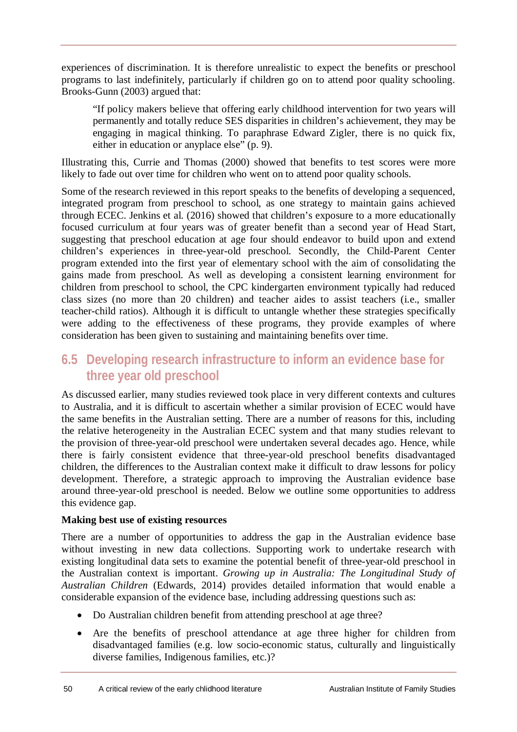experiences of discrimination. It is therefore unrealistic to expect the benefits or preschool programs to last indefinitely, particularly if children go on to attend poor quality schooling. Brooks-Gunn (2003) argued that:

> "If policy makers believe that offering early childhood intervention for two years will permanently and totally reduce SES disparities in children's achievement, they may be engaging in magical thinking. To paraphrase Edward Zigler, there is no quick fix, either in education or anyplace else" (p. 9).

Illustrating this, Currie and Thomas (2000) showed that benefits to test scores were more likely to fade out over time for children who went on to attend poor quality schools.

Some of the research reviewed in this report speaks to the benefits of developing a sequenced, integrated program from preschool to school, as one strategy to maintain gains achieved through ECEC. Jenkins et al. (2016) showed that children's exposure to a more educationally focused curriculum at four years was of greater benefit than a second year of Head Start, suggesting that preschool education at age four should endeavor to build upon and extend children's experiences in three-year-old preschool. Secondly, the Child-Parent Center program extended into the first year of elementary school with the aim of consolidating the gains made from preschool. As well as developing a consistent learning environment for children from preschool to school, the CPC kindergarten environment typically had reduced class sizes (no more than 20 children) and teacher aides to assist teachers (i.e., smaller teacher-child ratios). Although it is difficult to untangle whether these strategies specifically were adding to the effectiveness of these programs, they provide examples of where consideration has been given to sustaining and maintaining benefits over time.

## 6.5 Developing research infrastructure to inform an evidence base for three year old preschool

As discussed earlier, many studies reviewed took place in very different contexts and cultures to Australia, and it is difficult to ascertain whether a similar provision of ECEC would have the same benefits in the Australian setting. There are a number of reasons for this, including the relative heterogeneity in the Australian ECEC system and that many studies relevant to the provision of three-year-old preschool were undertaken several decades ago. Hence, while there is fairly consistent evidence that three-year-old preschool benefits disadvantaged children, the differences to the Australian context make it difficult to draw lessons for policy development. Therefore, a strategic approach to improving the Australian evidence base around three-year-old preschool is needed. Below we outline some opportunities to address this evidence gap.

**Making best use of existing resources**

There are a number of opportunities to address the gap in the Australian evidence base without investing in new data collections. Supporting work to undertake research with existing longitudinal data sets to examine the potential benefit of three-year-old preschool in the Australian context is important. *Growing up in Australia: The Longitudinal Study of Australian Children* (Edwards, 2014) provides detailed information that would enable a considerable expansion of the evidence base, including addressing questions such as:

- Do Australian children benefit from attending preschool at age three?
- Are the benefits of preschool attendance at age three higher for children from disadvantaged families (e.g. low socio-economic status, culturally and linguistically diverse families, Indigenous families, etc.)?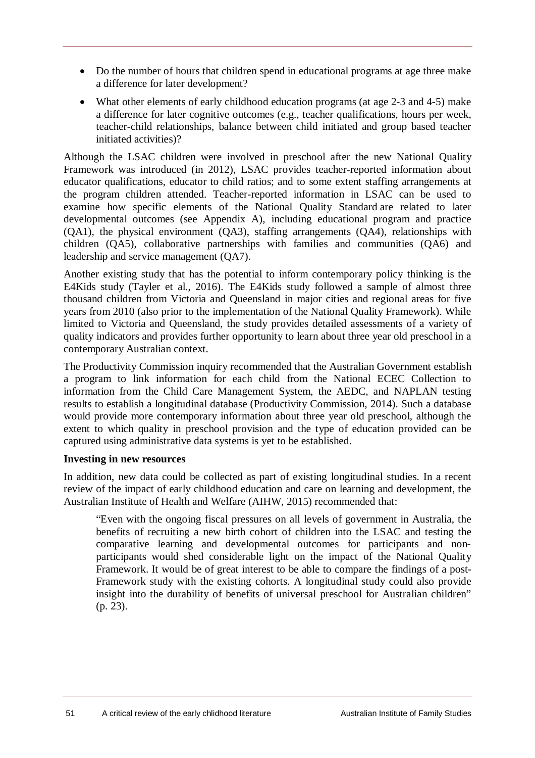- Do the number of hours that children spend in educational programs at age three make a difference for later development?
- What other elements of early childhood education programs (at age 2-3 and 4-5) make a difference for later cognitive outcomes (e.g., teacher qualifications, hours per week, teacher-child relationships, balance between child initiated and group based teacher initiated activities)?

Although the LSAC children were involved in preschool after the new National Quality Framework was introduced (in 2012), LSAC provides teacher-reported information about educator qualifications, educator to child ratios; and to some extent staffing arrangements at the program children attended. Teacher-reported information in LSAC can be used to examine how specific elements of the National Quality Standard are related to later developmental outcomes (see Appendix A), including educational program and practice (QA1), the physical environment (QA3), staffing arrangements (QA4), relationships with children (QA5), collaborative partnerships with families and communities (QA6) and leadership and service management (QA7).

Another existing study that has the potential to inform contemporary policy thinking is the E4Kids study (Tayler et al., 2016). The E4Kids study followed a sample of almost three thousand children from Victoria and Queensland in major cities and regional areas for five years from 2010 (also prior to the implementation of the National Quality Framework). While limited to Victoria and Queensland, the study provides detailed assessments of a variety of quality indicators and provides further opportunity to learn about three year old preschool in a contemporary Australian context.

The Productivity Commission inquiry recommended that the Australian Government establish a program to link information for each child from the National ECEC Collection to information from the Child Care Management System, the AEDC, and NAPLAN testing results to establish a longitudinal database (Productivity Commission, 2014). Such a database would provide more contemporary information about three year old preschool, although the extent to which quality in preschool provision and the type of education provided can be captured using administrative data systems is yet to be established.

**Investing in new resources**

In addition, new data could be collected as part of existing longitudinal studies. In a recent review of the impact of early childhood education and care on learning and development, the Australian Institute of Health and Welfare (AIHW, 2015) recommended that:

> "Even with the ongoing fiscal pressures on all levels of government in Australia, the benefits of recruiting a new birth cohort of children into the LSAC and testing the comparative learning and developmental outcomes for participants and non-participants would shed considerable light on the impact of the National Quality Framework. It would be of great interest to be able to compare the findings of a post-Framework study with the existing cohorts. A longitudinal study could also provide insight into the durability of benefits of universal preschool for Australian children" (p. 23).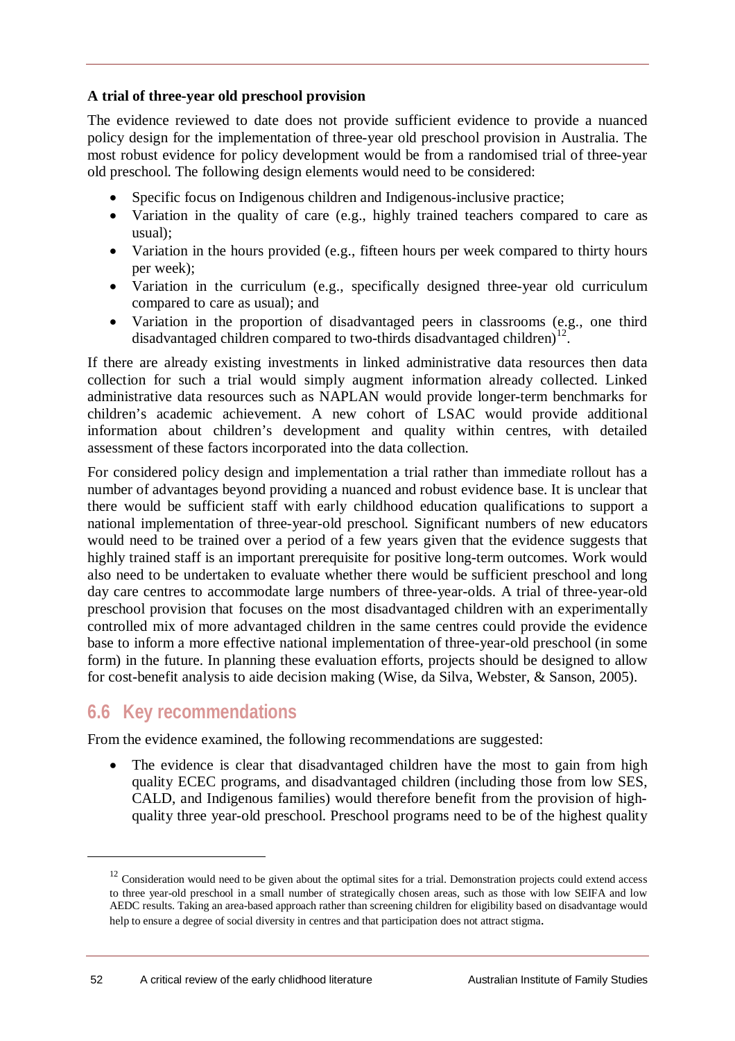**A trial of three-year old preschool provision**

The evidence reviewed to date does not provide sufficient evidence to provide a nuanced policy design for the implementation of three-year old preschool provision in Australia. The most robust evidence for policy development would be from a randomised trial of three-year old preschool. The following design elements would need to be considered:

- Specific focus on Indigenous children and Indigenous-inclusive practice;
- Variation in the quality of care (e.g., highly trained teachers compared to care as usual);
- Variation in the hours provided (e.g., fifteen hours per week compared to thirty hours per week);
- Variation in the curriculum (e.g., specifically designed three-year old curriculum compared to care as usual); and
- Variation in the proportion of disadvantaged peers in classrooms (e.g., one third disadvantaged children compared to two-thirds disadvantaged children)[12].

If there are already existing investments in linked administrative data resources then data collection for such a trial would simply augment information already collected. Linked administrative data resources such as NAPLAN would provide longer-term benchmarks for children's academic achievement. A new cohort of LSAC would provide additional information about children's development and quality within centres, with detailed assessment of these factors incorporated into the data collection.

For considered policy design and implementation a trial rather than immediate rollout has a number of advantages beyond providing a nuanced and robust evidence base. It is unclear that there would be sufficient staff with early childhood education qualifications to support a national implementation of three-year-old preschool. Significant numbers of new educators would need to be trained over a period of a few years given that the evidence suggests that highly trained staff is an important prerequisite for positive long-term outcomes. Work would also need to be undertaken to evaluate whether there would be sufficient preschool and long day care centres to accommodate large numbers of three-year-olds. A trial of three-year-old preschool provision that focuses on the most disadvantaged children with an experimentally controlled mix of more advantaged children in the same centres could provide the evidence base to inform a more effective national implementation of three-year-old preschool (in some form) in the future. In planning these evaluation efforts, projects should be designed to allow for cost-benefit analysis to aide decision making (Wise, da Silva, Webster, & Sanson, 2005).

## 6.6 Key recommendations

From the evidence examined, the following recommendations are suggested:

- The evidence is clear that disadvantaged children have the most to gain from high quality ECEC programs, and disadvantaged children (including those from low SES, CALD, and Indigenous families) would therefore benefit from the provision of high-quality three year-old preschool. Preschool programs need to be of the highest quality

[12] Consideration would need to be given about the optimal sites for a trial. Demonstration projects could extend access to three year-old preschool in a small number of strategically chosen areas, such as those with low SEIFA and low AEDC results. Taking an area-based approach rather than screening children for eligibility based on disadvantage would help to ensure a degree of social diversity in centres and that participation does not attract stigma.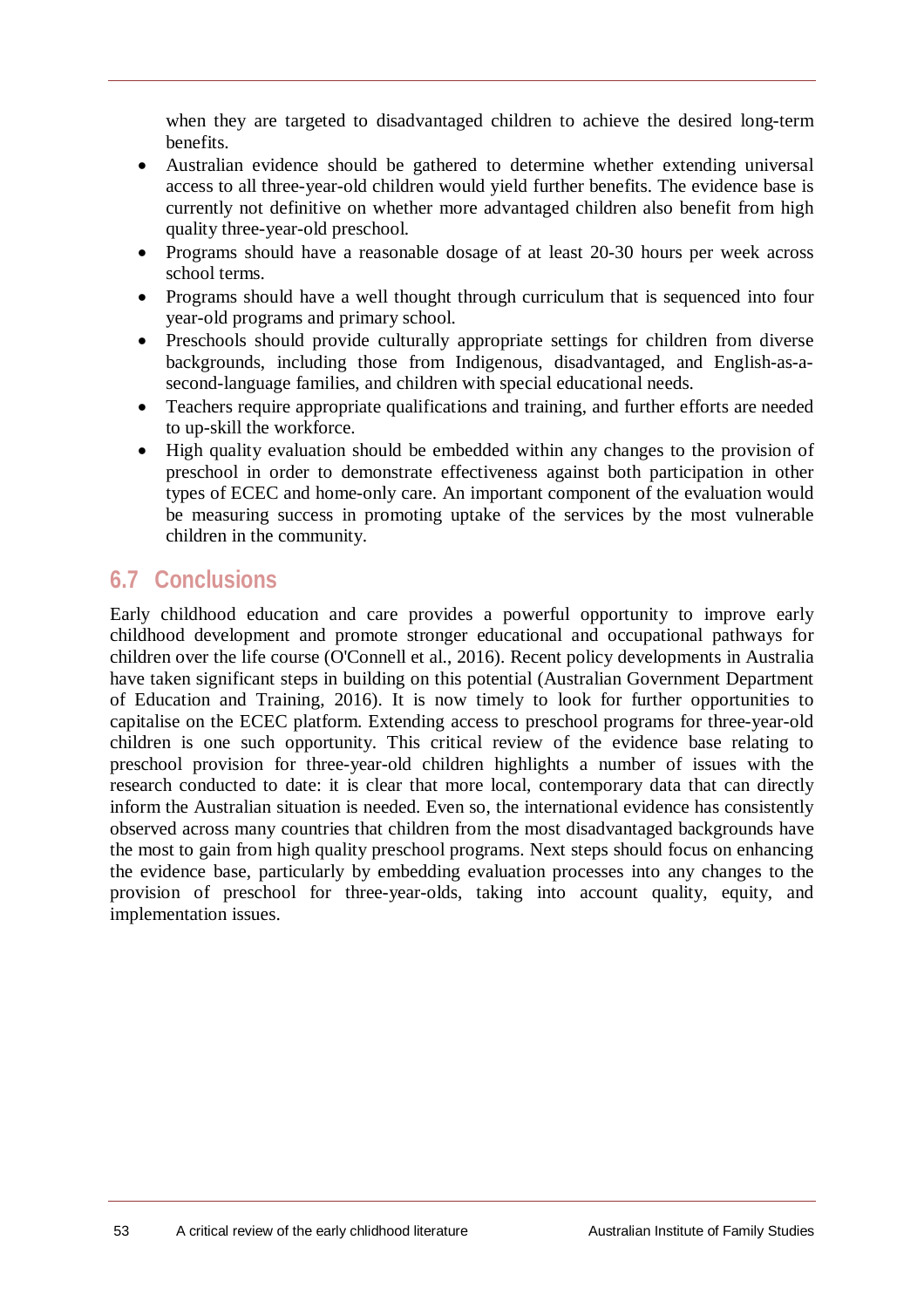when they are targeted to disadvantaged children to achieve the desired long-term benefits.

- Australian evidence should be gathered to determine whether extending universal access to all three-year-old children would yield further benefits. The evidence base is currently not definitive on whether more advantaged children also benefit from high quality three-year-old preschool.
- Programs should have a reasonable dosage of at least 20-30 hours per week across school terms.
- Programs should have a well thought through curriculum that is sequenced into four year-old programs and primary school.
- Preschools should provide culturally appropriate settings for children from diverse backgrounds, including those from Indigenous, disadvantaged, and English-as-a-second-language families, and children with special educational needs.
- Teachers require appropriate qualifications and training, and further efforts are needed to up-skill the workforce.
- High quality evaluation should be embedded within any changes to the provision of preschool in order to demonstrate effectiveness against both participation in other types of ECEC and home-only care. An important component of the evaluation would be measuring success in promoting uptake of the services by the most vulnerable children in the community.

## 6.7 Conclusions

Early childhood education and care provides a powerful opportunity to improve early childhood development and promote stronger educational and occupational pathways for children over the life course (O'Connell et al., 2016). Recent policy developments in Australia have taken significant steps in building on this potential (Australian Government Department of Education and Training, 2016). It is now timely to look for further opportunities to capitalise on the ECEC platform. Extending access to preschool programs for three-year-old children is one such opportunity. This critical review of the evidence base relating to preschool provision for three-year-old children highlights a number of issues with the research conducted to date: it is clear that more local, contemporary data that can directly inform the Australian situation is needed. Even so, the international evidence has consistently observed across many countries that children from the most disadvantaged backgrounds have the most to gain from high quality preschool programs. Next steps should focus on enhancing the evidence base, particularly by embedding evaluation processes into any changes to the provision of preschool for three-year-olds, taking into account quality, equity, and implementation issues.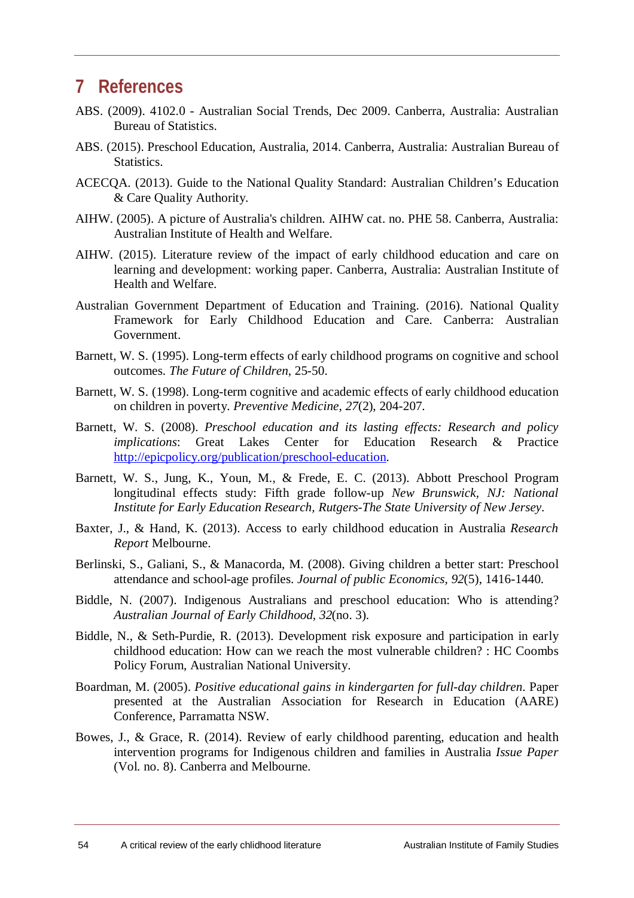# 7 References

ABS. (2009). 4102.0 - Australian Social Trends, Dec 2009. Canberra, Australia: Australian Bureau of Statistics.

ABS. (2015). Preschool Education, Australia, 2014. Canberra, Australia: Australian Bureau of Statistics.

ACECQA. (2013). Guide to the National Quality Standard: Australian Children's Education & Care Quality Authority.

AIHW. (2005). A picture of Australia's children. AIHW cat. no. PHE 58. Canberra, Australia: Australian Institute of Health and Welfare.

AIHW. (2015). Literature review of the impact of early childhood education and care on learning and development: working paper. Canberra, Australia: Australian Institute of Health and Welfare.

Australian Government Department of Education and Training. (2016). National Quality Framework for Early Childhood Education and Care. Canberra: Australian Government.

Barnett, W. S. (1995). Long-term effects of early childhood programs on cognitive and school outcomes. *The Future of Children*, 25-50.

Barnett, W. S. (1998). Long-term cognitive and academic effects of early childhood education on children in poverty. *Preventive Medicine, 27*(2), 204-207.

Barnett, W. S. (2008). *Preschool education and its lasting effects: Research and policy implications*: Great Lakes Center for Education Research & Practice http://epicpolicy.org/publication/preschool-education.

Barnett, W. S., Jung, K., Youn, M., & Frede, E. C. (2013). Abbott Preschool Program longitudinal effects study: Fifth grade follow-up *New Brunswick, NJ: National Institute for Early Education Research, Rutgers-The State University of New Jersey*.

Baxter, J., & Hand, K. (2013). Access to early childhood education in Australia *Research Report* Melbourne.

Berlinski, S., Galiani, S., & Manacorda, M. (2008). Giving children a better start: Preschool attendance and school-age profiles. *Journal of public Economics, 92*(5), 1416-1440.

Biddle, N. (2007). Indigenous Australians and preschool education: Who is attending? *Australian Journal of Early Childhood, 32*(no. 3).

Biddle, N., & Seth-Purdie, R. (2013). Development risk exposure and participation in early childhood education: How can we reach the most vulnerable children? : HC Coombs Policy Forum, Australian National University.

Boardman, M. (2005). *Positive educational gains in kindergarten for full-day children*. Paper presented at the Australian Association for Research in Education (AARE) Conference, Parramatta NSW.

Bowes, J., & Grace, R. (2014). Review of early childhood parenting, education and health intervention programs for Indigenous children and families in Australia *Issue Paper* (Vol. no. 8). Canberra and Melbourne.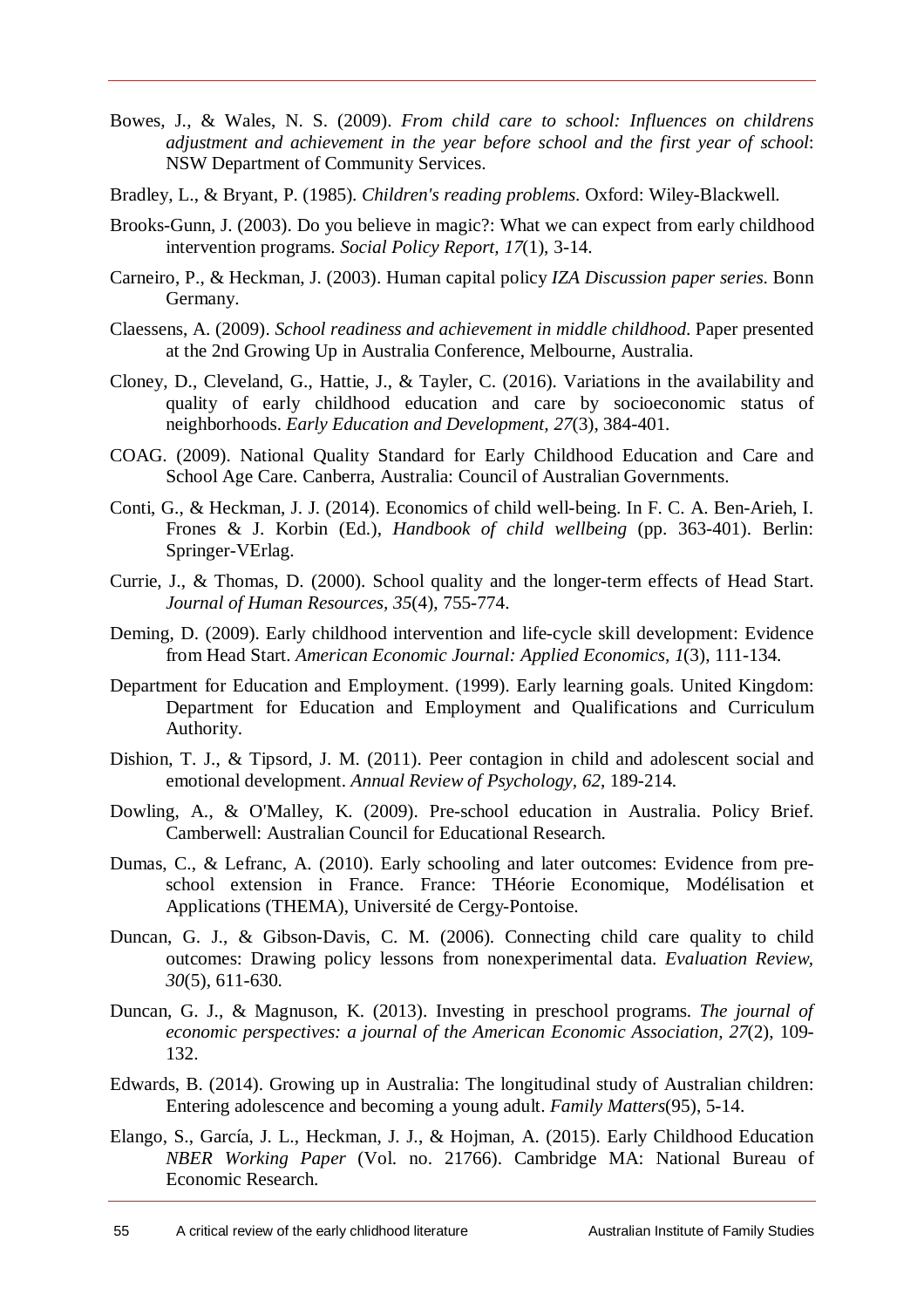Bowes, J., & Wales, N. S. (2009). *From child care to school: Influences on childrens adjustment and achievement in the year before school and the first year of school*: NSW Department of Community Services.

Bradley, L., & Bryant, P. (1985). *Children's reading problems*. Oxford: Wiley-Blackwell.

Brooks-Gunn, J. (2003). Do you believe in magic?: What we can expect from early childhood intervention programs. *Social Policy Report, 17*(1), 3-14.

Carneiro, P., & Heckman, J. (2003). Human capital policy *IZA Discussion paper series*. Bonn Germany.

Claessens, A. (2009). *School readiness and achievement in middle childhood*. Paper presented at the 2nd Growing Up in Australia Conference, Melbourne, Australia.

Cloney, D., Cleveland, G., Hattie, J., & Tayler, C. (2016). Variations in the availability and quality of early childhood education and care by socioeconomic status of neighborhoods. *Early Education and Development, 27*(3), 384-401.

COAG. (2009). National Quality Standard for Early Childhood Education and Care and School Age Care. Canberra, Australia: Council of Australian Governments.

Conti, G., & Heckman, J. J. (2014). Economics of child well-being. In F. C. A. Ben-Arieh, I. Frones & J. Korbin (Ed.), *Handbook of child wellbeing* (pp. 363-401). Berlin: Springer-VErlag.

Currie, J., & Thomas, D. (2000). School quality and the longer-term effects of Head Start. *Journal of Human Resources, 35*(4), 755-774.

Deming, D. (2009). Early childhood intervention and life-cycle skill development: Evidence from Head Start. *American Economic Journal: Applied Economics, 1*(3), 111-134.

Department for Education and Employment. (1999). Early learning goals. United Kingdom: Department for Education and Employment and Qualifications and Curriculum Authority.

Dishion, T. J., & Tipsord, J. M. (2011). Peer contagion in child and adolescent social and emotional development. *Annual Review of Psychology, 62*, 189-214.

Dowling, A., & O'Malley, K. (2009). Pre-school education in Australia. Policy Brief. Camberwell: Australian Council for Educational Research.

Dumas, C., & Lefranc, A. (2010). Early schooling and later outcomes: Evidence from pre-school extension in France. France: THéorie Economique, Modélisation et Applications (THEMA), Université de Cergy-Pontoise.

Duncan, G. J., & Gibson-Davis, C. M. (2006). Connecting child care quality to child outcomes: Drawing policy lessons from nonexperimental data. *Evaluation Review, 30*(5), 611-630.

Duncan, G. J., & Magnuson, K. (2013). Investing in preschool programs. *The journal of economic perspectives: a journal of the American Economic Association, 27*(2), 109-132.

Edwards, B. (2014). Growing up in Australia: The longitudinal study of Australian children: Entering adolescence and becoming a young adult. *Family Matters*(95), 5-14.

Elango, S., García, J. L., Heckman, J. J., & Hojman, A. (2015). Early Childhood Education *NBER Working Paper* (Vol. no. 21766). Cambridge MA: National Bureau of Economic Research.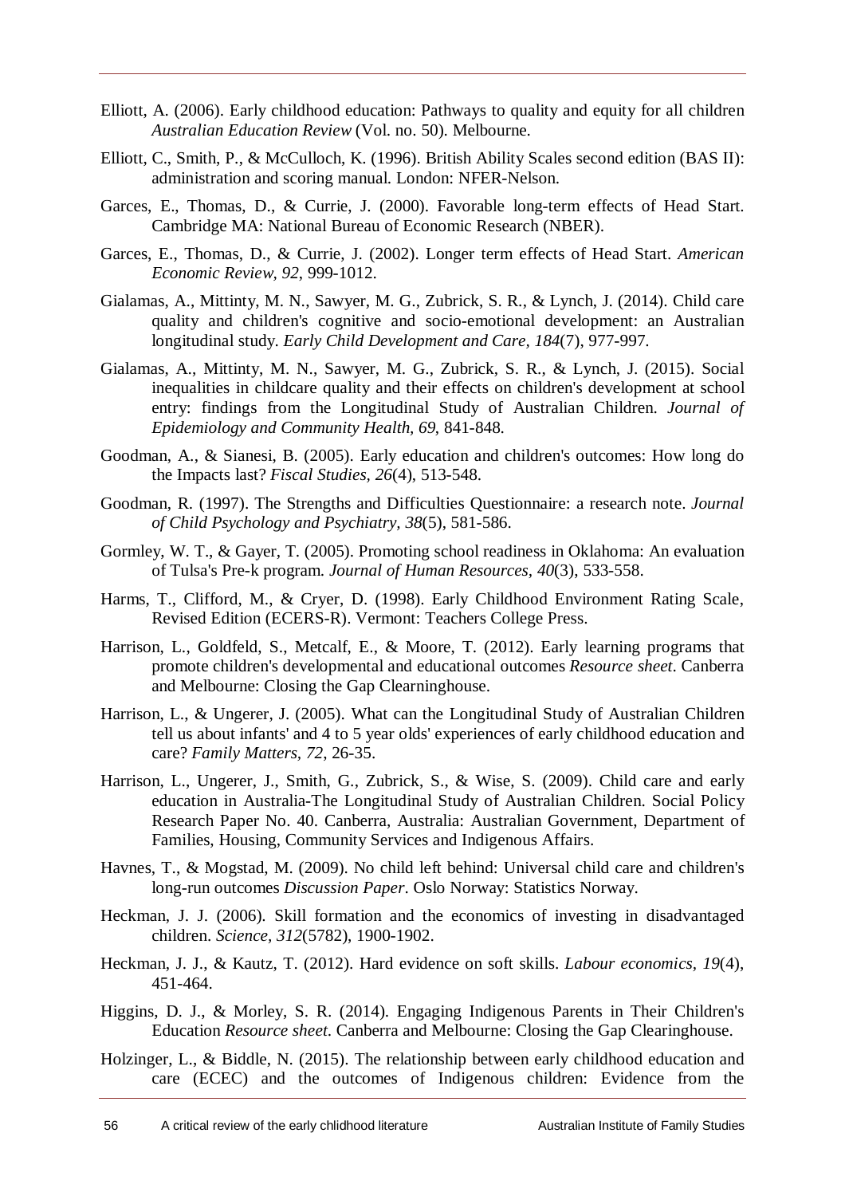Elliott, A. (2006). Early childhood education: Pathways to quality and equity for all children *Australian Education Review* (Vol. no. 50). Melbourne.

Elliott, C., Smith, P., & McCulloch, K. (1996). British Ability Scales second edition (BAS II): administration and scoring manual. London: NFER-Nelson.

Garces, E., Thomas, D., & Currie, J. (2000). Favorable long-term effects of Head Start. Cambridge MA: National Bureau of Economic Research (NBER).

Garces, E., Thomas, D., & Currie, J. (2002). Longer term effects of Head Start. *American Economic Review, 92*, 999-1012.

Gialamas, A., Mittinty, M. N., Sawyer, M. G., Zubrick, S. R., & Lynch, J. (2014). Child care quality and children's cognitive and socio-emotional development: an Australian longitudinal study. *Early Child Development and Care, 184*(7), 977-997.

Gialamas, A., Mittinty, M. N., Sawyer, M. G., Zubrick, S. R., & Lynch, J. (2015). Social inequalities in childcare quality and their effects on children's development at school entry: findings from the Longitudinal Study of Australian Children. *Journal of Epidemiology and Community Health, 69*, 841-848.

Goodman, A., & Sianesi, B. (2005). Early education and children's outcomes: How long do the Impacts last? *Fiscal Studies, 26*(4), 513-548.

Goodman, R. (1997). The Strengths and Difficulties Questionnaire: a research note. *Journal of Child Psychology and Psychiatry, 38*(5), 581-586.

Gormley, W. T., & Gayer, T. (2005). Promoting school readiness in Oklahoma: An evaluation of Tulsa's Pre-k program. *Journal of Human Resources, 40*(3), 533-558.

Harms, T., Clifford, M., & Cryer, D. (1998). Early Childhood Environment Rating Scale, Revised Edition (ECERS-R). Vermont: Teachers College Press.

Harrison, L., Goldfeld, S., Metcalf, E., & Moore, T. (2012). Early learning programs that promote children's developmental and educational outcomes *Resource sheet*. Canberra and Melbourne: Closing the Gap Clearninghouse.

Harrison, L., & Ungerer, J. (2005). What can the Longitudinal Study of Australian Children tell us about infants' and 4 to 5 year olds' experiences of early childhood education and care? *Family Matters, 72*, 26-35.

Harrison, L., Ungerer, J., Smith, G., Zubrick, S., & Wise, S. (2009). Child care and early education in Australia-The Longitudinal Study of Australian Children. Social Policy Research Paper No. 40. Canberra, Australia: Australian Government, Department of Families, Housing, Community Services and Indigenous Affairs.

Havnes, T., & Mogstad, M. (2009). No child left behind: Universal child care and children's long-run outcomes *Discussion Paper*. Oslo Norway: Statistics Norway.

Heckman, J. J. (2006). Skill formation and the economics of investing in disadvantaged children. *Science, 312*(5782), 1900-1902.

Heckman, J. J., & Kautz, T. (2012). Hard evidence on soft skills. *Labour economics, 19*(4), 451-464.

Higgins, D. J., & Morley, S. R. (2014). Engaging Indigenous Parents in Their Children's Education *Resource sheet*. Canberra and Melbourne: Closing the Gap Clearinghouse.

Holzinger, L., & Biddle, N. (2015). The relationship between early childhood education and care (ECEC) and the outcomes of Indigenous children: Evidence from the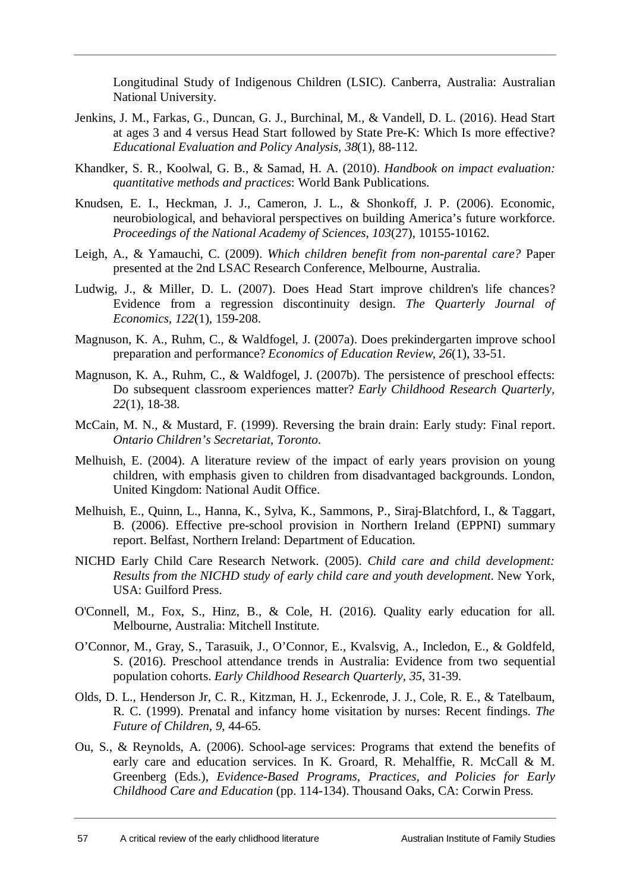Longitudinal Study of Indigenous Children (LSIC). Canberra, Australia: Australian National University.

Jenkins, J. M., Farkas, G., Duncan, G. J., Burchinal, M., & Vandell, D. L. (2016). Head Start at ages 3 and 4 versus Head Start followed by State Pre-K: Which Is more effective? *Educational Evaluation and Policy Analysis, 38*(1), 88-112.

Khandker, S. R., Koolwal, G. B., & Samad, H. A. (2010). *Handbook on impact evaluation: quantitative methods and practices*: World Bank Publications.

Knudsen, E. I., Heckman, J. J., Cameron, J. L., & Shonkoff, J. P. (2006). Economic, neurobiological, and behavioral perspectives on building America's future workforce. *Proceedings of the National Academy of Sciences, 103*(27), 10155-10162.

Leigh, A., & Yamauchi, C. (2009). *Which children benefit from non-parental care?* Paper presented at the 2nd LSAC Research Conference, Melbourne, Australia.

Ludwig, J., & Miller, D. L. (2007). Does Head Start improve children's life chances? Evidence from a regression discontinuity design. *The Quarterly Journal of Economics, 122*(1), 159-208.

Magnuson, K. A., Ruhm, C., & Waldfogel, J. (2007a). Does prekindergarten improve school preparation and performance? *Economics of Education Review, 26*(1), 33-51.

Magnuson, K. A., Ruhm, C., & Waldfogel, J. (2007b). The persistence of preschool effects: Do subsequent classroom experiences matter? *Early Childhood Research Quarterly, 22*(1), 18-38.

McCain, M. N., & Mustard, F. (1999). Reversing the brain drain: Early study: Final report. *Ontario Children's Secretariat, Toronto*.

Melhuish, E. (2004). A literature review of the impact of early years provision on young children, with emphasis given to children from disadvantaged backgrounds. London, United Kingdom: National Audit Office.

Melhuish, E., Quinn, L., Hanna, K., Sylva, K., Sammons, P., Siraj-Blatchford, I., & Taggart, B. (2006). Effective pre-school provision in Northern Ireland (EPPNI) summary report. Belfast, Northern Ireland: Department of Education.

NICHD Early Child Care Research Network. (2005). *Child care and child development: Results from the NICHD study of early child care and youth development*. New York, USA: Guilford Press.

O'Connell, M., Fox, S., Hinz, B., & Cole, H. (2016). Quality early education for all. Melbourne, Australia: Mitchell Institute.

O'Connor, M., Gray, S., Tarasuik, J., O'Connor, E., Kvalsvig, A., Incledon, E., & Goldfeld, S. (2016). Preschool attendance trends in Australia: Evidence from two sequential population cohorts. *Early Childhood Research Quarterly, 35*, 31-39.

Olds, D. L., Henderson Jr, C. R., Kitzman, H. J., Eckenrode, J. J., Cole, R. E., & Tatelbaum, R. C. (1999). Prenatal and infancy home visitation by nurses: Recent findings. *The Future of Children, 9*, 44-65.

Ou, S., & Reynolds, A. (2006). School-age services: Programs that extend the benefits of early care and education services. In K. Groard, R. Mehalffie, R. McCall & M. Greenberg (Eds.), *Evidence-Based Programs, Practices, and Policies for Early Childhood Care and Education* (pp. 114-134). Thousand Oaks, CA: Corwin Press.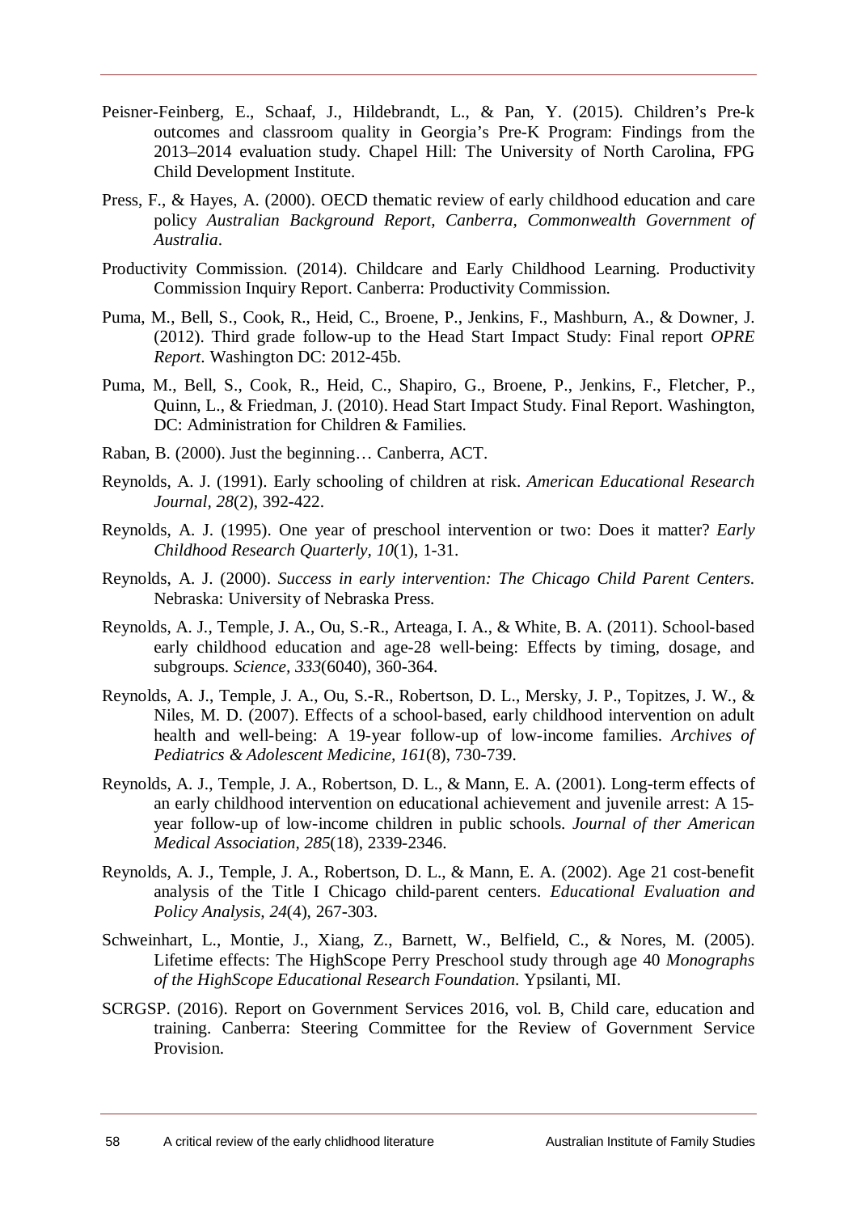Peisner-Feinberg, E., Schaaf, J., Hildebrandt, L., & Pan, Y. (2015). Children's Pre-k outcomes and classroom quality in Georgia's Pre-K Program: Findings from the 2013–2014 evaluation study. Chapel Hill: The University of North Carolina, FPG Child Development Institute.

Press, F., & Hayes, A. (2000). OECD thematic review of early childhood education and care policy *Australian Background Report, Canberra, Commonwealth Government of Australia*.

Productivity Commission. (2014). Childcare and Early Childhood Learning. Productivity Commission Inquiry Report. Canberra: Productivity Commission.

Puma, M., Bell, S., Cook, R., Heid, C., Broene, P., Jenkins, F., Mashburn, A., & Downer, J. (2012). Third grade follow-up to the Head Start Impact Study: Final report *OPRE Report*. Washington DC: 2012-45b.

Puma, M., Bell, S., Cook, R., Heid, C., Shapiro, G., Broene, P., Jenkins, F., Fletcher, P., Quinn, L., & Friedman, J. (2010). Head Start Impact Study. Final Report. Washington, DC: Administration for Children & Families.

Raban, B. (2000). Just the beginning… Canberra, ACT.

Reynolds, A. J. (1991). Early schooling of children at risk. *American Educational Research Journal, 28*(2), 392-422.

Reynolds, A. J. (1995). One year of preschool intervention or two: Does it matter? *Early Childhood Research Quarterly, 10*(1), 1-31.

Reynolds, A. J. (2000). *Success in early intervention: The Chicago Child Parent Centers*. Nebraska: University of Nebraska Press.

Reynolds, A. J., Temple, J. A., Ou, S.-R., Arteaga, I. A., & White, B. A. (2011). School-based early childhood education and age-28 well-being: Effects by timing, dosage, and subgroups. *Science, 333*(6040), 360-364.

Reynolds, A. J., Temple, J. A., Ou, S.-R., Robertson, D. L., Mersky, J. P., Topitzes, J. W., & Niles, M. D. (2007). Effects of a school-based, early childhood intervention on adult health and well-being: A 19-year follow-up of low-income families. *Archives of Pediatrics & Adolescent Medicine, 161*(8), 730-739.

Reynolds, A. J., Temple, J. A., Robertson, D. L., & Mann, E. A. (2001). Long-term effects of an early childhood intervention on educational achievement and juvenile arrest: A 15-year follow-up of low-income children in public schools. *Journal of ther American Medical Association, 285*(18), 2339-2346.

Reynolds, A. J., Temple, J. A., Robertson, D. L., & Mann, E. A. (2002). Age 21 cost-benefit analysis of the Title I Chicago child-parent centers. *Educational Evaluation and Policy Analysis, 24*(4), 267-303.

Schweinhart, L., Montie, J., Xiang, Z., Barnett, W., Belfield, C., & Nores, M. (2005). Lifetime effects: The HighScope Perry Preschool study through age 40 *Monographs of the HighScope Educational Research Foundation*. Ypsilanti, MI.

SCRGSP. (2016). Report on Government Services 2016, vol. B, Child care, education and training. Canberra: Steering Committee for the Review of Government Service Provision.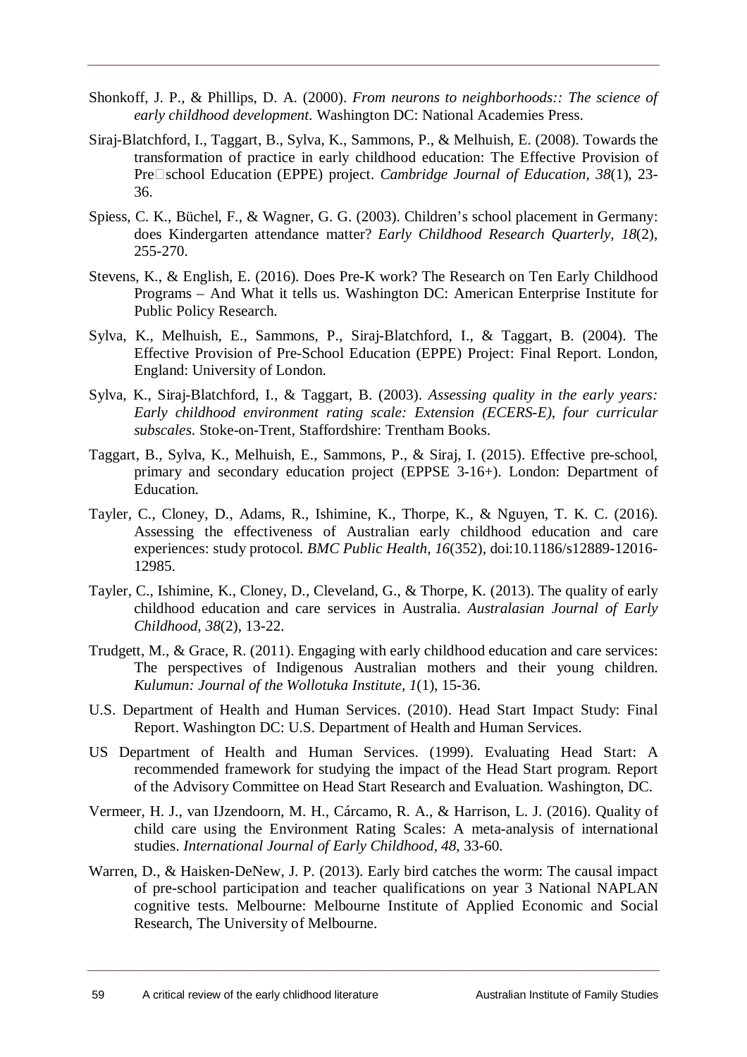Shonkoff, J. P., & Phillips, D. A. (2000). *From neurons to neighborhoods:: The science of early childhood development*. Washington DC: National Academies Press.

Siraj-Blatchford, I., Taggart, B., Sylva, K., Sammons, P., & Melhuish, E. (2008). Towards the transformation of practice in early childhood education: The Effective Provision of Pre□school Education (EPPE) project. *Cambridge Journal of Education, 38*(1), 23-36.

Spiess, C. K., Büchel, F., & Wagner, G. G. (2003). Children's school placement in Germany: does Kindergarten attendance matter? *Early Childhood Research Quarterly, 18*(2), 255-270.

Stevens, K., & English, E. (2016). Does Pre-K work? The Research on Ten Early Childhood Programs – And What it tells us. Washington DC: American Enterprise Institute for Public Policy Research.

Sylva, K., Melhuish, E., Sammons, P., Siraj-Blatchford, I., & Taggart, B. (2004). The Effective Provision of Pre-School Education (EPPE) Project: Final Report. London, England: University of London.

Sylva, K., Siraj-Blatchford, I., & Taggart, B. (2003). *Assessing quality in the early years: Early childhood environment rating scale: Extension (ECERS-E), four curricular subscales*. Stoke-on-Trent, Staffordshire: Trentham Books.

Taggart, B., Sylva, K., Melhuish, E., Sammons, P., & Siraj, I. (2015). Effective pre-school, primary and secondary education project (EPPSE 3-16+). London: Department of Education.

Tayler, C., Cloney, D., Adams, R., Ishimine, K., Thorpe, K., & Nguyen, T. K. C. (2016). Assessing the effectiveness of Australian early childhood education and care experiences: study protocol. *BMC Public Health, 16*(352), doi:10.1186/s12889-12016-12985.

Tayler, C., Ishimine, K., Cloney, D., Cleveland, G., & Thorpe, K. (2013). The quality of early childhood education and care services in Australia. *Australasian Journal of Early Childhood, 38*(2), 13-22.

Trudgett, M., & Grace, R. (2011). Engaging with early childhood education and care services: The perspectives of Indigenous Australian mothers and their young children. *Kulumun: Journal of the Wollotuka Institute, 1*(1), 15-36.

U.S. Department of Health and Human Services. (2010). Head Start Impact Study: Final Report. Washington DC: U.S. Department of Health and Human Services.

US Department of Health and Human Services. (1999). Evaluating Head Start: A recommended framework for studying the impact of the Head Start program. Report of the Advisory Committee on Head Start Research and Evaluation. Washington, DC.

Vermeer, H. J., van IJzendoorn, M. H., Cárcamo, R. A., & Harrison, L. J. (2016). Quality of child care using the Environment Rating Scales: A meta-analysis of international studies. *International Journal of Early Childhood, 48*, 33-60.

Warren, D., & Haisken-DeNew, J. P. (2013). Early bird catches the worm: The causal impact of pre-school participation and teacher qualifications on year 3 National NAPLAN cognitive tests. Melbourne: Melbourne Institute of Applied Economic and Social Research, The University of Melbourne.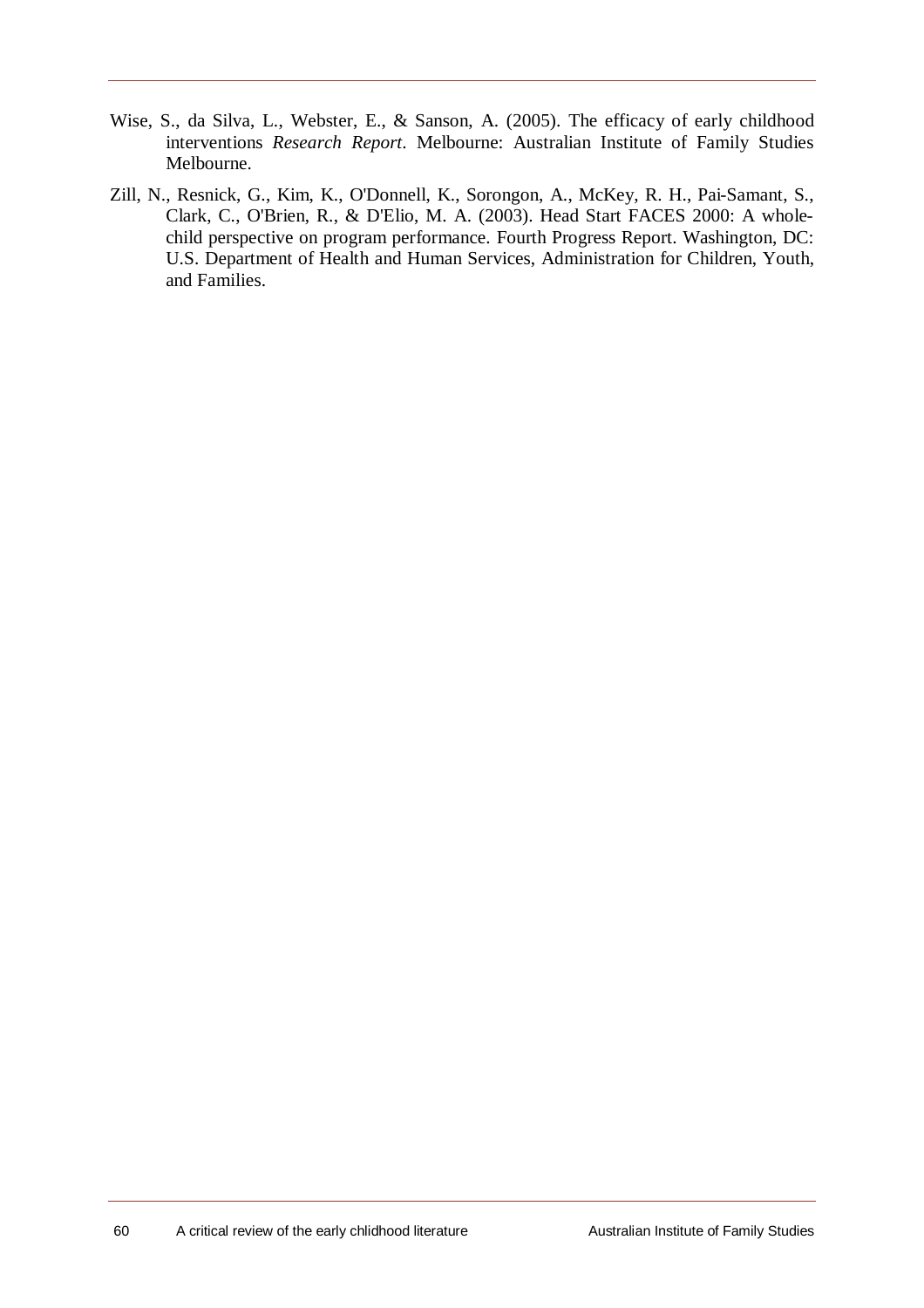Wise, S., da Silva, L., Webster, E., & Sanson, A. (2005). The efficacy of early childhood interventions *Research Report*. Melbourne: Australian Institute of Family Studies Melbourne.

Zill, N., Resnick, G., Kim, K., O'Donnell, K., Sorongon, A., McKey, R. H., Pai-Samant, S., Clark, C., O'Brien, R., & D'Elio, M. A. (2003). Head Start FACES 2000: A whole-child perspective on program performance. Fourth Progress Report. Washington, DC: U.S. Department of Health and Human Services, Administration for Children, Youth, and Families.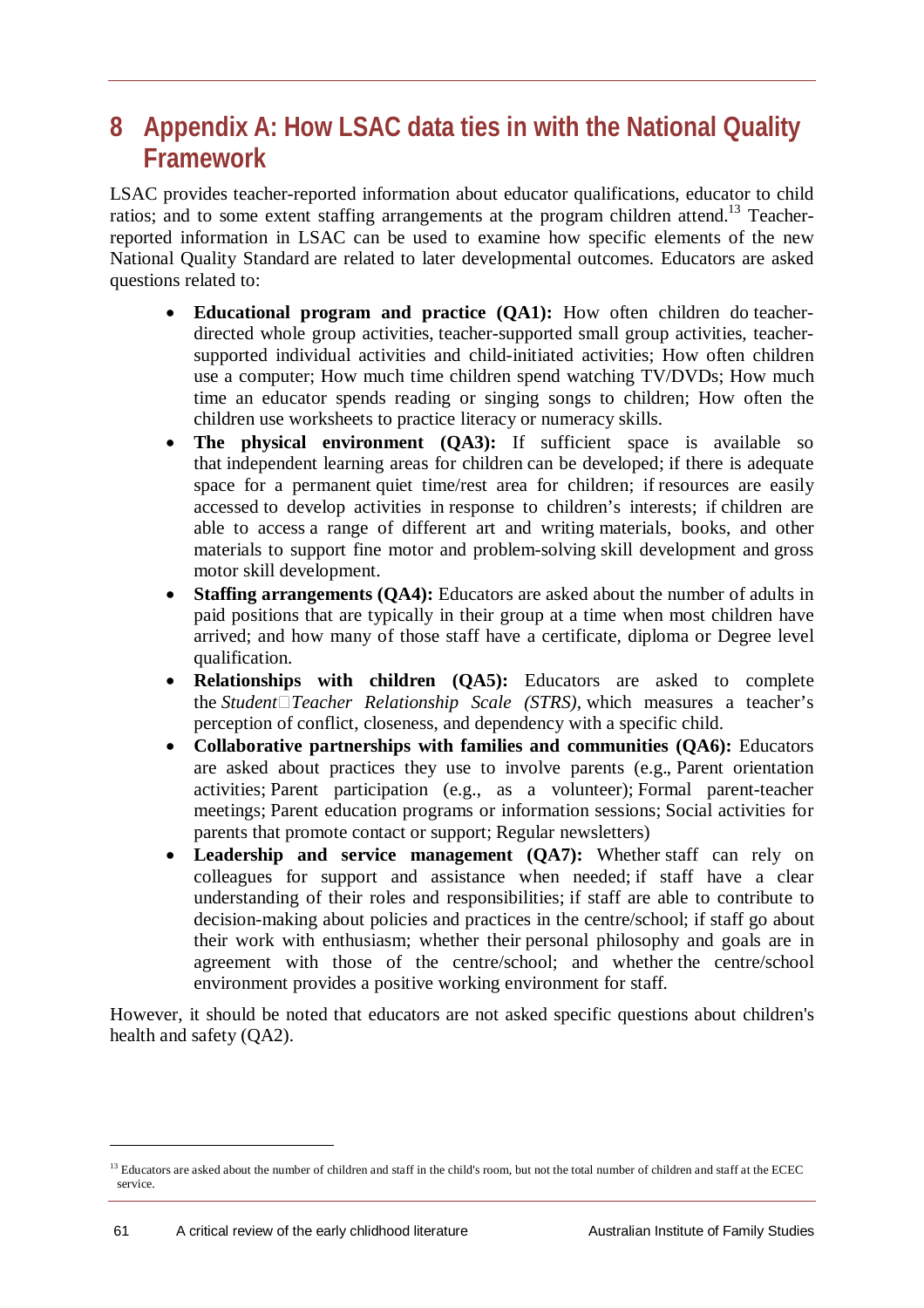# 8 Appendix A: How LSAC data ties in with the National Quality Framework

LSAC provides teacher-reported information about educator qualifications, educator to child ratios; and to some extent staffing arrangements at the program children attend.[13] Teacher-reported information in LSAC can be used to examine how specific elements of the new National Quality Standard are related to later developmental outcomes. Educators are asked questions related to:

- **Educational program and practice (QA1):** How often children do teacher-directed whole group activities, teacher-supported small group activities, teacher-supported individual activities and child-initiated activities; How often children use a computer; How much time children spend watching TV/DVDs; How much time an educator spends reading or singing songs to children; How often the children use worksheets to practice literacy or numeracy skills.
- **The physical environment (QA3):** If sufficient space is available so that independent learning areas for children can be developed; if there is adequate space for a permanent quiet time/rest area for children; if resources are easily accessed to develop activities in response to children's interests; if children are able to access a range of different art and writing materials, books, and other materials to support fine motor and problem-solving skill development and gross motor skill development.
- **Staffing arrangements (QA4):** Educators are asked about the number of adults in paid positions that are typically in their group at a time when most children have arrived; and how many of those staff have a certificate, diploma or Degree level qualification.
- **Relationships with children (QA5):** Educators are asked to complete the *Student–Teacher Relationship Scale (STRS)*, which measures a teacher's perception of conflict, closeness, and dependency with a specific child.
- **Collaborative partnerships with families and communities (QA6):** Educators are asked about practices they use to involve parents (e.g., Parent orientation activities; Parent participation (e.g., as a volunteer); Formal parent-teacher meetings; Parent education programs or information sessions; Social activities for parents that promote contact or support; Regular newsletters)
- **Leadership and service management (QA7):** Whether staff can rely on colleagues for support and assistance when needed; if staff have a clear understanding of their roles and responsibilities; if staff are able to contribute to decision-making about policies and practices in the centre/school; if staff go about their work with enthusiasm; whether their personal philosophy and goals are in agreement with those of the centre/school; and whether the centre/school environment provides a positive working environment for staff.

However, it should be noted that educators are not asked specific questions about children's health and safety (QA2).

---

[13] Educators are asked about the number of children and staff in the child's room, but not the total number of children and staff at the ECEC service.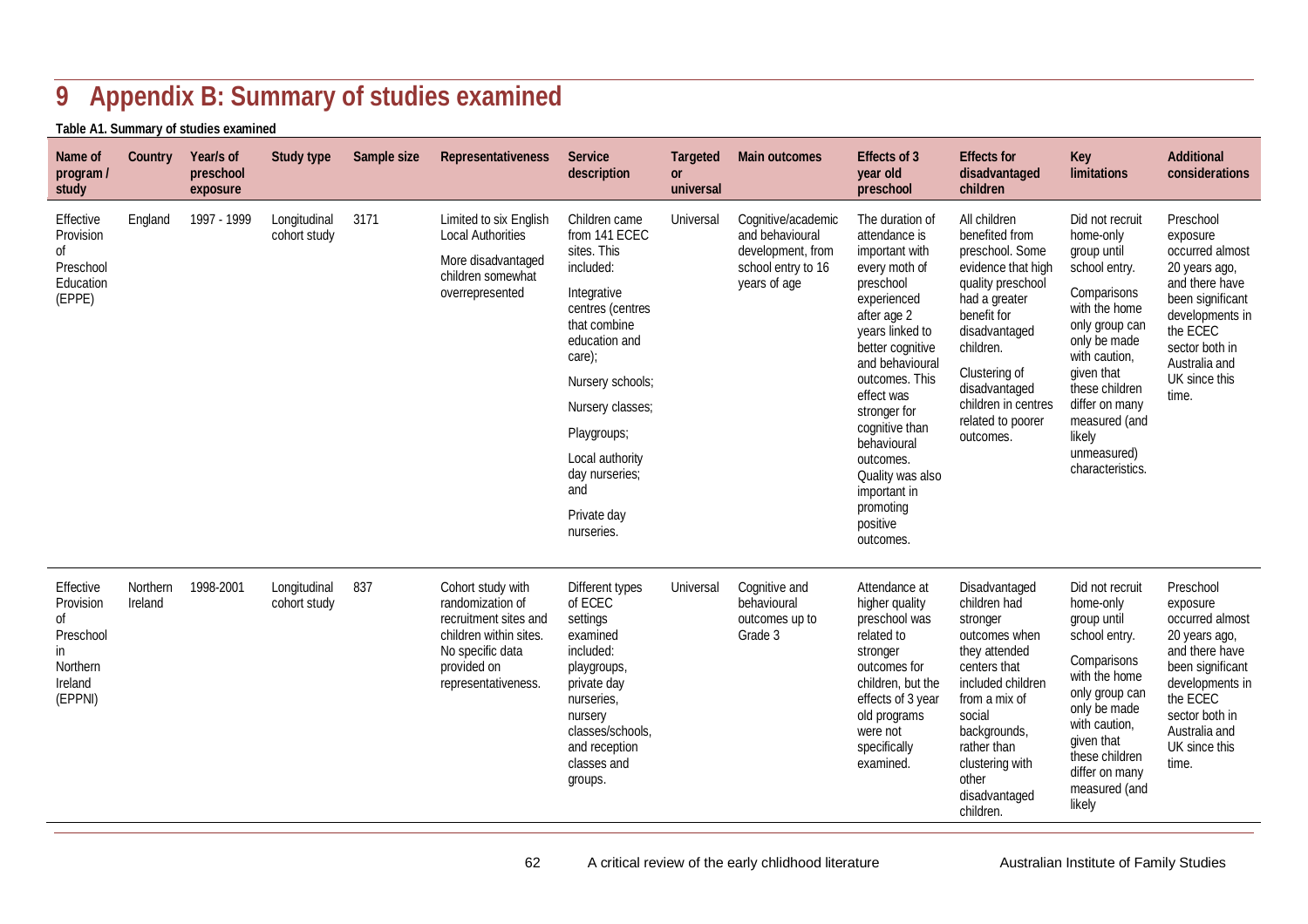# 9 Appendix B: Summary of studies examined

**Table A1. Summary of studies examined**

| Name of program / study | Country | Year/s of preschool exposure | Study type | Sample size | Representativeness | Service description | Targeted or universal | Main outcomes | Effects of 3 year old preschool | Effects for disadvantaged children | Key limitations | Additional considerations |
|---|---|---|---|---|---|---|---|---|---|---|---|---|
| Effective Provision of Preschool Education (EPPE) | England | 1997 - 1999 | Longitudinal cohort study | 3171 | Limited to six English Local Authorities<br><br>More disadvantaged children somewhat overrepresented | Children came from 141 ECEC sites. This included:<br><br>Integrative centres (centres that combine education and care);<br><br>Nursery schools;<br><br>Nursery classes;<br><br>Playgroups;<br><br>Local authority day nurseries; and<br><br>Private day nurseries. | Universal | Cognitive/academic and behavioural development, from school entry to 16 years of age | The duration of attendance is important with every moth of preschool experienced after age 2 years linked to better cognitive and behavioural outcomes. This effect was stronger for cognitive than behavioural outcomes. Quality was also important in promoting positive outcomes. | All children benefited from preschool. Some evidence that high quality preschool had a greater benefit for disadvantaged children.<br><br>Clustering of disadvantaged children in centres related to poorer outcomes. | Did not recruit home-only group until school entry.<br><br>Comparisons with the home only group can only be made with caution, given that these children differ on many measured (and likely unmeasured) characteristics. | Preschool exposure occurred almost 20 years ago, and there have been significant developments in the ECEC sector both in Australia and UK since this time. |
| Effective Provision of Preschool in Northern Ireland (EPPNI) | Northern Ireland | 1998-2001 | Longitudinal cohort study | 837 | Cohort study with randomization of recruitment sites and children within sites. No specific data provided on representativeness. | Different types of ECEC settings examined included: playgroups, private day nurseries, nursery classes/schools, and reception classes and groups. | Universal | Cognitive and behavioural outcomes up to Grade 3 | Attendance at higher quality preschool was related to stronger outcomes for children, but the effects of 3 year old programs were not specifically examined. | Disadvantaged children had stronger outcomes when they attended centers that included children from a mix of social backgrounds, rather than clustering with other disadvantaged children. | Did not recruit home-only group until school entry.<br><br>Comparisons with the home only group can only be made with caution, given that these children differ on many measured (and likely | Preschool exposure occurred almost 20 years ago, and there have been significant developments in the ECEC sector both in Australia and UK since this time. |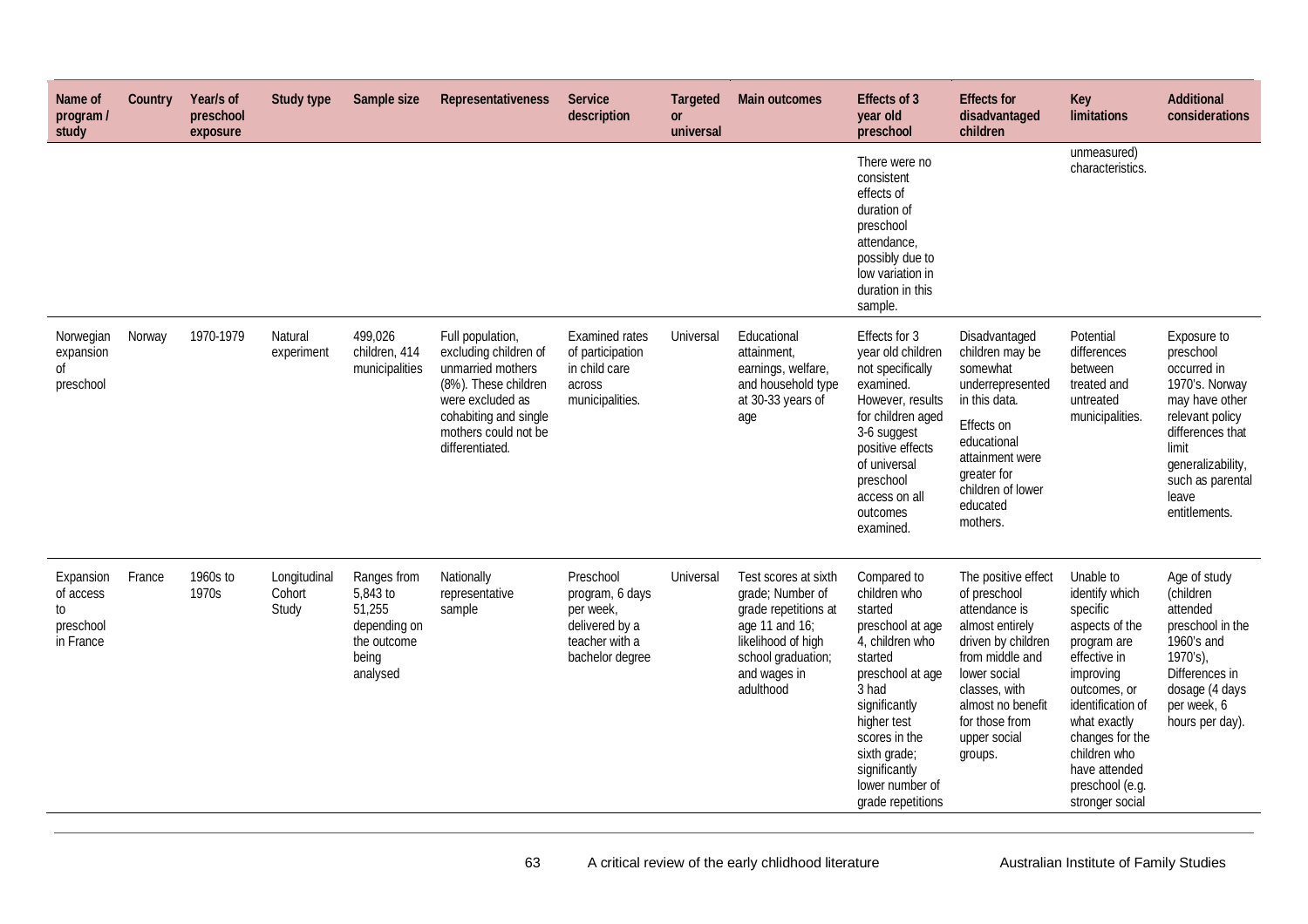| Name of program / study | Country | Year/s of preschool exposure | Study type | Sample size | Representativeness | Service description | Targeted or universal | Main outcomes | Effects of 3 year old preschool | Effects for disadvantaged children | Key limitations | Additional considerations |
|---|---|---|---|---|---|---|---|---|---|---|---|---|
| | | | | | | | | | There were no consistent effects of duration of preschool attendance, possibly due to low variation in duration in this sample. | | unmeasured) characteristics. | |
| Norwegian expansion of preschool | Norway | 1970-1979 | Natural experiment | 499,026 children, 414 municipalities | Full population, excluding children of unmarried mothers (8%). These children were excluded as cohabiting and single mothers could not be differentiated. | Examined rates of participation in child care across municipalities. | Universal | Educational attainment, earnings, welfare, and household type at 30-33 years of age | Effects for 3 year old children not specifically examined. However, results for children aged 3-6 suggest positive effects of universal preschool access on all outcomes examined. | Disadvantaged children may be somewhat underrepresented in this data. Effects on educational attainment were greater for children of lower educated mothers. | Potential differences between treated and untreated municipalities. | Exposure to preschool occurred in 1970's. Norway may have other relevant policy differences that limit generalizability, such as parental leave entitlements. |
| Expansion of access to preschool in France | France | 1960s to 1970s | Longitudinal Cohort Study | Ranges from 5,843 to 51,255 depending on the outcome being analysed | Nationally representative sample | Preschool program, 6 days per week, delivered by a teacher with a bachelor degree | Universal | Test scores at sixth grade; Number of grade repetitions at age 11 and 16; likelihood of high school graduation; and wages in adulthood | Compared to children who started preschool at age 4, children who started preschool at age 3 had significantly higher test scores in the sixth grade; significantly lower number of grade repetitions | The positive effect of preschool attendance is almost entirely driven by children from middle and lower social classes, with almost no benefit for those from upper social groups. | Unable to identify which specific aspects of the program are effective in improving outcomes, or identification of what exactly changes for the children who have attended preschool (e.g. stronger social | Age of study (children attended preschool in the 1960's and 1970's), Differences in dosage (4 days per week, 6 hours per day). |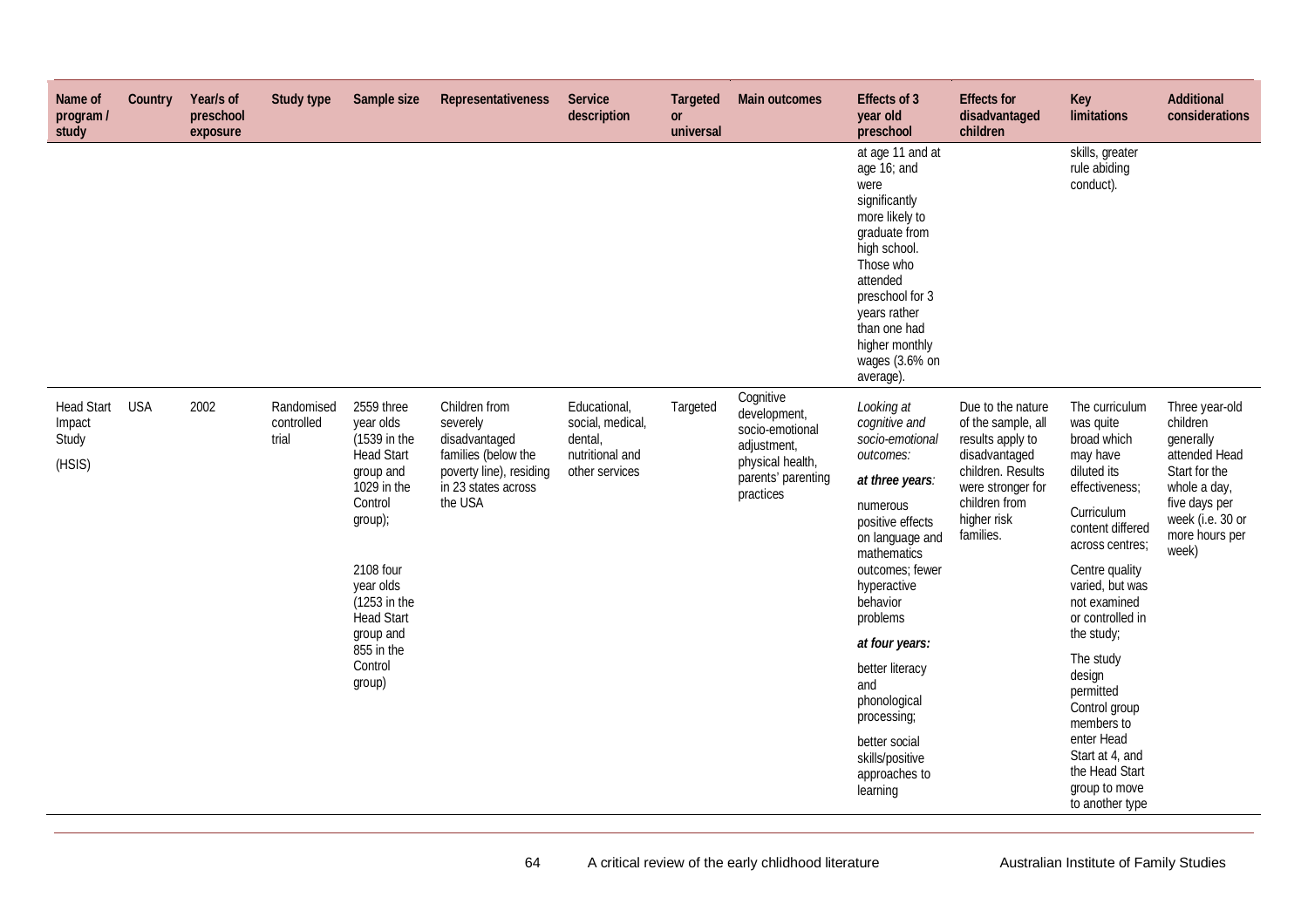| Name of program / study | Country | Year/s of preschool exposure | Study type | Sample size | Representativeness | Service description | Targeted or universal | Main outcomes | Effects of 3 year old preschool | Effects for disadvantaged children | Key limitations | Additional considerations |
|---|---|---|---|---|---|---|---|---|---|---|---|---|
| | | | | | | | | | at age 11 and at age 16; and were significantly more likely to graduate from high school. Those who attended preschool for 3 years rather than one had higher monthly wages (3.6% on average). | | skills, greater rule abiding conduct). | |
| Head Start Impact Study (HSIS) | USA | 2002 | Randomised controlled trial | 2559 three year olds (1539 in the Head Start group and 1029 in the Control group); 2108 four year olds (1253 in the Head Start group and 855 in the Control group) | Children from severely disadvantaged families (below the poverty line), residing in 23 states across the USA | Educational, social, medical, dental, nutritional and other services | Targeted | Cognitive development, socio-emotional adjustment, physical health, parents' parenting practices | *Looking at cognitive and socio-emotional outcomes:* ***at three years:*** numerous positive effects on language and mathematics outcomes; fewer hyperactive behavior problems ***at four years:*** better literacy and phonological processing; better social skills/positive approaches to learning | Due to the nature of the sample, all results apply to disadvantaged children. Results were stronger for children from higher risk families. | The curriculum was quite broad which may have diluted its effectiveness; Curriculum content differed across centres; Centre quality varied, but was not examined or controlled in the study; The study design permitted Control group members to enter Head Start at 4, and the Head Start group to move to another type | Three year-old children generally attended Head Start for the whole a day, five days per week (i.e. 30 or more hours per week) |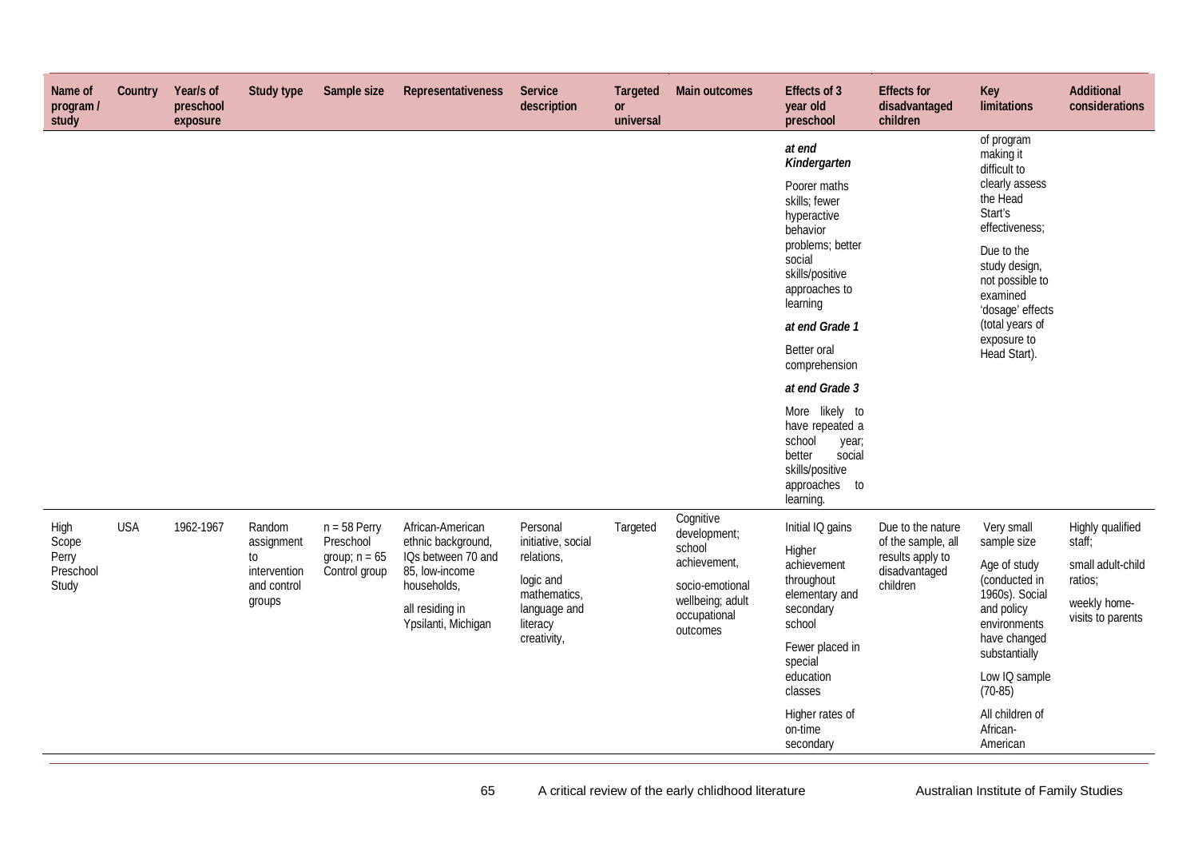| Name of program / study | Country | Year/s of preschool exposure | Study type | Sample size | Representativeness | Service description | Targeted or universal | Main outcomes | Effects of 3 year old preschool | Effects for disadvantaged children | Key limitations | Additional considerations |
|---|---|---|---|---|---|---|---|---|---|---|---|---|
| | | | | | | | | | ***at end Kindergarten*** Poorer maths skills; fewer hyperactive behavior problems; better social skills/positive approaches to learning ***at end Grade 1*** Better oral comprehension ***at end Grade 3*** More likely to have repeated a school year; better social skills/positive approaches to learning. | | of program making it difficult to clearly assess the Head Start's effectiveness; Due to the study design, not possible to examined 'dosage' effects (total years of exposure to Head Start). | |
| High Scope Perry Preschool Study | USA | 1962-1967 | Random assignment to intervention and control groups | n = 58 Perry Preschool group; n = 65 Control group | African-American ethnic background, IQs between 70 and 85, low-income households, all residing in Ypsilanti, Michigan | Personal initiative, social relations, logic and mathematics, language and literacy creativity, | Targeted | Cognitive development; school achievement, socio-emotional wellbeing; adult occupational outcomes | Initial IQ gains Higher achievement throughout elementary and secondary school Fewer placed in special education classes Higher rates of on-time secondary | Due to the nature of the sample, all results apply to disadvantaged children | Very small sample size Age of study (conducted in 1960s). Social and policy environments have changed substantially Low IQ sample (70-85) All children of African-American | Highly qualified staff; small adult-child ratios; weekly home-visits to parents |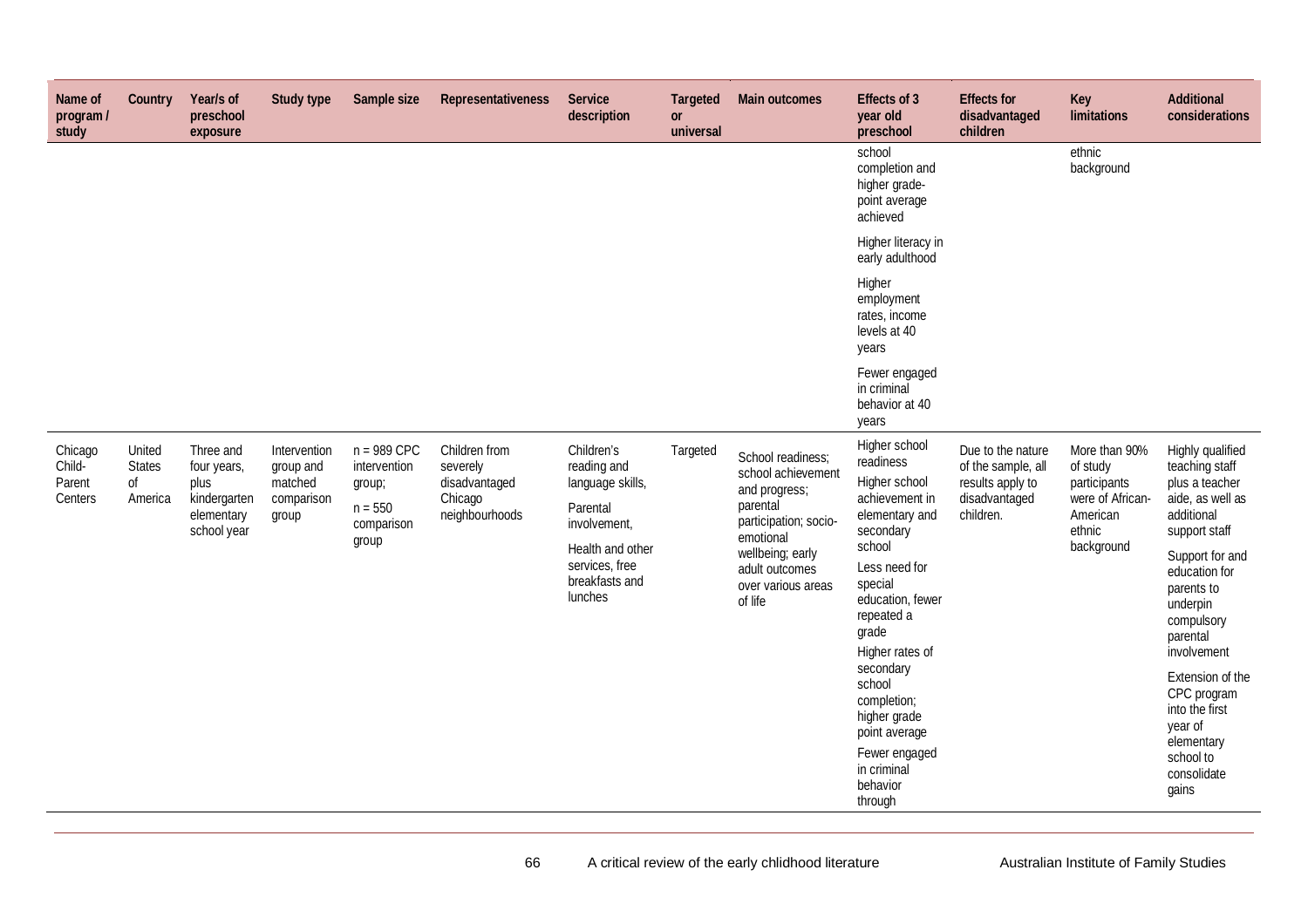| Name of program / study | Country | Year/s of preschool exposure | Study type | Sample size | Representativeness | Service description | Targeted or universal | Main outcomes | Effects of 3 year old preschool | Effects for disadvantaged children | Key limitations | Additional considerations |
|---|---|---|---|---|---|---|---|---|---|---|---|---|
| | | | | | | | | | school completion and higher grade-point average achieved<br><br>Higher literacy in early adulthood<br><br>Higher employment rates, income levels at 40 years<br><br>Fewer engaged in criminal behavior at 40 years | | ethnic background | |
| Chicago Child-Parent Centers | United States of America | Three and four years, plus kindergarten elementary school year | Intervention group and matched comparison group | n = 989 CPC intervention group;<br><br>n = 550 comparison group | Children from severely disadvantaged Chicago neighbourhoods | Children's reading and language skills,<br><br>Parental involvement,<br><br>Health and other services, free breakfasts and lunches | Targeted | School readiness; school achievement and progress; parental participation; socio-emotional wellbeing; early adult outcomes over various areas of life | Higher school readiness<br><br>Higher school achievement in elementary and secondary school<br><br>Less need for special education, fewer repeated a grade<br><br>Higher rates of secondary school completion; higher grade point average<br><br>Fewer engaged in criminal behavior through | Due to the nature of the sample, all results apply to disadvantaged children. | More than 90% of study participants were of African-American ethnic background | Highly qualified teaching staff plus a teacher aide, as well as additional support staff<br><br>Support for and education for parents to underpin compulsory parental involvement<br><br>Extension of the CPC program into the first year of elementary school to consolidate gains |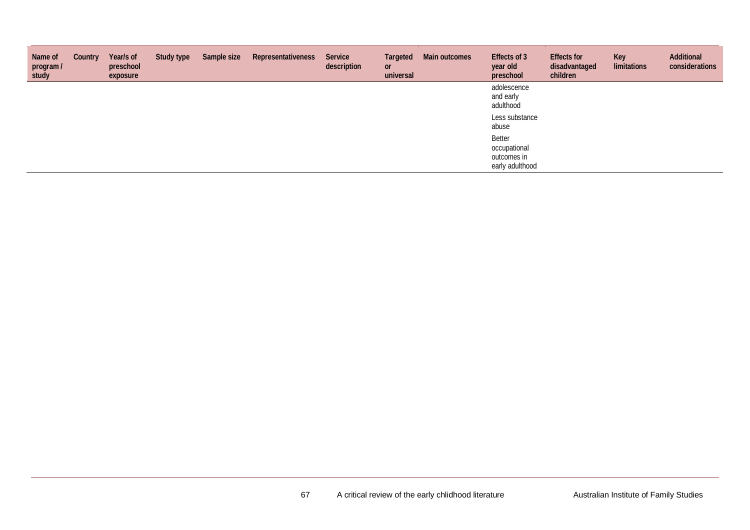| Name of program / study | Country | Year/s of preschool exposure | Study type | Sample size | Representativeness | Service description | Targeted or universal | Main outcomes | Effects of 3 year old preschool | Effects for disadvantaged children | Key limitations | Additional considerations |
|---|---|---|---|---|---|---|---|---|---|---|---|---|
| | | | | | | | | | adolescence and early adulthood<br><br>Less substance abuse<br><br>Better occupational outcomes in early adulthood | | | |